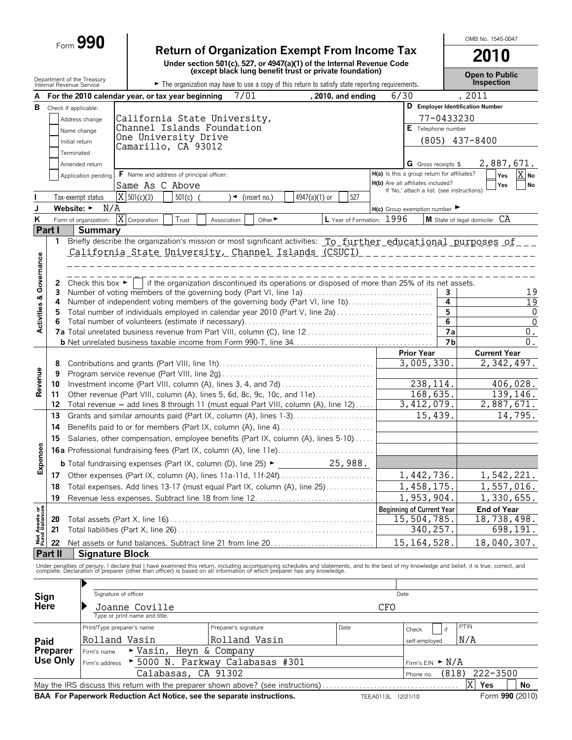# Form 990

## Return of Organization Exempt From Income Tax

**Under section 501(c), 527, or 4947(a)(1) of the Internal Revenue Code (except black lung benefit trust or private foundation)**

Department of the Treasury
Internal Revenue Service

► The organization may have to use a copy of this return to satisfy state reporting requirements.

OMB No. 1545-0047

**2010**

**Open to Public Inspection**

**A** For the 2010 calendar year, or tax year beginning 7/01, 2010, and ending 6/30, 2011

**B** Check if applicable:
- [ ] Address change
- [ ] Name change
- [ ] Initial return
- [ ] Terminated
- [ ] Amended return
- [ ] Application pending

**C** California State University, Channel Islands Foundation
One University Drive
Camarillo, CA 93012

**D** Employer Identification Number: 77-0433230

**E** Telephone number: (805) 437-8400

**G** Gross receipts $ 2,887,671.

**F** Name and address of principal officer: Same As C Above

**H(a)** Is this a group return for affiliates? [ ] Yes [X] No

**H(b)** Are all affiliates included? [ ] Yes [ ] No — If 'No,' attach a list. (see instructions)

**I** Tax-exempt status: [X] 501(c)(3) [ ] 501(c) ( ) ◄ (insert no.) [ ] 4947(a)(1) or [ ] 527

**J** Website: ► N/A

**H(c)** Group exemption number ►

**K** Form of organization: [X] Corporation [ ] Trust [ ] Association [ ] Other ►

**L** Year of Formation: 1996

**M** State of legal domicile: CA

## Part I Summary

### Activities & Governance

1 Briefly describe the organization's mission or most significant activities: To further educational purposes of California State University, Channel Islands (CSUCI)

2 Check this box ► [ ] if the organization discontinued its operations or disposed of more than 25% of its net assets.

| Line | Description | No. | Value |
|---|---|---|---|
| 3 | Number of voting members of the governing body (Part VI, line 1a) | 3 | 19 |
| 4 | Number of independent voting members of the governing body (Part VI, line 1b) | 4 | 19 |
| 5 | Total number of individuals employed in calendar year 2010 (Part V, line 2a) | 5 | 0 |
| 6 | Total number of volunteers (estimate if necessary) | 6 | 0 |
| 7a | Total unrelated business revenue from Part VIII, column (C), line 12 | 7a | 0. |
| 7b | Net unrelated business taxable income from Form 990-T, line 34 | 7b | 0. |

### Revenue and Expenses

| Line | Description | Prior Year | Current Year |
|---|---|---|---|
| 8 | Contributions and grants (Part VIII, line 1h) | 3,005,330. | 2,342,497. |
| 9 | Program service revenue (Part VIII, line 2g) | | |
| 10 | Investment income (Part VIII, column (A), lines 3, 4, and 7d) | 238,114. | 406,028. |
| 11 | Other revenue (Part VIII, column (A), lines 5, 6d, 8c, 9c, 10c, and 11e) | 168,635. | 139,146. |
| 12 | Total revenue — add lines 8 through 11 (must equal Part VIII, column (A), line 12) | 3,412,079. | 2,887,671. |
| 13 | Grants and similar amounts paid (Part IX, column (A), lines 1-3) | 15,439. | 14,795. |
| 14 | Benefits paid to or for members (Part IX, column (A), line 4) | | |
| 15 | Salaries, other compensation, employee benefits (Part IX, column (A), lines 5-10) | | |
| 16a | Professional fundraising fees (Part IX, column (A), line 11e) | | |
| b | Total fundraising expenses (Part IX, column (D), line 25) ► 25,988. | | |
| 17 | Other expenses (Part IX, column (A), lines 11a-11d, 11f-24f) | 1,442,736. | 1,542,221. |
| 18 | Total expenses. Add lines 13-17 (must equal Part IX, column (A), line 25) | 1,458,175. | 1,557,016. |
| 19 | Revenue less expenses. Subtract line 18 from line 12 | 1,953,904. | 1,330,655. |

### Net Assets or Fund Balances

| Line | Description | Beginning of Current Year | End of Year |
|---|---|---|---|
| 20 | Total assets (Part X, line 16) | 15,504,785. | 18,738,498. |
| 21 | Total liabilities (Part X, line 26) | 340,257. | 698,191. |
| 22 | Net assets or fund balances. Subtract line 21 from line 20 | 15,164,528. | 18,040,307. |

## Part II Signature Block

Under penalties of perjury, I declare that I have examined this return, including accompanying schedules and statements, and to the best of my knowledge and belief, it is true, correct, and complete. Declaration of preparer (other than officer) is based on all information of which preparer has any knowledge.

**Sign Here**

Signature of officer — Date

Joanne Coville — CFO
Type or print name and title.

**Paid Preparer Use Only**

| Print/Type preparer's name | Preparer's signature | Date | Check [ ] if self-employed | PTIN |
|---|---|---|---|---|
| Rolland Vasin | Rolland Vasin | | | N/A |

Firm's name ► Vasin, Heyn & Company

Firm's address ► 5000 N. Parkway Calabasas #301, Calabasas, CA 91302

Firm's EIN ► N/A

Phone no. (818) 222-3500

May the IRS discuss this return with the preparer shown above? (see instructions) [X] Yes [ ] No

**BAA For Paperwork Reduction Act Notice, see the separate instructions.** TEEA0113L 12/21/10 Form **990** (2010)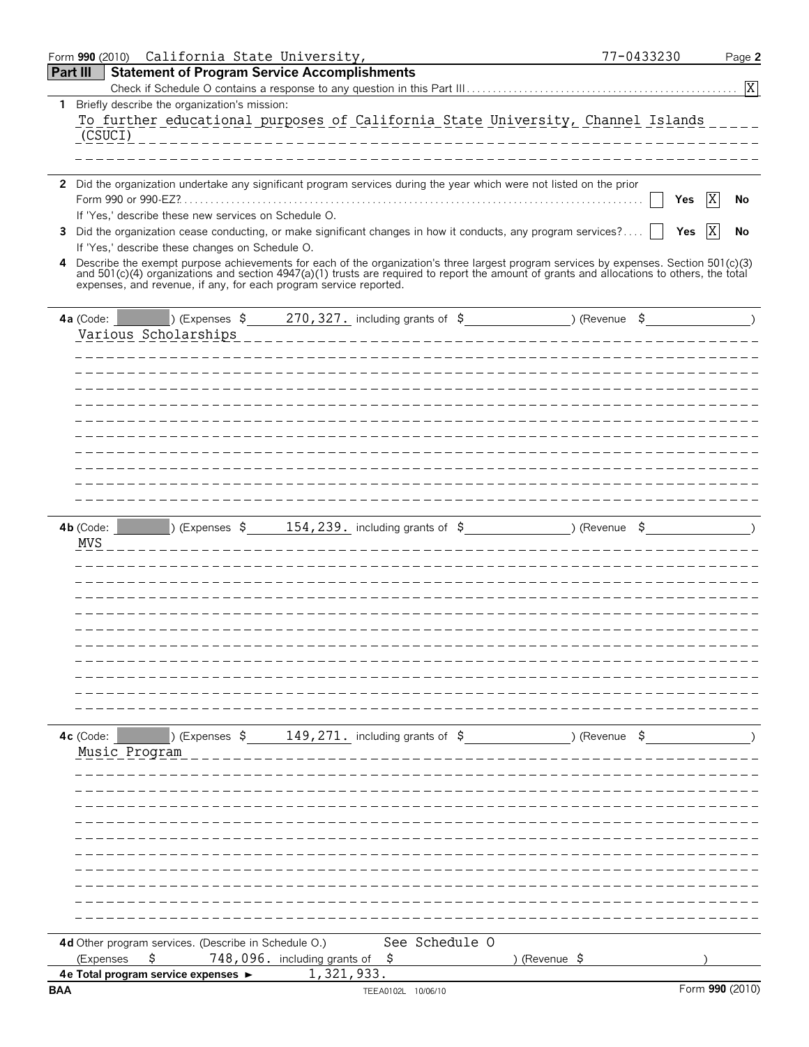Form **990** (2010) California State University, 77-0433230

## Part III Statement of Program Service Accomplishments

Check if Schedule O contains a response to any question in this Part III . . . . . . [X]

**1** Briefly describe the organization's mission:

To further educational purposes of California State University, Channel Islands (CSUCI)

**2** Did the organization undertake any significant program services during the year which were not listed on the prior Form 990 or 990-EZ? . . . . . . [ ] Yes [X] No

If 'Yes,' describe these new services on Schedule O.

**3** Did the organization cease conducting, or make significant changes in how it conducts, any program services? . . . . [ ] Yes [X] No

If 'Yes,' describe these changes on Schedule O.

**4** Describe the exempt purpose achievements for each of the organization's three largest program services by expenses. Section 501(c)(3) and 501(c)(4) organizations and section 4947(a)(1) trusts are required to report the amount of grants and allocations to others, the total expenses, and revenue, if any, for each program service reported.

**4a** (Code: ) (Expenses $ 270,327. including grants of $ ) (Revenue $ )

Various Scholarships

**4b** (Code: ) (Expenses $ 154,239. including grants of $ ) (Revenue $ )

MVS

**4c** (Code: ) (Expenses $ 149,271. including grants of $ ) (Revenue $ )

Music Program

**4d** Other program services. (Describe in Schedule O.) See Schedule O

(Expenses $ 748,096. including grants of $ ) (Revenue $ )

**4e Total program service expenses** ► 1,321,933.

BAA TEEA0102L 10/06/10 Form **990** (2010)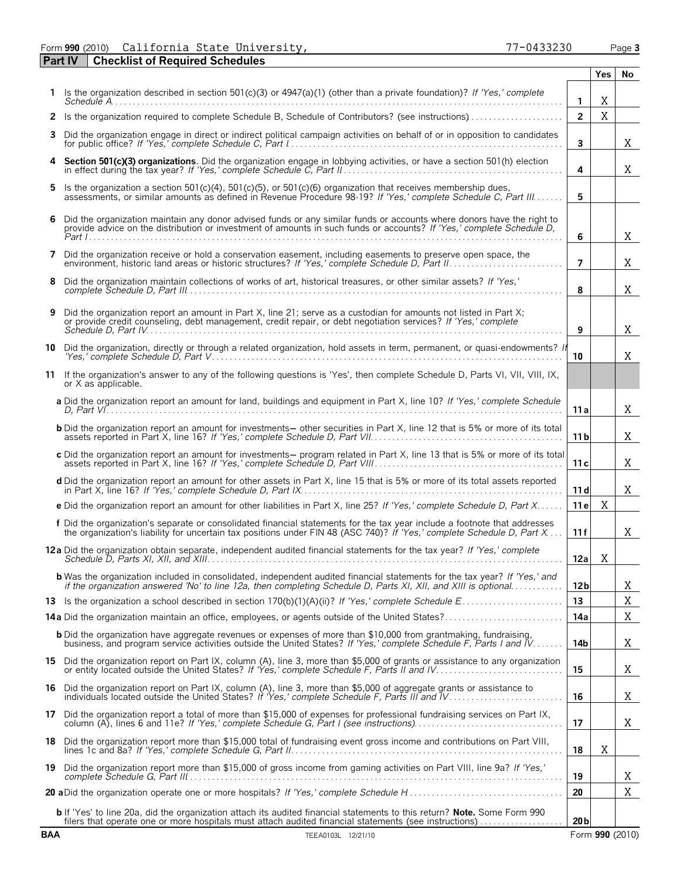Form **990** (2010) California State University, 77-0433230

## Part IV Checklist of Required Schedules

| | | | Yes | No |
|---|---|---|---|---|
| **1** | Is the organization described in section 501(c)(3) or 4947(a)(1) (other than a private foundation)? *If 'Yes,' complete Schedule A* | **1** | X | |
| **2** | Is the organization required to complete Schedule B, Schedule of Contributors? (see instructions) | **2** | X | |
| **3** | Did the organization engage in direct or indirect political campaign activities on behalf of or in opposition to candidates for public office? *If 'Yes,' complete Schedule C, Part I* | **3** | | X |
| **4** | **Section 501(c)(3) organizations**. Did the organization engage in lobbying activities, or have a section 501(h) election in effect during the tax year? *If 'Yes,' complete Schedule C, Part II* | **4** | | X |
| **5** | Is the organization a section 501(c)(4), 501(c)(5), or 501(c)(6) organization that receives membership dues, assessments, or similar amounts as defined in Revenue Procedure 98-19? *If 'Yes,' complete Schedule C, Part III* | **5** | | |
| **6** | Did the organization maintain any donor advised funds or any similar funds or accounts where donors have the right to provide advice on the distribution or investment of amounts in such funds or accounts? *If 'Yes,' complete Schedule D, Part I* | **6** | | X |
| **7** | Did the organization receive or hold a conservation easement, including easements to preserve open space, the environment, historic land areas or historic structures? *If 'Yes,' complete Schedule D, Part II* | **7** | | X |
| **8** | Did the organization maintain collections of works of art, historical treasures, or other similar assets? *If 'Yes,' complete Schedule D, Part III* | **8** | | X |
| **9** | Did the organization report an amount in Part X, line 21; serve as a custodian for amounts not listed in Part X; or provide credit counseling, debt management, credit repair, or debt negotiation services? *If 'Yes,' complete Schedule D, Part IV* | **9** | | X |
| **10** | Did the organization, directly or through a related organization, hold assets in term, permanent, or quasi-endowments? *If 'Yes,' complete Schedule D, Part V* | **10** | | X |
| **11** | If the organization's answer to any of the following questions is 'Yes', then complete Schedule D, Parts VI, VII, VIII, IX, or X as applicable. | | | |
| | **a** Did the organization report an amount for land, buildings and equipment in Part X, line 10? *If 'Yes,' complete Schedule D, Part VI* | **11a** | | X |
| | **b** Did the organization report an amount for investments– other securities in Part X, line 12 that is 5% or more of its total assets reported in Part X, line 16? *If 'Yes,' complete Schedule D, Part VII* | **11b** | | X |
| | **c** Did the organization report an amount for investments– program related in Part X, line 13 that is 5% or more of its total assets reported in Part X, line 16? *If 'Yes,' complete Schedule D, Part VIII* | **11c** | | X |
| | **d** Did the organization report an amount for other assets in Part X, line 15 that is 5% or more of its total assets reported in Part X, line 16? *If 'Yes,' complete Schedule D, Part IX* | **11d** | | X |
| | **e** Did the organization report an amount for other liabilities in Part X, line 25? *If 'Yes,' complete Schedule D, Part X* | **11e** | X | |
| | **f** Did the organization's separate or consolidated financial statements for the tax year include a footnote that addresses the organization's liability for uncertain tax positions under FIN 48 (ASC 740)? *If 'Yes,' complete Schedule D, Part X* | **11f** | | X |
| **12a** | Did the organization obtain separate, independent audited financial statements for the tax year? *If 'Yes,' complete Schedule D, Parts XI, XII, and XIII* | **12a** | X | |
| | **b** Was the organization included in consolidated, independent audited financial statements for the tax year? *If 'Yes,' and if the organization answered 'No' to line 12a, then completing Schedule D, Parts XI, XII, and XIII is optional* | **12b** | | X |
| **13** | Is the organization a school described in section 170(b)(1)(A)(ii)? *If 'Yes,' complete Schedule E* | **13** | | X |
| **14a** | Did the organization maintain an office, employees, or agents outside of the United States? | **14a** | | X |
| | **b** Did the organization have aggregate revenues or expenses of more than $10,000 from grantmaking, fundraising, business, and program service activities outside the United States? *If 'Yes,' complete Schedule F, Parts I and IV* | **14b** | | X |
| **15** | Did the organization report on Part IX, column (A), line 3, more than $5,000 of grants or assistance to any organization or entity located outside the United States? *If 'Yes,' complete Schedule F, Parts II and IV* | **15** | | X |
| **16** | Did the organization report on Part IX, column (A), line 3, more than $5,000 of aggregate grants or assistance to individuals located outside the United States? *If 'Yes,' complete Schedule F, Parts III and IV* | **16** | | X |
| **17** | Did the organization report a total of more than $15,000 of expenses for professional fundraising services on Part IX, column (A), lines 6 and 11e? *If 'Yes,' complete Schedule G, Part I (see instructions)* | **17** | | X |
| **18** | Did the organization report more than $15,000 total of fundraising event gross income and contributions on Part VIII, lines 1c and 8a? *If 'Yes,' complete Schedule G, Part II* | **18** | X | |
| **19** | Did the organization report more than $15,000 of gross income from gaming activities on Part VIII, line 9a? *If 'Yes,' complete Schedule G, Part III* | **19** | | X |
| **20a** | Did the organization operate one or more hospitals? *If 'Yes,' complete Schedule H* | **20** | | X |
| | **b** If 'Yes' to line 20a, did the organization attach its audited financial statements to this return? **Note.** Some Form 990 filers that operate one or more hospitals must attach audited financial statements (see instructions) | **20b** | | |

BAA TEEA0103L 12/21/10 Form **990** (2010)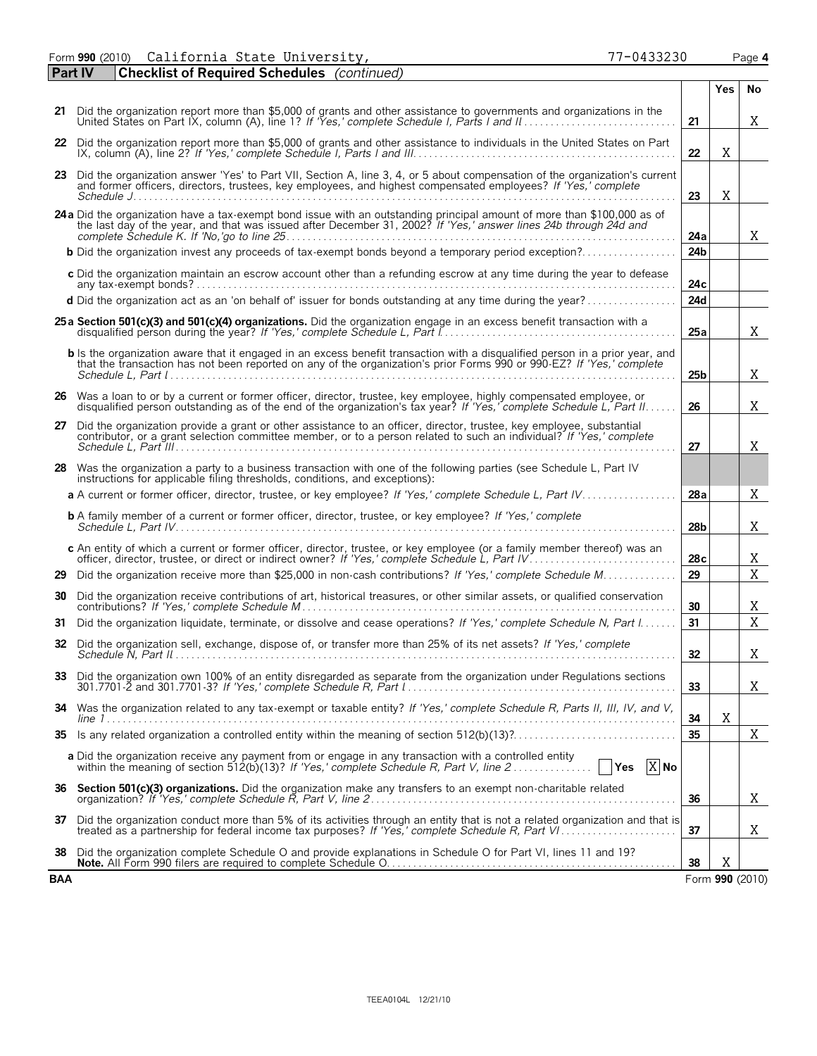Form **990** (2010) California State University, 77-0433230

**Part IV** **Checklist of Required Schedules** *(continued)*

| | | | Yes | No |
|---|---|---|---|---|
| **21** | Did the organization report more than $5,000 of grants and other assistance to governments and organizations in the United States on Part IX, column (A), line 1? *If 'Yes,' complete Schedule I, Parts I and II* | **21** | | X |
| **22** | Did the organization report more than $5,000 of grants and other assistance to individuals in the United States on Part IX, column (A), line 2? *If 'Yes,' complete Schedule I, Parts I and III* | **22** | X | |
| **23** | Did the organization answer 'Yes' to Part VII, Section A, line 3, 4, or 5 about compensation of the organization's current and former officers, directors, trustees, key employees, and highest compensated employees? *If 'Yes,' complete Schedule J* | **23** | X | |
| **24a** | Did the organization have a tax-exempt bond issue with an outstanding principal amount of more than $100,000 as of the last day of the year, and that was issued after December 31, 2002? *If 'Yes,' answer lines 24b through 24d and complete Schedule K. If 'No,'go to line 25* | **24a** | | X |
| **b** | Did the organization invest any proceeds of tax-exempt bonds beyond a temporary period exception? | **24b** | | |
| **c** | Did the organization maintain an escrow account other than a refunding escrow at any time during the year to defease any tax-exempt bonds? | **24c** | | |
| **d** | Did the organization act as an 'on behalf of' issuer for bonds outstanding at any time during the year? | **24d** | | |
| **25a** | **Section 501(c)(3) and 501(c)(4) organizations.** Did the organization engage in an excess benefit transaction with a disqualified person during the year? *If 'Yes,' complete Schedule L, Part I* | **25a** | | X |
| **b** | Is the organization aware that it engaged in an excess benefit transaction with a disqualified person in a prior year, and that the transaction has not been reported on any of the organization's prior Forms 990 or 990-EZ? *If 'Yes,' complete Schedule L, Part I* | **25b** | | X |
| **26** | Was a loan to or by a current or former officer, director, trustee, key employee, highly compensated employee, or disqualified person outstanding as of the end of the organization's tax year? *If 'Yes,' complete Schedule L, Part II* | **26** | | X |
| **27** | Did the organization provide a grant or other assistance to an officer, director, trustee, key employee, substantial contributor, or a grant selection committee member, or to a person related to such an individual? *If 'Yes,' complete Schedule L, Part III* | **27** | | X |
| **28** | Was the organization a party to a business transaction with one of the following parties (see Schedule L, Part IV instructions for applicable filing thresholds, conditions, and exceptions): | | | |
| **a** | A current or former officer, director, trustee, or key employee? *If 'Yes,' complete Schedule L, Part IV* | **28a** | | X |
| **b** | A family member of a current or former officer, director, trustee, or key employee? *If 'Yes,' complete Schedule L, Part IV* | **28b** | | X |
| **c** | An entity of which a current or former officer, director, trustee, or key employee (or a family member thereof) was an officer, director, trustee, or direct or indirect owner? *If 'Yes,' complete Schedule L, Part IV* | **28c** | | X |
| **29** | Did the organization receive more than $25,000 in non-cash contributions? *If 'Yes,' complete Schedule M* | **29** | | X |
| **30** | Did the organization receive contributions of art, historical treasures, or other similar assets, or qualified conservation contributions? *If 'Yes,' complete Schedule M* | **30** | | X |
| **31** | Did the organization liquidate, terminate, or dissolve and cease operations? *If 'Yes,' complete Schedule N, Part I* | **31** | | X |
| **32** | Did the organization sell, exchange, dispose of, or transfer more than 25% of its net assets? *If 'Yes,' complete Schedule N, Part II* | **32** | | X |
| **33** | Did the organization own 100% of an entity disregarded as separate from the organization under Regulations sections 301.7701-2 and 301.7701-3? *If 'Yes,' complete Schedule R, Part I* | **33** | | X |
| **34** | Was the organization related to any tax-exempt or taxable entity? *If 'Yes,' complete Schedule R, Parts II, III, IV, and V, line 1* | **34** | X | |
| **35** | Is any related organization a controlled entity within the meaning of section 512(b)(13)? | **35** | | X |
| **a** | Did the organization receive any payment from or engage in any transaction with a controlled entity within the meaning of section 512(b)(13)? *If 'Yes,' complete Schedule R, Part V, line 2* [ ] **Yes** [X] **No** | | | |
| **36** | **Section 501(c)(3) organizations.** Did the organization make any transfers to an exempt non-charitable related organization? *If 'Yes,' complete Schedule R, Part V, line 2* | **36** | | X |
| **37** | Did the organization conduct more than 5% of its activities through an entity that is not a related organization and that is treated as a partnership for federal income tax purposes? *If 'Yes,' complete Schedule R, Part VI* | **37** | | X |
| **38** | Did the organization complete Schedule O and provide explanations in Schedule O for Part VI, lines 11 and 19? **Note.** All Form 990 filers are required to complete Schedule O. | **38** | X | |

**BAA** Form **990** (2010)

TEEA0104L 12/21/10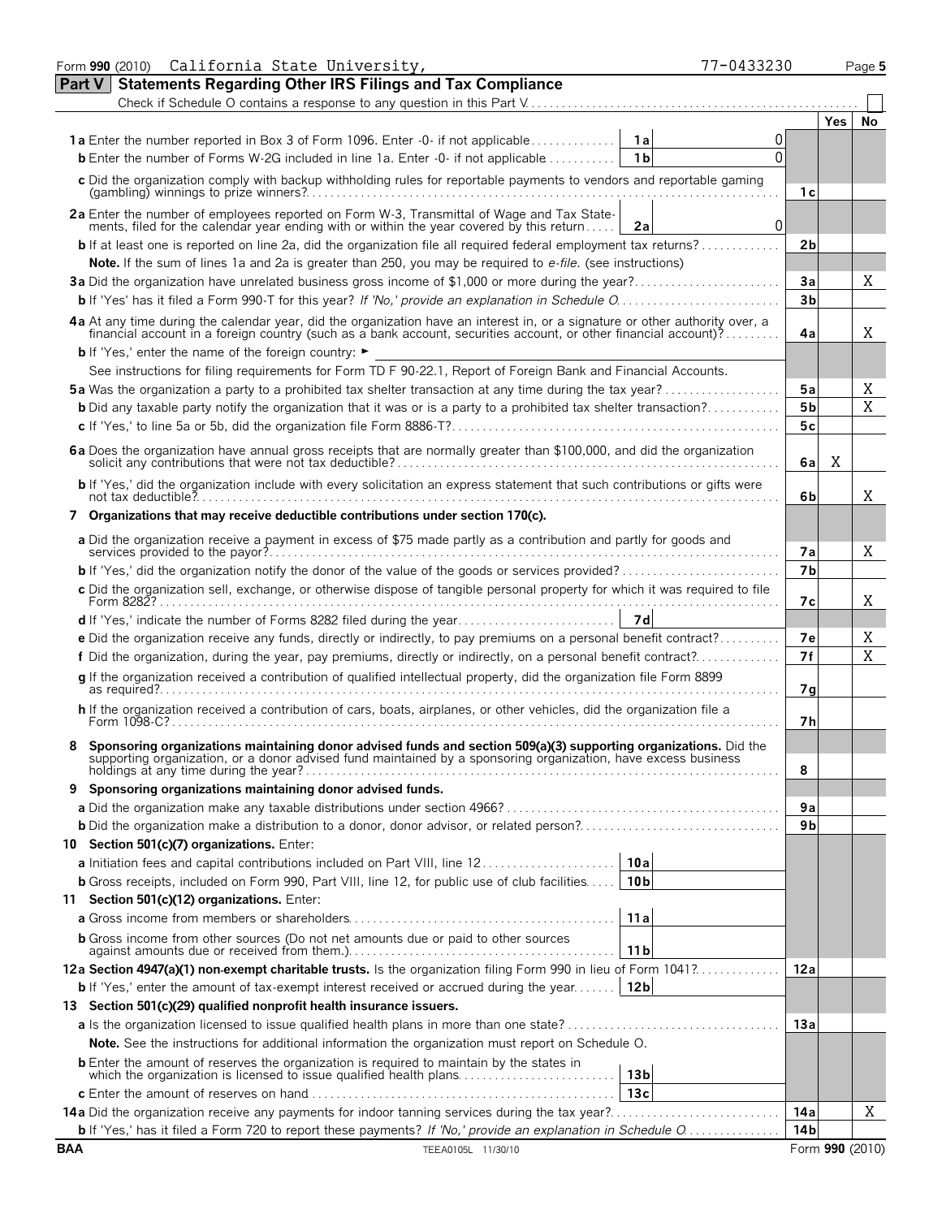Form **990** (2010) California State University, 77-0433230 Page **5**

## Part V Statements Regarding Other IRS Filings and Tax Compliance

Check if Schedule O contains a response to any question in this Part V . . . ☐

| | | | | Yes | No |
|---|---|---|---|---|---|
| **1a** Enter the number reported in Box 3 of Form 1096. Enter -0- if not applicable | **1a** | 0 | | | |
| **b** Enter the number of Forms W-2G included in line 1a. Enter -0- if not applicable | **1b** | 0 | | | |
| **c** Did the organization comply with backup withholding rules for reportable payments to vendors and reportable gaming (gambling) winnings to prize winners? | | | **1c** | | |
| **2a** Enter the number of employees reported on Form W-3, Transmittal of Wage and Tax Statements, filed for the calendar year ending with or within the year covered by this return | **2a** | 0 | | | |
| **b** If at least one is reported on line 2a, did the organization file all required federal employment tax returns? | | | **2b** | | |
| **Note.** If the sum of lines 1a and 2a is greater than 250, you may be required to *e-file*. (see instructions) | | | | | |
| **3a** Did the organization have unrelated business gross income of $1,000 or more during the year? | | | **3a** | | X |
| **b** If 'Yes' has it filed a Form 990-T for this year? *If 'No,' provide an explanation in Schedule O* | | | **3b** | | |
| **4a** At any time during the calendar year, did the organization have an interest in, or a signature or other authority over, a financial account in a foreign country (such as a bank account, securities account, or other financial account)? | | | **4a** | | X |
| **b** If 'Yes,' enter the name of the foreign country: ► | | | | | |
| See instructions for filing requirements for Form TD F 90-22.1, Report of Foreign Bank and Financial Accounts. | | | | | |
| **5a** Was the organization a party to a prohibited tax shelter transaction at any time during the tax year? | | | **5a** | | X |
| **b** Did any taxable party notify the organization that it was or is a party to a prohibited tax shelter transaction? | | | **5b** | | X |
| **c** If 'Yes,' to line 5a or 5b, did the organization file Form 8886-T? | | | **5c** | | |
| **6a** Does the organization have annual gross receipts that are normally greater than $100,000, and did the organization solicit any contributions that were not tax deductible? | | | **6a** | X | |
| **b** If 'Yes,' did the organization include with every solicitation an express statement that such contributions or gifts were not tax deductible? | | | **6b** | | X |
| **7 Organizations that may receive deductible contributions under section 170(c).** | | | | | |
| **a** Did the organization receive a payment in excess of $75 made partly as a contribution and partly for goods and services provided to the payor? | | | **7a** | | X |
| **b** If 'Yes,' did the organization notify the donor of the value of the goods or services provided? | | | **7b** | | |
| **c** Did the organization sell, exchange, or otherwise dispose of tangible personal property for which it was required to file Form 8282? | | | **7c** | | X |
| **d** If 'Yes,' indicate the number of Forms 8282 filed during the year | **7d** | | | | |
| **e** Did the organization receive any funds, directly or indirectly, to pay premiums on a personal benefit contract? | | | **7e** | | X |
| **f** Did the organization, during the year, pay premiums, directly or indirectly, on a personal benefit contract? | | | **7f** | | X |
| **g** If the organization received a contribution of qualified intellectual property, did the organization file Form 8899 as required? | | | **7g** | | |
| **h** If the organization received a contribution of cars, boats, airplanes, or other vehicles, did the organization file a Form 1098-C? | | | **7h** | | |
| **8 Sponsoring organizations maintaining donor advised funds and section 509(a)(3) supporting organizations.** Did the supporting organization, or a donor advised fund maintained by a sponsoring organization, have excess business holdings at any time during the year? | | | **8** | | |
| **9 Sponsoring organizations maintaining donor advised funds.** | | | | | |
| **a** Did the organization make any taxable distributions under section 4966? | | | **9a** | | |
| **b** Did the organization make a distribution to a donor, donor advisor, or related person? | | | **9b** | | |
| **10 Section 501(c)(7) organizations.** Enter: | | | | | |
| **a** Initiation fees and capital contributions included on Part VIII, line 12 | **10a** | | | | |
| **b** Gross receipts, included on Form 990, Part VIII, line 12, for public use of club facilities | **10b** | | | | |
| **11 Section 501(c)(12) organizations.** Enter: | | | | | |
| **a** Gross income from members or shareholders | **11a** | | | | |
| **b** Gross income from other sources (Do not net amounts due or paid to other sources against amounts due or received from them.) | **11b** | | | | |
| **12a Section 4947(a)(1) non-exempt charitable trusts.** Is the organization filing Form 990 in lieu of Form 1041? | | | **12a** | | |
| **b** If 'Yes,' enter the amount of tax-exempt interest received or accrued during the year | **12b** | | | | |
| **13 Section 501(c)(29) qualified nonprofit health insurance issuers.** | | | | | |
| **a** Is the organization licensed to issue qualified health plans in more than one state? | | | **13a** | | |
| **Note.** See the instructions for additional information the organization must report on Schedule O. | | | | | |
| **b** Enter the amount of reserves the organization is required to maintain by the states in which the organization is licensed to issue qualified health plans | **13b** | | | | |
| **c** Enter the amount of reserves on hand | **13c** | | | | |
| **14a** Did the organization receive any payments for indoor tanning services during the tax year? | | | **14a** | | X |
| **b** If 'Yes,' has it filed a Form 720 to report these payments? *If 'No,' provide an explanation in Schedule O* | | | **14b** | | |

**BAA** TEEA0105L 11/30/10 Form **990** (2010)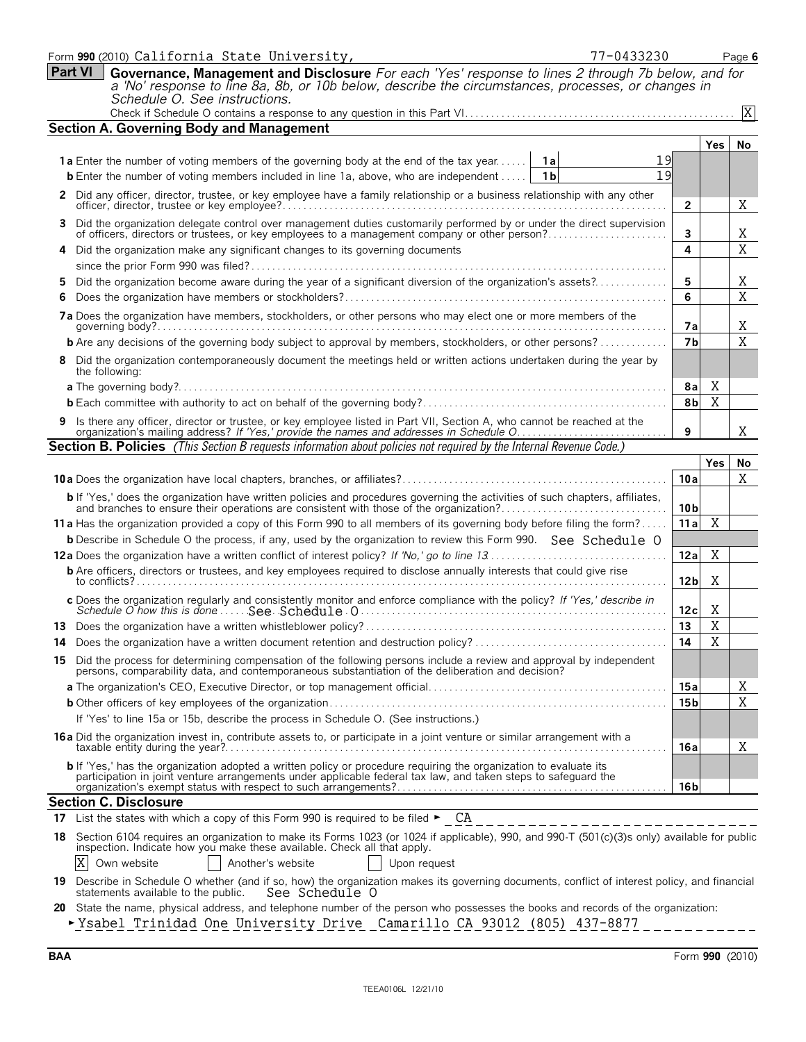Form **990** (2010) California State University, 77-0433230

## Part VI Governance, Management and Disclosure

*For each 'Yes' response to lines 2 through 7b below, and for a 'No' response to line 8a, 8b, or 10b below, describe the circumstances, processes, or changes in Schedule O. See instructions.*

Check if Schedule O contains a response to any question in this Part VI . . . . . [X]

### Section A. Governing Body and Management

| | | | Yes | No |
|---|---|---|---|---|
| **1a** Enter the number of voting members of the governing body at the end of the tax year . . . . . 1a 19 | | | | |
| **b** Enter the number of voting members included in line 1a, above, who are independent . . . . . 1b 19 | | | | |
| **2** Did any officer, director, trustee, or key employee have a family relationship or a business relationship with any other officer, director, trustee or key employee? | 2 | | | X |
| **3** Did the organization delegate control over management duties customarily performed by or under the direct supervision of officers, directors or trustees, or key employees to a management company or other person? | 3 | | | X |
| **4** Did the organization make any significant changes to its governing documents since the prior Form 990 was filed? | 4 | | | X |
| **5** Did the organization become aware during the year of a significant diversion of the organization's assets? | 5 | | | X |
| **6** Does the organization have members or stockholders? | 6 | | | X |
| **7a** Does the organization have members, stockholders, or other persons who may elect one or more members of the governing body? | 7a | | | X |
| **b** Are any decisions of the governing body subject to approval by members, stockholders, or other persons? | 7b | | | X |
| **8** Did the organization contemporaneously document the meetings held or written actions undertaken during the year by the following: | | | | |
| **a** The governing body? | 8a | | X | |
| **b** Each committee with authority to act on behalf of the governing body? | 8b | | X | |
| **9** Is there any officer, director or trustee, or key employee listed in Part VII, Section A, who cannot be reached at the organization's mailing address? *If 'Yes,' provide the names and addresses in Schedule O* | 9 | | | X |

### Section B. Policies *(This Section B requests information about policies not required by the Internal Revenue Code.)*

| | | Yes | No |
|---|---|---|---|
| **10a** Does the organization have local chapters, branches, or affiliates? | 10a | | X |
| **b** If 'Yes,' does the organization have written policies and procedures governing the activities of such chapters, affiliates, and branches to ensure their operations are consistent with those of the organization? | 10b | | |
| **11a** Has the organization provided a copy of this Form 990 to all members of its governing body before filing the form? | 11a | X | |
| **b** Describe in Schedule O the process, if any, used by the organization to review this Form 990. See Schedule O | | | |
| **12a** Does the organization have a written conflict of interest policy? *If 'No,' go to line 13* | 12a | X | |
| **b** Are officers, directors or trustees, and key employees required to disclose annually interests that could give rise to conflicts? | 12b | X | |
| **c** Does the organization regularly and consistently monitor and enforce compliance with the policy? *If 'Yes,' describe in Schedule O how this is done* See Schedule O | 12c | X | |
| **13** Does the organization have a written whistleblower policy? | 13 | X | |
| **14** Does the organization have a written document retention and destruction policy? | 14 | X | |
| **15** Did the process for determining compensation of the following persons include a review and approval by independent persons, comparability data, and contemporaneous substantiation of the deliberation and decision? | | | |
| **a** The organization's CEO, Executive Director, or top management official | 15a | | X |
| **b** Other officers of key employees of the organization | 15b | | X |
| If 'Yes' to line 15a or 15b, describe the process in Schedule O. (See instructions.) | | | |
| **16a** Did the organization invest in, contribute assets to, or participate in a joint venture or similar arrangement with a taxable entity during the year? | 16a | | X |
| **b** If 'Yes,' has the organization adopted a written policy or procedure requiring the organization to evaluate its participation in joint venture arrangements under applicable federal tax law, and taken steps to safeguard the organization's exempt status with respect to such arrangements? | 16b | | |

### Section C. Disclosure

**17** List the states with which a copy of this Form 990 is required to be filed ► CA

**18** Section 6104 requires an organization to make its Forms 1023 (or 1024 if applicable), 990, and 990-T (501(c)(3)s only) available for public inspection. Indicate how you make these available. Check all that apply.

[X] Own website [ ] Another's website [ ] Upon request

**19** Describe in Schedule O whether (and if so, how) the organization makes its governing documents, conflict of interest policy, and financial statements available to the public. See Schedule O

**20** State the name, physical address, and telephone number of the person who possesses the books and records of the organization:

► Ysabel Trinidad One University Drive Camarillo CA 93012 (805) 437-8877

BAA Form **990** (2010)

TEEA0106L 12/21/10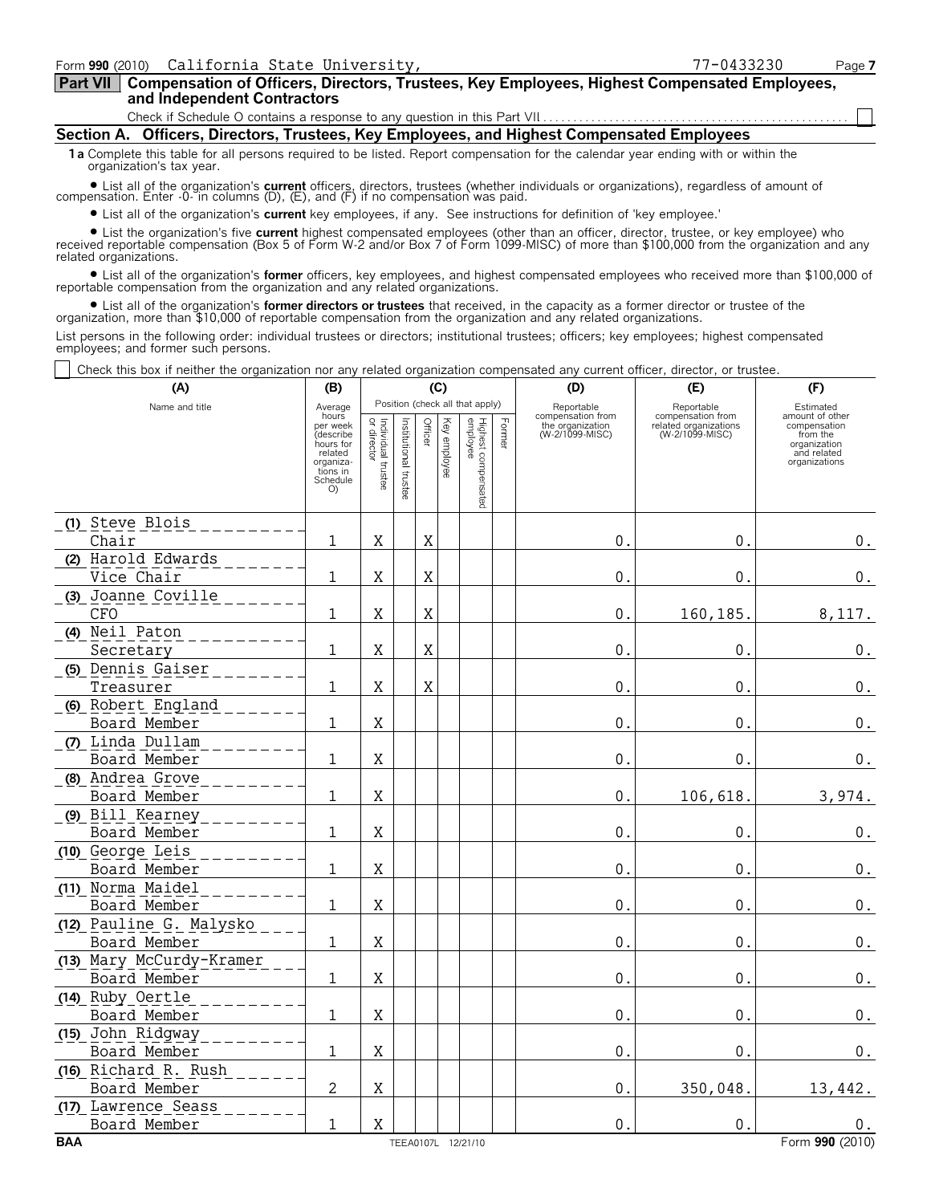Form **990** (2010) California State University, 77-0433230

**Part VII** **Compensation of Officers, Directors, Trustees, Key Employees, Highest Compensated Employees, and Independent Contractors**

Check if Schedule O contains a response to any question in this Part VII ☐

## Section A. Officers, Directors, Trustees, Key Employees, and Highest Compensated Employees

**1a** Complete this table for all persons required to be listed. Report compensation for the calendar year ending with or within the organization's tax year.

- List all of the organization's **current** officers, directors, trustees (whether individuals or organizations), regardless of amount of compensation. Enter -0- in columns (D), (E), and (F) if no compensation was paid.
- List all of the organization's **current** key employees, if any. See instructions for definition of 'key employee.'
- List the organization's five **current** highest compensated employees (other than an officer, director, trustee, or key employee) who received reportable compensation (Box 5 of Form W-2 and/or Box 7 of Form 1099-MISC) of more than $100,000 from the organization and any related organizations.
- List all of the organization's **former** officers, key employees, and highest compensated employees who received more than $100,000 of reportable compensation from the organization and any related organizations.
- List all of the organization's **former directors or trustees** that received, in the capacity as a former director or trustee of the organization, more than $10,000 of reportable compensation from the organization and any related organizations.

List persons in the following order: individual trustees or directors; institutional trustees; officers; key employees; highest compensated employees; and former such persons.

☐ Check this box if neither the organization nor any related organization compensated any current officer, director, or trustee.

| (A) Name and title | (B) Average hours per week (describe hours for related organizations in Schedule O) | (C) Individual trustee or director | Institutional trustee | Officer | Key employee | Highest compensated employee | Former | (D) Reportable compensation from the organization (W-2/1099-MISC) | (E) Reportable compensation from related organizations (W-2/1099-MISC) | (F) Estimated amount of other compensation from the organization and related organizations |
|---|---|---|---|---|---|---|---|---|---|---|
| (1) Steve Blois<br>Chair | 1 | X | | X | | | | 0. | 0. | 0. |
| (2) Harold Edwards<br>Vice Chair | 1 | X | | X | | | | 0. | 0. | 0. |
| (3) Joanne Coville<br>CFO | 1 | X | | X | | | | 0. | 160,185. | 8,117. |
| (4) Neil Paton<br>Secretary | 1 | X | | X | | | | 0. | 0. | 0. |
| (5) Dennis Gaiser<br>Treasurer | 1 | X | | X | | | | 0. | 0. | 0. |
| (6) Robert England<br>Board Member | 1 | X | | | | | | 0. | 0. | 0. |
| (7) Linda Dullam<br>Board Member | 1 | X | | | | | | 0. | 0. | 0. |
| (8) Andrea Grove<br>Board Member | 1 | X | | | | | | 0. | 106,618. | 3,974. |
| (9) Bill Kearney<br>Board Member | 1 | X | | | | | | 0. | 0. | 0. |
| (10) George Leis<br>Board Member | 1 | X | | | | | | 0. | 0. | 0. |
| (11) Norma Maidel<br>Board Member | 1 | X | | | | | | 0. | 0. | 0. |
| (12) Pauline G. Malysko<br>Board Member | 1 | X | | | | | | 0. | 0. | 0. |
| (13) Mary McCurdy-Kramer<br>Board Member | 1 | X | | | | | | 0. | 0. | 0. |
| (14) Ruby Oertle<br>Board Member | 1 | X | | | | | | 0. | 0. | 0. |
| (15) John Ridgway<br>Board Member | 1 | X | | | | | | 0. | 0. | 0. |
| (16) Richard R. Rush<br>Board Member | 2 | X | | | | | | 0. | 350,048. | 13,442. |
| (17) Lawrence Seass<br>Board Member | 1 | X | | | | | | 0. | 0. | 0. |

BAA TEEA0107L 12/21/10 Form **990** (2010)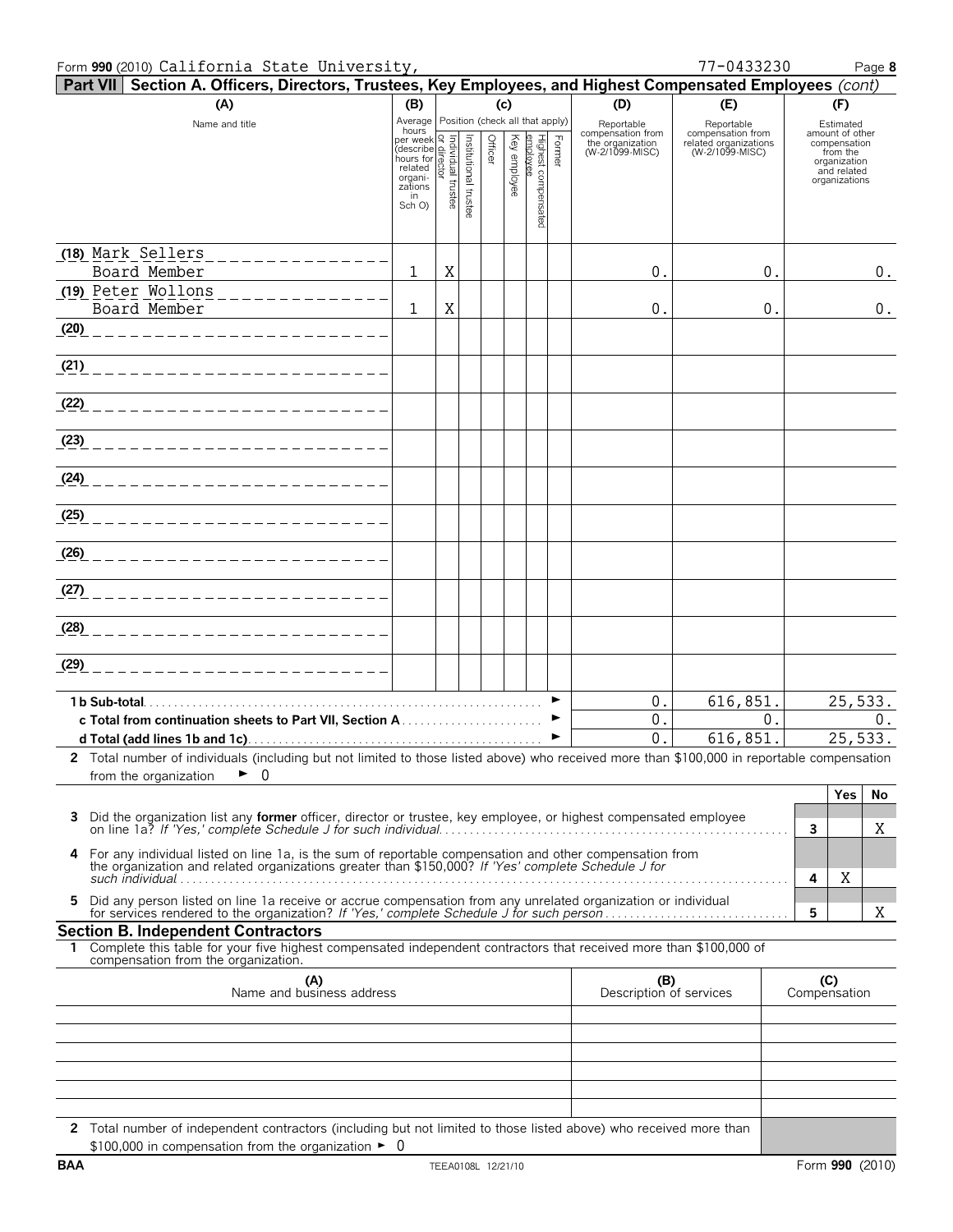Form **990** (2010) California State University, 77-0433230 Page **8**

**Part VII** **Section A. Officers, Directors, Trustees, Key Employees, and Highest Compensated Employees** *(cont)*

| (A) Name and title | (B) Average hours per week (describe hours for related organizations in Sch O) | (C) Individual trustee or director | Institutional trustee | Officer | Key employee | Highest compensated employee | Former | (D) Reportable compensation from the organization (W-2/1099-MISC) | (E) Reportable compensation from related organizations (W-2/1099-MISC) | (F) Estimated amount of other compensation from the organization and related organizations |
|---|---|---|---|---|---|---|---|---|---|---|
| (18) Mark Sellers Board Member | 1 | X | | | | | | 0. | 0. | 0. |
| (19) Peter Wollons Board Member | 1 | X | | | | | | 0. | 0. | 0. |
| (20) | | | | | | | | | | |
| (21) | | | | | | | | | | |
| (22) | | | | | | | | | | |
| (23) | | | | | | | | | | |
| (24) | | | | | | | | | | |
| (25) | | | | | | | | | | |
| (26) | | | | | | | | | | |
| (27) | | | | | | | | | | |
| (28) | | | | | | | | | | |
| (29) | | | | | | | | | | |
| **1 b Sub-total** ► | | | | | | | | 0. | 616,851. | 25,533. |
| **c Total from continuation sheets to Part VII, Section A** ► | | | | | | | | 0. | 0. | 0. |
| **d Total (add lines 1b and 1c)** ► | | | | | | | | 0. | 616,851. | 25,533. |

**2** Total number of individuals (including but not limited to those listed above) who received more than $100,000 in reportable compensation from the organization ► 0

| | | | Yes | No |
|---|---|---|---|---|
| **3** | Did the organization list any **former** officer, director or trustee, key employee, or highest compensated employee on line 1a? *If 'Yes,' complete Schedule J for such individual* | 3 | | X |
| **4** | For any individual listed on line 1a, is the sum of reportable compensation and other compensation from the organization and related organizations greater than $150,000? *If 'Yes' complete Schedule J for such individual* | 4 | X | |
| **5** | Did any person listed on line 1a receive or accrue compensation from any unrelated organization or individual for services rendered to the organization? *If 'Yes,' complete Schedule J for such person* | 5 | | X |

## Section B. Independent Contractors

**1** Complete this table for your five highest compensated independent contractors that received more than $100,000 of compensation from the organization.

| (A) Name and business address | (B) Description of services | (C) Compensation |
|---|---|---|
| | | |
| | | |
| | | |
| | | |
| | | |

**2** Total number of independent contractors (including but not limited to those listed above) who received more than $100,000 in compensation from the organization ► 0

BAA TEEA0108L 12/21/10 Form **990** (2010)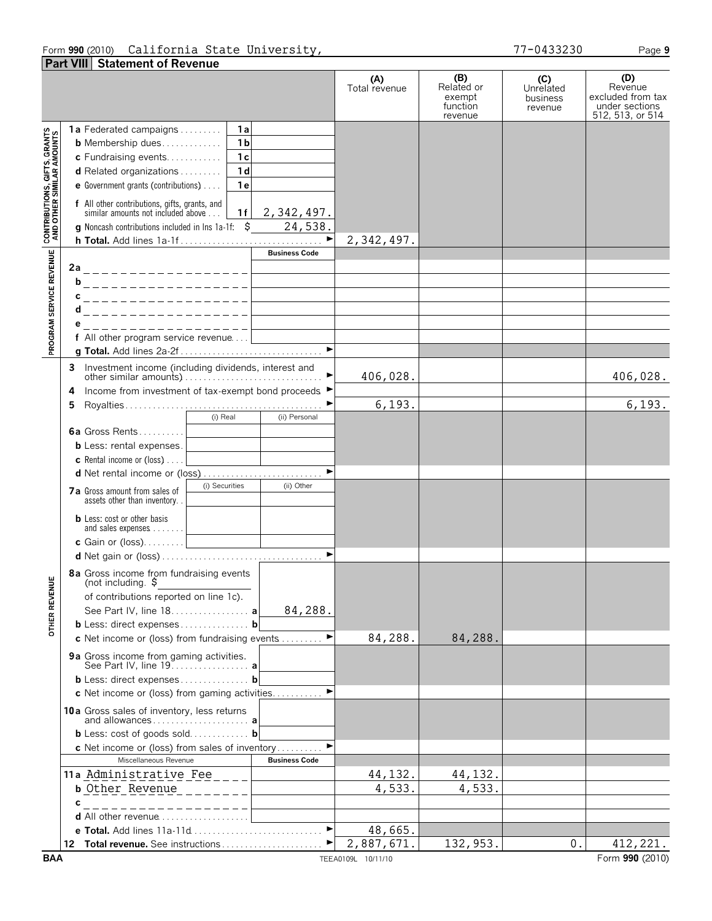Form **990** (2010) California State University, 77-0433230

## Part VIII Statement of Revenue

| | | | (A) Total revenue | (B) Related or exempt function revenue | (C) Unrelated business revenue | (D) Revenue excluded from tax under sections 512, 513, or 514 |
|---|---|---|---|---|---|---|
| **CONTRIBUTIONS, GIFTS, GRANTS AND OTHER SIMILAR AMOUNTS** | **1a** Federated campaigns | 1a | | | | |
| | **b** Membership dues | 1b | | | | |
| | **c** Fundraising events | 1c | | | | |
| | **d** Related organizations | 1d | | | | |
| | **e** Government grants (contributions) | 1e | | | | |
| | **f** All other contributions, gifts, grants, and similar amounts not included above | 1f 2,342,497. | | | | |
| | **g** Noncash contributions included in lns 1a-1f: $ 24,538. | | | | | |
| | **h Total.** Add lines 1a-1f | | 2,342,497. | | | |
| **PROGRAM SERVICE REVENUE** | | Business Code | | | | |
| | **2a** | | | | | |
| | **b** | | | | | |
| | **c** | | | | | |
| | **d** | | | | | |
| | **e** | | | | | |
| | **f** All other program service revenue | | | | | |
| | **g Total.** Add lines 2a-2f | | | | | |
| **OTHER REVENUE** | **3** Investment income (including dividends, interest and other similar amounts) | | 406,028. | | | 406,028. |
| | **4** Income from investment of tax-exempt bond proceeds | | | | | |
| | **5** Royalties | | 6,193. | | | 6,193. |
| | | (i) Real / (ii) Personal | | | | |
| | **6a** Gross Rents | | | | | |
| | **b** Less: rental expenses | | | | | |
| | **c** Rental income or (loss) | | | | | |
| | **d** Net rental income or (loss) | | | | | |
| | | (i) Securities / (ii) Other | | | | |
| | **7a** Gross amount from sales of assets other than inventory | | | | | |
| | **b** Less: cost or other basis and sales expenses | | | | | |
| | **c** Gain or (loss) | | | | | |
| | **d** Net gain or (loss) | | | | | |
| | **8a** Gross income from fundraising events (not including $ of contributions reported on line 1c). See Part IV, line 18 **a** | 84,288. | | | | |
| | **b** Less: direct expenses **b** | | | | | |
| | **c** Net income or (loss) from fundraising events | | 84,288. | 84,288. | | |
| | **9a** Gross income from gaming activities. See Part IV, line 19 **a** | | | | | |
| | **b** Less: direct expenses **b** | | | | | |
| | **c** Net income or (loss) from gaming activities | | | | | |
| | **10a** Gross sales of inventory, less returns and allowances **a** | | | | | |
| | **b** Less: cost of goods sold **b** | | | | | |
| | **c** Net income or (loss) from sales of inventory | | | | | |
| | Miscellaneous Revenue | Business Code | | | | |
| | **11a** Administrative Fee | | 44,132. | 44,132. | | |
| | **b** Other Revenue | | 4,533. | 4,533. | | |
| | **c** | | | | | |
| | **d** All other revenue | | | | | |
| | **e Total.** Add lines 11a-11d | | 48,665. | | | |
| | **12 Total revenue.** See instructions | | 2,887,671. | 132,953. | 0. | 412,221. |

BAA TEEA0109L 10/11/10 Form **990** (2010)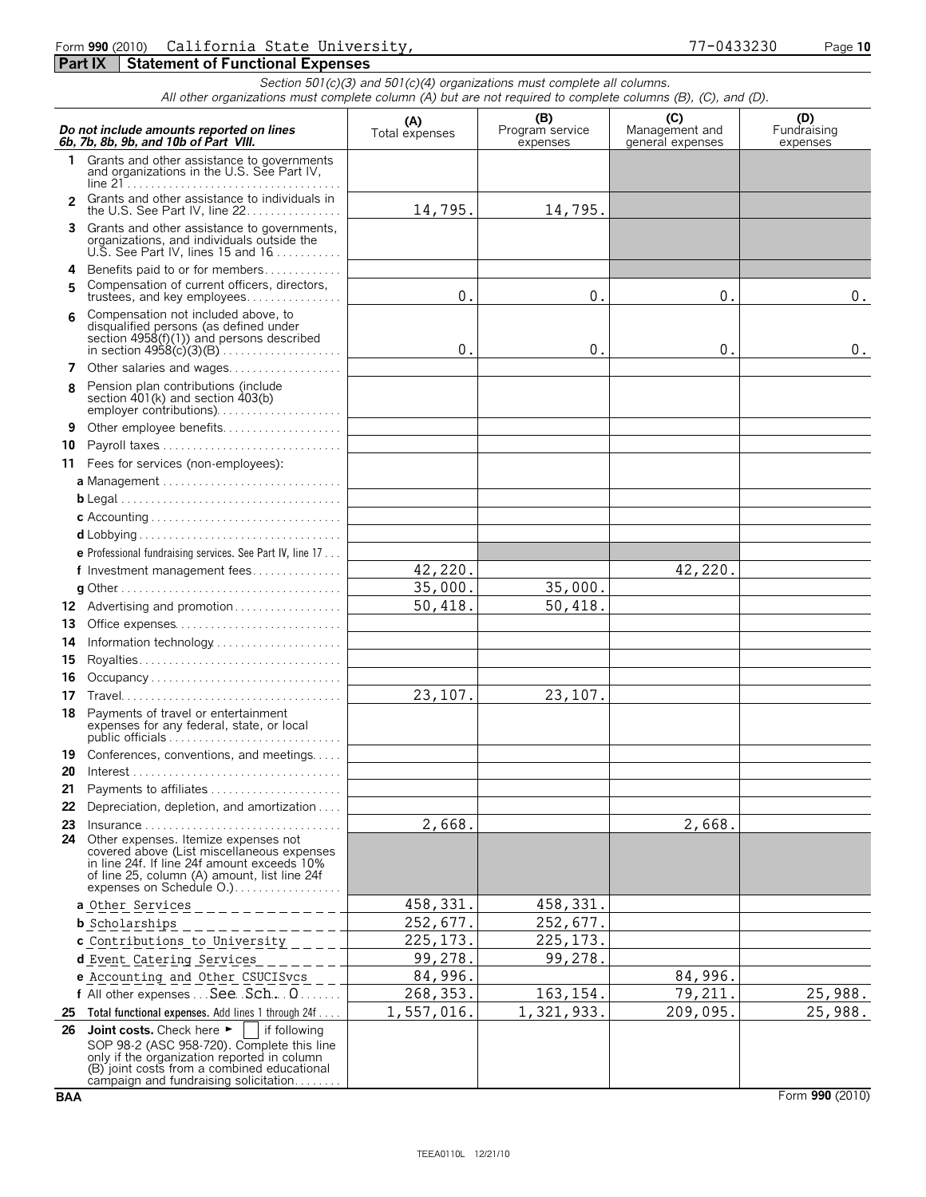Form **990** (2010) California State University, 77-0433230

## Part IX Statement of Functional Expenses

*Section 501(c)(3) and 501(c)(4) organizations must complete all columns.*
*All other organizations must complete column (A) but are not required to complete columns (B), (C), and (D).*

| ***Do not include amounts reported on lines 6b, 7b, 8b, 9b, and 10b of Part VIII.*** | **(A)** Total expenses | **(B)** Program service expenses | **(C)** Management and general expenses | **(D)** Fundraising expenses |
|---|---|---|---|---|
| **1** Grants and other assistance to governments and organizations in the U.S. See Part IV, line 21 | | | | |
| **2** Grants and other assistance to individuals in the U.S. See Part IV, line 22 | 14,795. | 14,795. | | |
| **3** Grants and other assistance to governments, organizations, and individuals outside the U.S. See Part IV, lines 15 and 16 | | | | |
| **4** Benefits paid to or for members | | | | |
| **5** Compensation of current officers, directors, trustees, and key employees | 0. | 0. | 0. | 0. |
| **6** Compensation not included above, to disqualified persons (as defined under section 4958(f)(1)) and persons described in section 4958(c)(3)(B) | 0. | 0. | 0. | 0. |
| **7** Other salaries and wages | | | | |
| **8** Pension plan contributions (include section 401(k) and section 403(b) employer contributions) | | | | |
| **9** Other employee benefits | | | | |
| **10** Payroll taxes | | | | |
| **11** Fees for services (non-employees): | | | | |
| **a** Management | | | | |
| **b** Legal | | | | |
| **c** Accounting | | | | |
| **d** Lobbying | | | | |
| **e** Professional fundraising services. See Part IV, line 17 | | | | |
| **f** Investment management fees | 42,220. | | 42,220. | |
| **g** Other | 35,000. | 35,000. | | |
| **12** Advertising and promotion | 50,418. | 50,418. | | |
| **13** Office expenses | | | | |
| **14** Information technology | | | | |
| **15** Royalties | | | | |
| **16** Occupancy | | | | |
| **17** Travel | 23,107. | 23,107. | | |
| **18** Payments of travel or entertainment expenses for any federal, state, or local public officials | | | | |
| **19** Conferences, conventions, and meetings | | | | |
| **20** Interest | | | | |
| **21** Payments to affiliates | | | | |
| **22** Depreciation, depletion, and amortization | | | | |
| **23** Insurance | 2,668. | | 2,668. | |
| **24** Other expenses. Itemize expenses not covered above (List miscellaneous expenses in line 24f. If line 24f amount exceeds 10% of line 25, column (A) amount, list line 24f expenses on Schedule O.) | | | | |
| **a** Other Services | 458,331. | 458,331. | | |
| **b** Scholarships | 252,677. | 252,677. | | |
| **c** Contributions to University | 225,173. | 225,173. | | |
| **d** Event Catering Services | 99,278. | 99,278. | | |
| **e** Accounting and Other CSUCISvcs | 84,996. | | 84,996. | |
| **f** All other expenses See Sch. O | 268,353. | 163,154. | 79,211. | 25,988. |
| **25 Total functional expenses.** Add lines 1 through 24f | 1,557,016. | 1,321,933. | 209,095. | 25,988. |
| **26 Joint costs.** Check here ► ☐ if following SOP 98-2 (ASC 958-720). Complete this line only if the organization reported in column (B) joint costs from a combined educational campaign and fundraising solicitation | | | | |

BAA Form **990** (2010)

TEEA0110L 12/21/10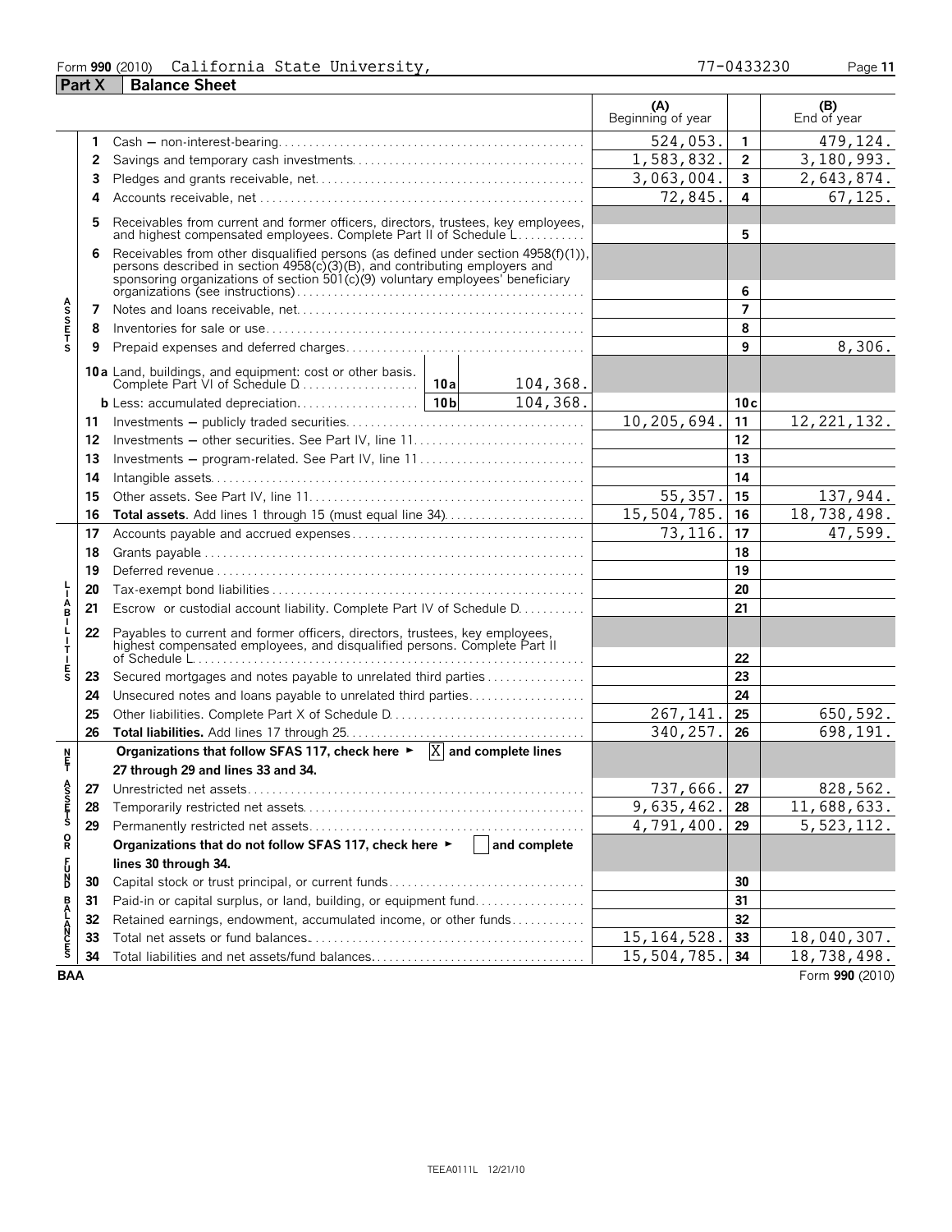Form **990** (2010) California State University, 77-0433230

## Part X Balance Sheet

| | | | (A) Beginning of year | | (B) End of year |
|---|---|---|---|---|---|
| **ASSETS** | 1 | Cash — non-interest-bearing | 524,053. | 1 | 479,124. |
| | 2 | Savings and temporary cash investments | 1,583,832. | 2 | 3,180,993. |
| | 3 | Pledges and grants receivable, net | 3,063,004. | 3 | 2,643,874. |
| | 4 | Accounts receivable, net | 72,845. | 4 | 67,125. |
| | 5 | Receivables from current and former officers, directors, trustees, key employees, and highest compensated employees. Complete Part II of Schedule L | | 5 | |
| | 6 | Receivables from other disqualified persons (as defined under section 4958(f)(1)), persons described in section 4958(c)(3)(B), and contributing employers and sponsoring organizations of section 501(c)(9) voluntary employees' beneficiary organizations (see instructions) | | 6 | |
| | 7 | Notes and loans receivable, net | | 7 | |
| | 8 | Inventories for sale or use | | 8 | |
| | 9 | Prepaid expenses and deferred charges | | 9 | 8,306. |
| | 10a | Land, buildings, and equipment: cost or other basis. Complete Part VI of Schedule D — 10a: 104,368. | | | |
| | b | Less: accumulated depreciation — 10b: 104,368. | | 10c | |
| | 11 | Investments — publicly traded securities | 10,205,694. | 11 | 12,221,132. |
| | 12 | Investments — other securities. See Part IV, line 11 | | 12 | |
| | 13 | Investments — program-related. See Part IV, line 11 | | 13 | |
| | 14 | Intangible assets | | 14 | |
| | 15 | Other assets. See Part IV, line 11 | 55,357. | 15 | 137,944. |
| | 16 | **Total assets.** Add lines 1 through 15 (must equal line 34) | 15,504,785. | 16 | 18,738,498. |
| **LIABILITIES** | 17 | Accounts payable and accrued expenses | 73,116. | 17 | 47,599. |
| | 18 | Grants payable | | 18 | |
| | 19 | Deferred revenue | | 19 | |
| | 20 | Tax-exempt bond liabilities | | 20 | |
| | 21 | Escrow or custodial account liability. Complete Part IV of Schedule D | | 21 | |
| | 22 | Payables to current and former officers, directors, trustees, key employees, highest compensated employees, and disqualified persons. Complete Part II of Schedule L | | 22 | |
| | 23 | Secured mortgages and notes payable to unrelated third parties | | 23 | |
| | 24 | Unsecured notes and loans payable to unrelated third parties | | 24 | |
| | 25 | Other liabilities. Complete Part X of Schedule D | 267,141. | 25 | 650,592. |
| | 26 | **Total liabilities.** Add lines 17 through 25 | 340,257. | 26 | 698,191. |
| **NET ASSETS OR FUND BALANCES** | | **Organizations that follow SFAS 117, check here ► [X] and complete lines 27 through 29 and lines 33 and 34.** | | | |
| | 27 | Unrestricted net assets | 737,666. | 27 | 828,562. |
| | 28 | Temporarily restricted net assets | 9,635,462. | 28 | 11,688,633. |
| | 29 | Permanently restricted net assets | 4,791,400. | 29 | 5,523,112. |
| | | **Organizations that do not follow SFAS 117, check here ► [ ] and complete lines 30 through 34.** | | | |
| | 30 | Capital stock or trust principal, or current funds | | 30 | |
| | 31 | Paid-in or capital surplus, or land, building, or equipment fund | | 31 | |
| | 32 | Retained earnings, endowment, accumulated income, or other funds | | 32 | |
| | 33 | Total net assets or fund balances | 15,164,528. | 33 | 18,040,307. |
| | 34 | Total liabilities and net assets/fund balances | 15,504,785. | 34 | 18,738,498. |

BAA Form **990** (2010)

TEEA0111L 12/21/10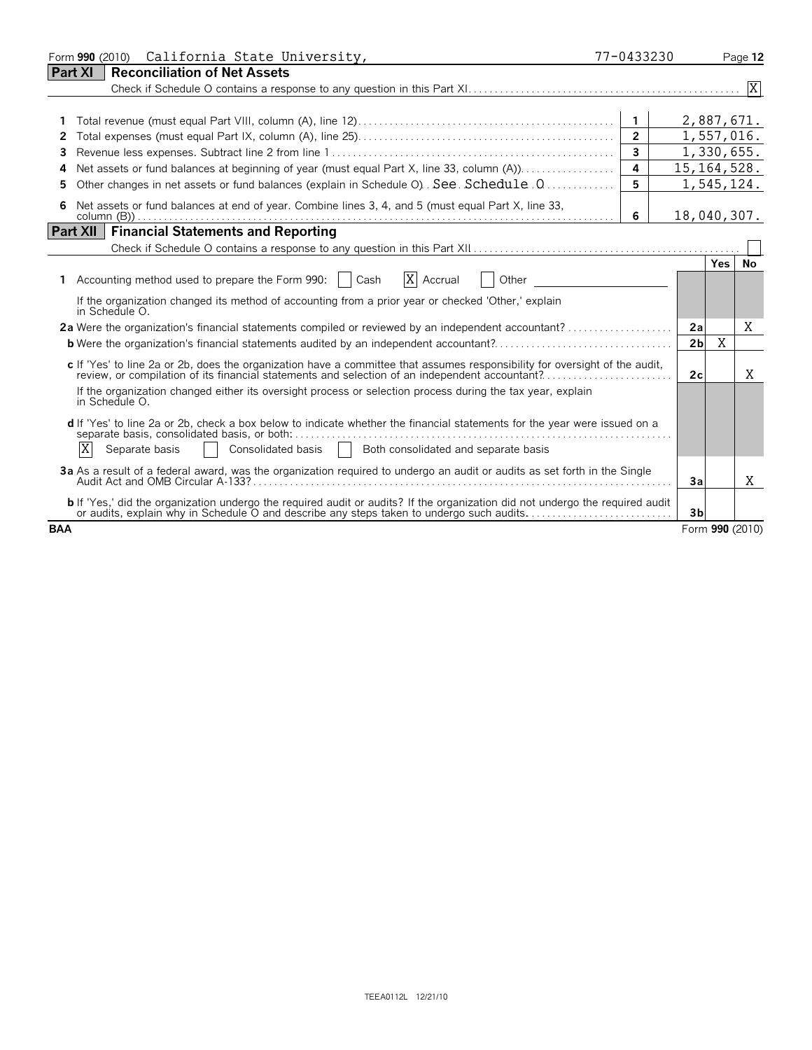Form **990** (2010) California State University, 77-0433230

## Part XI Reconciliation of Net Assets

Check if Schedule O contains a response to any question in this Part XI . . . [X]

| | | | |
|---|---|---|---|
| **1** | Total revenue (must equal Part VIII, column (A), line 12) | **1** | 2,887,671. |
| **2** | Total expenses (must equal Part IX, column (A), line 25) | **2** | 1,557,016. |
| **3** | Revenue less expenses. Subtract line 2 from line 1 | **3** | 1,330,655. |
| **4** | Net assets or fund balances at beginning of year (must equal Part X, line 33, column (A)) | **4** | 15,164,528. |
| **5** | Other changes in net assets or fund balances (explain in Schedule O) . See Schedule O | **5** | 1,545,124. |
| **6** | Net assets or fund balances at end of year. Combine lines 3, 4, and 5 (must equal Part X, line 33, column (B)) | **6** | 18,040,307. |

## Part XII Financial Statements and Reporting

Check if Schedule O contains a response to any question in this Part XII . . . [ ]

| | | | Yes | No |
|---|---|---|---|---|
| **1** | Accounting method used to prepare the Form 990: [ ] Cash [X] Accrual [ ] Other | | | |
| | If the organization changed its method of accounting from a prior year or checked 'Other,' explain in Schedule O. | | | |
| **2a** | Were the organization's financial statements compiled or reviewed by an independent accountant? | **2a** | | X |
| **b** | Were the organization's financial statements audited by an independent accountant? | **2b** | X | |
| **c** | If 'Yes' to line 2a or 2b, does the organization have a committee that assumes responsibility for oversight of the audit, review, or compilation of its financial statements and selection of an independent accountant? | **2c** | | X |
| | If the organization changed either its oversight process or selection process during the tax year, explain in Schedule O. | | | |
| **d** | If 'Yes' to line 2a or 2b, check a box below to indicate whether the financial statements for the year were issued on a separate basis, consolidated basis, or both: [X] Separate basis [ ] Consolidated basis [ ] Both consolidated and separate basis | | | |
| **3a** | As a result of a federal award, was the organization required to undergo an audit or audits as set forth in the Single Audit Act and OMB Circular A-133? | **3a** | | X |
| **b** | If 'Yes,' did the organization undergo the required audit or audits? If the organization did not undergo the required audit or audits, explain why in Schedule O and describe any steps taken to undergo such audits. | **3b** | | |

BAA Form **990** (2010)

TEEA0112L 12/21/10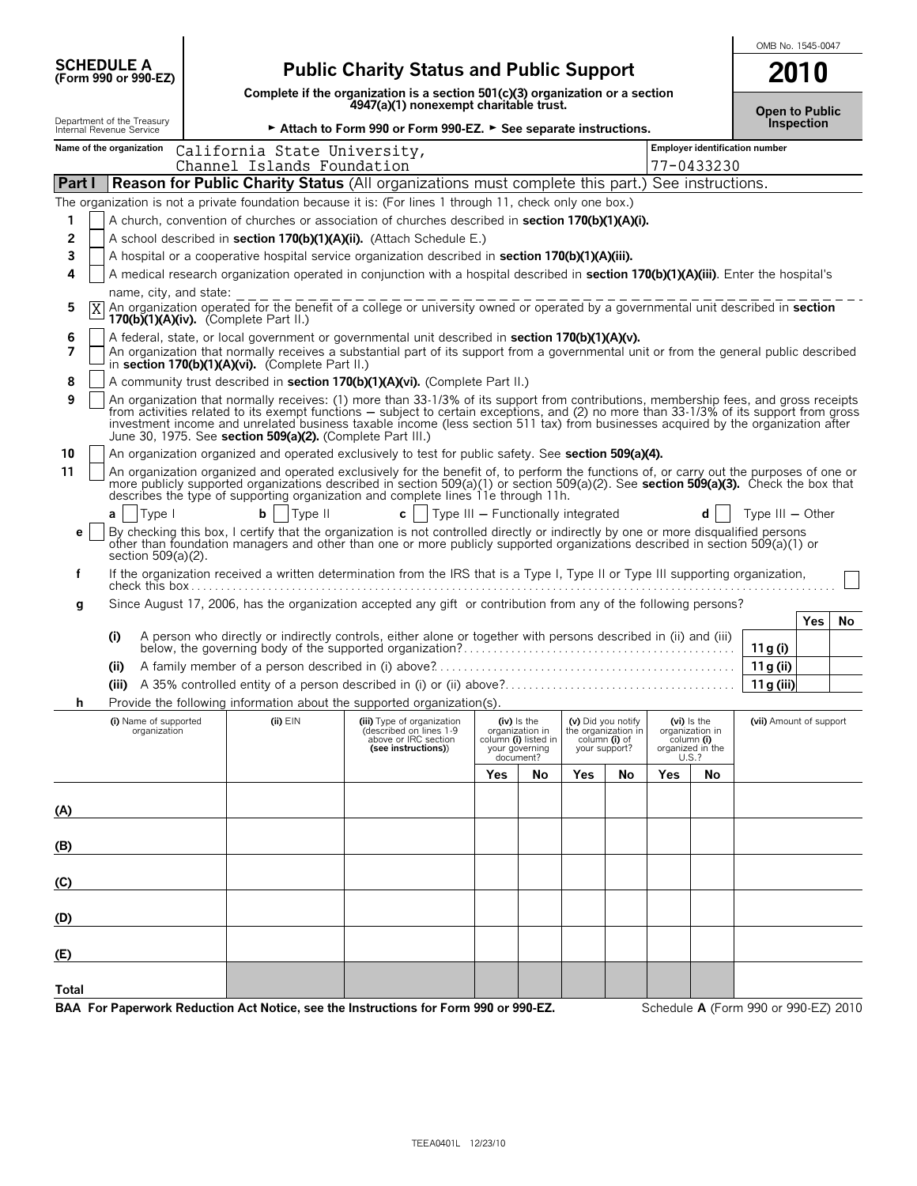**SCHEDULE A (Form 990 or 990-EZ)**

Department of the Treasury
Internal Revenue Service

# Public Charity Status and Public Support

**Complete if the organization is a section 501(c)(3) organization or a section 4947(a)(1) nonexempt charitable trust.**

► **Attach to Form 990 or Form 990-EZ.** ► **See separate instructions.**

OMB No. 1545-0047

**2010**

**Open to Public Inspection**

Name of the organization: California State University, Channel Islands Foundation

Employer identification number: 77-0433230

## Part I — Reason for Public Charity Status (All organizations must complete this part.) See instructions.

The organization is not a private foundation because it is: (For lines 1 through 11, check only one box.)

1. [ ] A church, convention of churches or association of churches described in **section 170(b)(1)(A)(i).**
2. [ ] A school described in **section 170(b)(1)(A)(ii).** (Attach Schedule E.)
3. [ ] A hospital or a cooperative hospital service organization described in **section 170(b)(1)(A)(iii).**
4. [ ] A medical research organization operated in conjunction with a hospital described in **section 170(b)(1)(A)(iii)**. Enter the hospital's name, city, and state:
5. [X] An organization operated for the benefit of a college or university owned or operated by a governmental unit described in **section 170(b)(1)(A)(iv).** (Complete Part II.)
6. [ ] A federal, state, or local government or governmental unit described in **section 170(b)(1)(A)(v).**
7. [ ] An organization that normally receives a substantial part of its support from a governmental unit or from the general public described in **section 170(b)(1)(A)(vi).** (Complete Part II.)
8. [ ] A community trust described in **section 170(b)(1)(A)(vi).** (Complete Part II.)
9. [ ] An organization that normally receives: (1) more than 33-1/3% of its support from contributions, membership fees, and gross receipts from activities related to its exempt functions — subject to certain exceptions, and (2) no more than 33-1/3% of its support from gross investment income and unrelated business taxable income (less section 511 tax) from businesses acquired by the organization after June 30, 1975. See **section 509(a)(2).** (Complete Part III.)
10. [ ] An organization organized and operated exclusively to test for public safety. See **section 509(a)(4).**
11. [ ] An organization organized and operated exclusively for the benefit of, to perform the functions of, or carry out the purposes of one or more publicly supported organizations described in section 509(a)(1) or section 509(a)(2). See **section 509(a)(3).** Check the box that describes the type of supporting organization and complete lines 11e through 11h.

   **a** [ ] Type I  **b** [ ] Type II  **c** [ ] Type III — Functionally integrated  **d** [ ] Type III — Other

   **e** [ ] By checking this box, I certify that the organization is not controlled directly or indirectly by one or more disqualified persons other than foundation managers and other than one or more publicly supported organizations described in section 509(a)(1) or section 509(a)(2).

   **f** If the organization received a written determination from the IRS that is a Type I, Type II or Type III supporting organization, check this box [ ]

   **g** Since August 17, 2006, has the organization accepted any gift or contribution from any of the following persons?

| | | | Yes | No |
|---|---|---|---|---|
| (i) | A person who directly or indirectly controls, either alone or together with persons described in (ii) and (iii) below, the governing body of the supported organization? | 11g (i) | | |
| (ii) | A family member of a person described in (i) above? | 11g (ii) | | |
| (iii) | A 35% controlled entity of a person described in (i) or (ii) above? | 11g (iii) | | |

   **h** Provide the following information about the supported organization(s).

| (i) Name of supported organization | (ii) EIN | (iii) Type of organization (described on lines 1-9 above or IRC section (see instructions)) | (iv) Is the organization in column (i) listed in your governing document? Yes | No | (v) Did you notify the organization in column (i) of your support? Yes | No | (vi) Is the organization in column (i) organized in the U.S.? Yes | No | (vii) Amount of support |
|---|---|---|---|---|---|---|---|---|---|
| (A) | | | | | | | | | |
| (B) | | | | | | | | | |
| (C) | | | | | | | | | |
| (D) | | | | | | | | | |
| (E) | | | | | | | | | |
| Total | | | | | | | | | |

**BAA For Paperwork Reduction Act Notice, see the Instructions for Form 990 or 990-EZ.** Schedule **A** (Form 990 or 990-EZ) 2010

TEEA0401L 12/23/10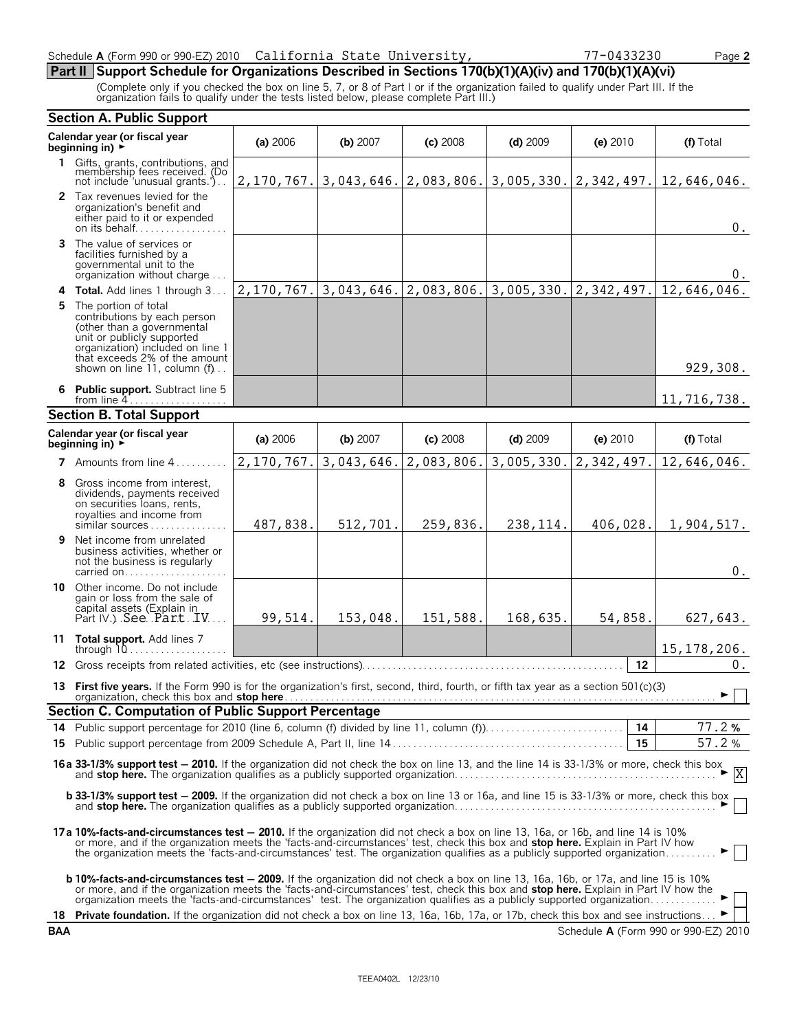Schedule A (Form 990 or 990-EZ) 2010 California State University, 77-0433230 Page 2

## Part II Support Schedule for Organizations Described in Sections 170(b)(1)(A)(iv) and 170(b)(1)(A)(vi)

(Complete only if you checked the box on line 5, 7, or 8 of Part I or if the organization failed to qualify under Part III. If the organization fails to qualify under the tests listed below, please complete Part III.)

### Section A. Public Support

| Calendar year (or fiscal year beginning in) ► | (a) 2006 | (b) 2007 | (c) 2008 | (d) 2009 | (e) 2010 | (f) Total |
|---|---|---|---|---|---|---|
| 1 Gifts, grants, contributions, and membership fees received. (Do not include 'unusual grants.') | 2,170,767. | 3,043,646. | 2,083,806. | 3,005,330. | 2,342,497. | 12,646,046. |
| 2 Tax revenues levied for the organization's benefit and either paid to it or expended on its behalf | | | | | | 0. |
| 3 The value of services or facilities furnished by a governmental unit to the organization without charge | | | | | | 0. |
| 4 **Total.** Add lines 1 through 3 | 2,170,767. | 3,043,646. | 2,083,806. | 3,005,330. | 2,342,497. | 12,646,046. |
| 5 The portion of total contributions by each person (other than a governmental unit or publicly supported organization) included on line 1 that exceeds 2% of the amount shown on line 11, column (f) | | | | | | 929,308. |
| 6 **Public support.** Subtract line 5 from line 4 | | | | | | 11,716,738. |

### Section B. Total Support

| Calendar year (or fiscal year beginning in) ► | (a) 2006 | (b) 2007 | (c) 2008 | (d) 2009 | (e) 2010 | (f) Total |
|---|---|---|---|---|---|---|
| 7 Amounts from line 4 | 2,170,767. | 3,043,646. | 2,083,806. | 3,005,330. | 2,342,497. | 12,646,046. |
| 8 Gross income from interest, dividends, payments received on securities loans, rents, royalties and income from similar sources | 487,838. | 512,701. | 259,836. | 238,114. | 406,028. | 1,904,517. |
| 9 Net income from unrelated business activities, whether or not the business is regularly carried on | | | | | | 0. |
| 10 Other income. Do not include gain or loss from the sale of capital assets (Explain in Part IV.) See Part IV | 99,514. | 153,048. | 151,588. | 168,635. | 54,858. | 627,643. |
| 11 **Total support.** Add lines 7 through 10 | | | | | | 15,178,206. |

12 Gross receipts from related activities, etc (see instructions) — **12** — 0.

13 **First five years.** If the Form 990 is for the organization's first, second, third, fourth, or fifth tax year as a section 501(c)(3) organization, check this box and **stop here** ► ☐

### Section C. Computation of Public Support Percentage

14 Public support percentage for 2010 (line 6, column (f) divided by line 11, column (f)) — **14** — 77.2 %

15 Public support percentage from 2009 Schedule A, Part II, line 14 — **15** — 57.2 %

**16a 33-1/3% support test — 2010.** If the organization did not check the box on line 13, and the line 14 is 33-1/3% or more, check this box and **stop here.** The organization qualifies as a publicly supported organization ► ☒

**b 33-1/3% support test — 2009.** If the organization did not check a box on line 13 or 16a, and line 15 is 33-1/3% or more, check this box and **stop here.** The organization qualifies as a publicly supported organization ► ☐

**17a 10%-facts-and-circumstances test — 2010.** If the organization did not check a box on line 13, 16a, or 16b, and line 14 is 10% or more, and if the organization meets the 'facts-and-circumstances' test, check this box and **stop here.** Explain in Part IV how the organization meets the 'facts-and-circumstances' test. The organization qualifies as a publicly supported organization ► ☐

**b 10%-facts-and-circumstances test — 2009.** If the organization did not check a box on line 13, 16a, 16b, or 17a, and line 15 is 10% or more, and if the organization meets the 'facts-and-circumstances' test, check this box and **stop here.** Explain in Part IV how the organization meets the 'facts-and-circumstances' test. The organization qualifies as a publicly supported organization ► ☐

18 **Private foundation.** If the organization did not check a box on line 13, 16a, 16b, 17a, or 17b, check this box and see instructions ► ☐

BAA Schedule A (Form 990 or 990-EZ) 2010

TEEA0402L 12/23/10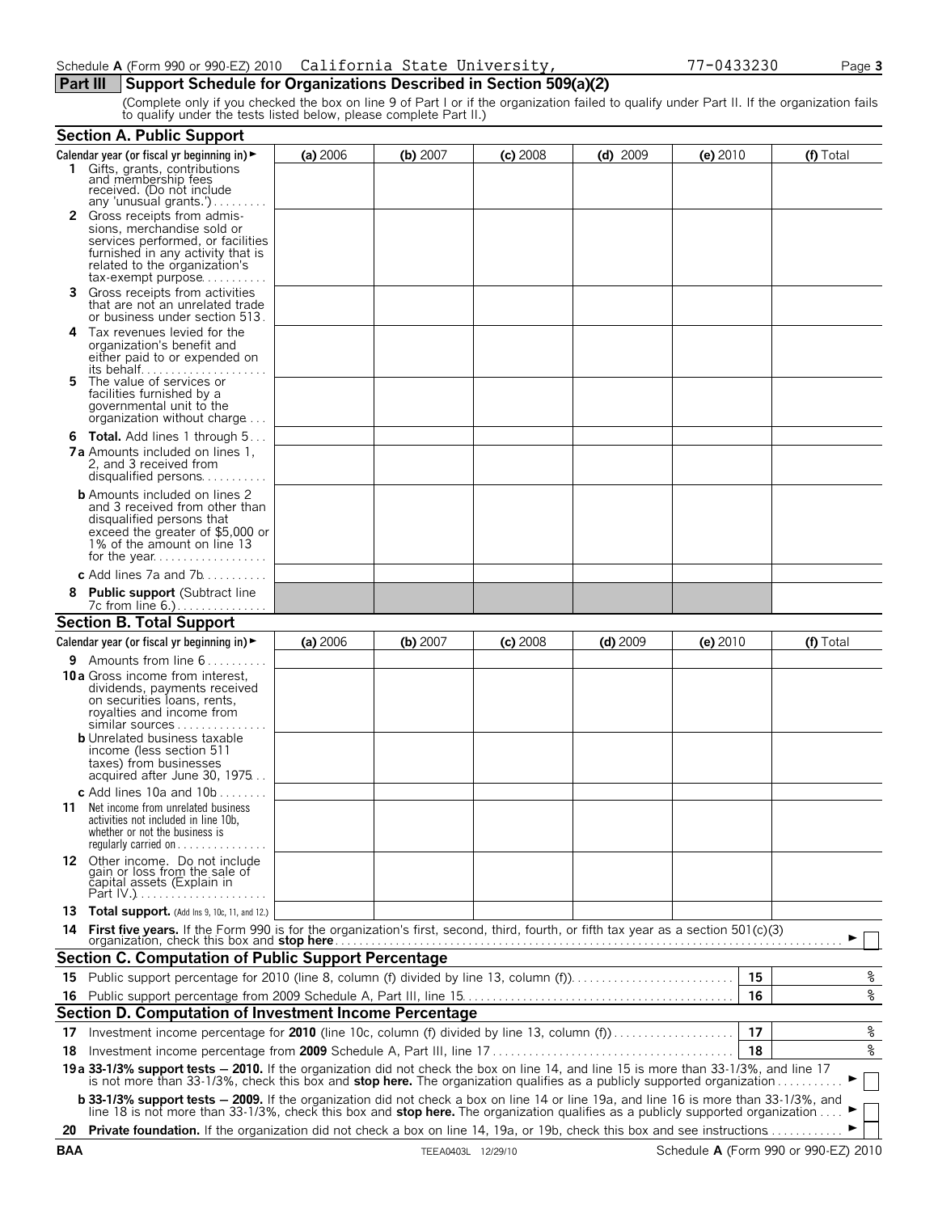Schedule **A** (Form 990 or 990-EZ) 2010 California State University, 77-0433230

## Part III Support Schedule for Organizations Described in Section 509(a)(2)

(Complete only if you checked the box on line 9 of Part I or if the organization failed to qualify under Part II. If the organization fails to qualify under the tests listed below, please complete Part II.)

### Section A. Public Support

| Calendar year (or fiscal yr beginning in) ► | (a) 2006 | (b) 2007 | (c) 2008 | (d) 2009 | (e) 2010 | (f) Total |
|---|---|---|---|---|---|---|
| **1** Gifts, grants, contributions and membership fees received. (Do not include any 'unusual grants.') | | | | | | |
| **2** Gross receipts from admissions, merchandise sold or services performed, or facilities furnished in any activity that is related to the organization's tax-exempt purpose | | | | | | |
| **3** Gross receipts from activities that are not an unrelated trade or business under section 513 | | | | | | |
| **4** Tax revenues levied for the organization's benefit and either paid to or expended on its behalf | | | | | | |
| **5** The value of services or facilities furnished by a governmental unit to the organization without charge | | | | | | |
| **6 Total.** Add lines 1 through 5 | | | | | | |
| **7a** Amounts included on lines 1, 2, and 3 received from disqualified persons | | | | | | |
| **b** Amounts included on lines 2 and 3 received from other than disqualified persons that exceed the greater of $5,000 or 1% of the amount on line 13 for the year | | | | | | |
| **c** Add lines 7a and 7b | | | | | | |
| **8 Public support** (Subtract line 7c from line 6.) | | | | | | |

### Section B. Total Support

| Calendar year (or fiscal yr beginning in) ► | (a) 2006 | (b) 2007 | (c) 2008 | (d) 2009 | (e) 2010 | (f) Total |
|---|---|---|---|---|---|---|
| **9** Amounts from line 6 | | | | | | |
| **10a** Gross income from interest, dividends, payments received on securities loans, rents, royalties and income from similar sources | | | | | | |
| **b** Unrelated business taxable income (less section 511 taxes) from businesses acquired after June 30, 1975 | | | | | | |
| **c** Add lines 10a and 10b | | | | | | |
| **11** Net income from unrelated business activities not included in line 10b, whether or not the business is regularly carried on | | | | | | |
| **12** Other income. Do not include gain or loss from the sale of capital assets (Explain in Part IV.) | | | | | | |
| **13 Total support.** (Add lns 9, 10c, 11, and 12.) | | | | | | |

**14 First five years.** If the Form 990 is for the organization's first, second, third, fourth, or fifth tax year as a section 501(c)(3) organization, check this box and **stop here** ► ☐

### Section C. Computation of Public Support Percentage

| | | | |
|---|---|---|---|
| **15** | Public support percentage for 2010 (line 8, column (f) divided by line 13, column (f)) | 15 | % |
| **16** | Public support percentage from 2009 Schedule A, Part III, line 15 | 16 | % |

### Section D. Computation of Investment Income Percentage

| | | | |
|---|---|---|---|
| **17** | Investment income percentage for **2010** (line 10c, column (f) divided by line 13, column (f)) | 17 | % |
| **18** | Investment income percentage from **2009** Schedule A, Part III, line 17 | 18 | % |

**19a 33-1/3% support tests — 2010.** If the organization did not check the box on line 14, and line 15 is more than 33-1/3%, and line 17 is not more than 33-1/3%, check this box and **stop here.** The organization qualifies as a publicly supported organization ► ☐

**b 33-1/3% support tests — 2009.** If the organization did not check a box on line 14 or line 19a, and line 16 is more than 33-1/3%, and line 18 is not more than 33-1/3%, check this box and **stop here.** The organization qualifies as a publicly supported organization ► ☐

**20 Private foundation.** If the organization did not check a box on line 14, 19a, or 19b, check this box and see instructions ► ☐

BAA TEEA0403L 12/29/10 Schedule **A** (Form 990 or 990-EZ) 2010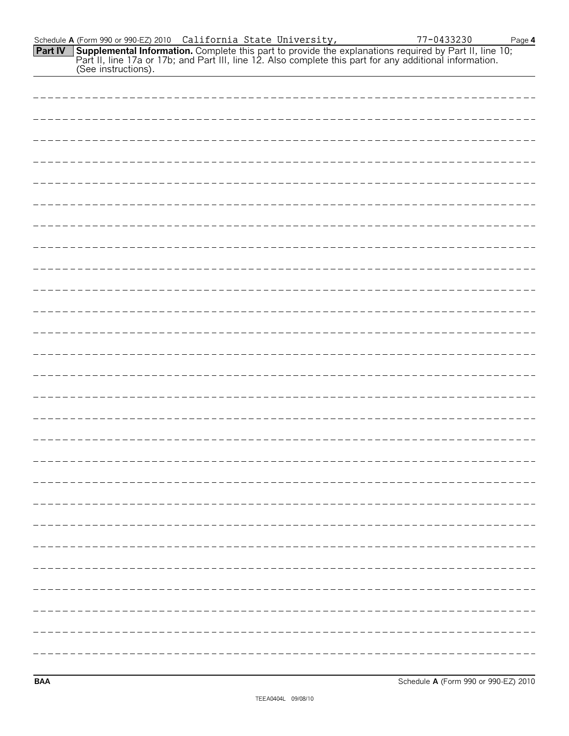Schedule **A** (Form 990 or 990-EZ) 2010 California State University, 77-0433230 Page **4**

**Part IV** **Supplemental Information.** Complete this part to provide the explanations required by Part II, line 10; Part II, line 17a or 17b; and Part III, line 12. Also complete this part for any additional information. (See instructions).

**BAA** Schedule **A** (Form 990 or 990-EZ) 2010

TEEA0404L 09/08/10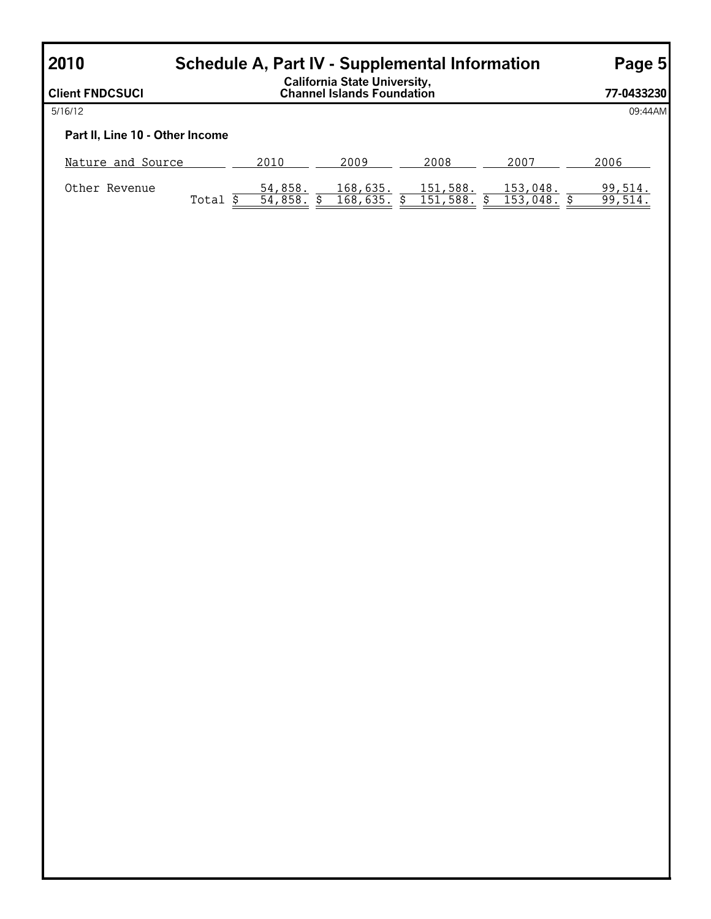# 2010 Schedule A, Part IV - Supplemental Information

**Client FNDCSUCI**

**California State University, Channel Islands Foundation**

**77-0433230**

5/16/12 09:44AM

### Part II, Line 10 - Other Income

| Nature and Source | 2010 | 2009 | 2008 | 2007 | 2006 |
|---|---|---|---|---|---|
| Other Revenue | 54,858. | 168,635. | 151,588. | 153,048. | 99,514. |
| Total | $ 54,858. | $ 168,635. | $ 151,588. | $ 153,048. | $ 99,514. |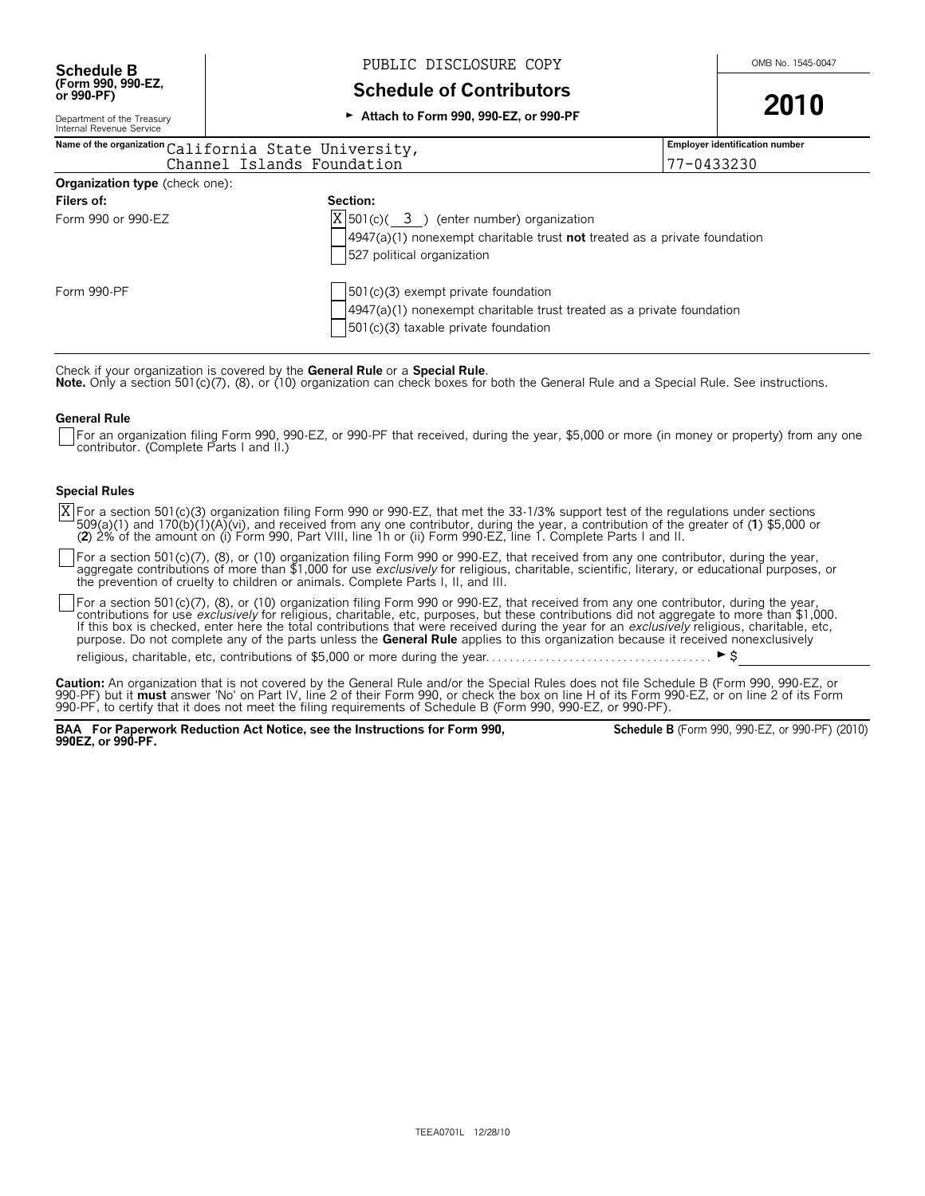**Schedule B**
**(Form 990, 990-EZ, or 990-PF)**
Department of the Treasury
Internal Revenue Service

PUBLIC DISCLOSURE COPY

# Schedule of Contributors

► **Attach to Form 990, 990-EZ, or 990-PF**

OMB No. 1545-0047

**2010**

| Name of the organization | Employer identification number |
|---|---|
| California State University, Channel Islands Foundation | 77-0433230 |

**Organization type** (check one):

| **Filers of:** | **Section:** |
|---|---|
| Form 990 or 990-EZ | [X] 501(c)( 3 ) (enter number) organization |
| | [ ] 4947(a)(1) nonexempt charitable trust **not** treated as a private foundation |
| | [ ] 527 political organization |
| Form 990-PF | [ ] 501(c)(3) exempt private foundation |
| | [ ] 4947(a)(1) nonexempt charitable trust treated as a private foundation |
| | [ ] 501(c)(3) taxable private foundation |

Check if your organization is covered by the **General Rule** or a **Special Rule**.
**Note.** Only a section 501(c)(7), (8), or (10) organization can check boxes for both the General Rule and a Special Rule. See instructions.

**General Rule**

[ ] For an organization filing Form 990, 990-EZ, or 990-PF that received, during the year, $5,000 or more (in money or property) from any one contributor. (Complete Parts I and II.)

**Special Rules**

[X] For a section 501(c)(3) organization filing Form 990 or 990-EZ, that met the 33-1/3% support test of the regulations under sections 509(a)(1) and 170(b)(1)(A)(vi), and received from any one contributor, during the year, a contribution of the greater of (**1**) $5,000 or (**2**) 2% of the amount on (i) Form 990, Part VIII, line 1h or (ii) Form 990-EZ, line 1. Complete Parts I and II.

[ ] For a section 501(c)(7), (8), or (10) organization filing Form 990 or 990-EZ, that received from any one contributor, during the year, aggregate contributions of more than $1,000 for use *exclusively* for religious, charitable, scientific, literary, or educational purposes, or the prevention of cruelty to children or animals. Complete Parts I, II, and III.

[ ] For a section 501(c)(7), (8), or (10) organization filing Form 990 or 990-EZ, that received from any one contributor, during the year, contributions for use *exclusively* for religious, charitable, etc, purposes, but these contributions did not aggregate to more than $1,000. If this box is checked, enter here the total contributions that were received during the year for an *exclusively* religious, charitable, etc, purpose. Do not complete any of the parts unless the **General Rule** applies to this organization because it received nonexclusively religious, charitable, etc, contributions of $5,000 or more during the year. . . . . . . . . . . . . . . . . . . . . . . . . . . . . . . . . . . . . ► $

**Caution:** An organization that is not covered by the General Rule and/or the Special Rules does not file Schedule B (Form 990, 990-EZ, or 990-PF) but it **must** answer 'No' on Part IV, line 2 of their Form 990, or check the box on line H of its Form 990-EZ, or on line 2 of its Form 990-PF, to certify that it does not meet the filing requirements of Schedule B (Form 990, 990-EZ, or 990-PF).

**BAA For Paperwork Reduction Act Notice, see the Instructions for Form 990, 990EZ, or 990-PF.** **Schedule B** (Form 990, 990-EZ, or 990-PF) (2010)

TEEA0701L 12/28/10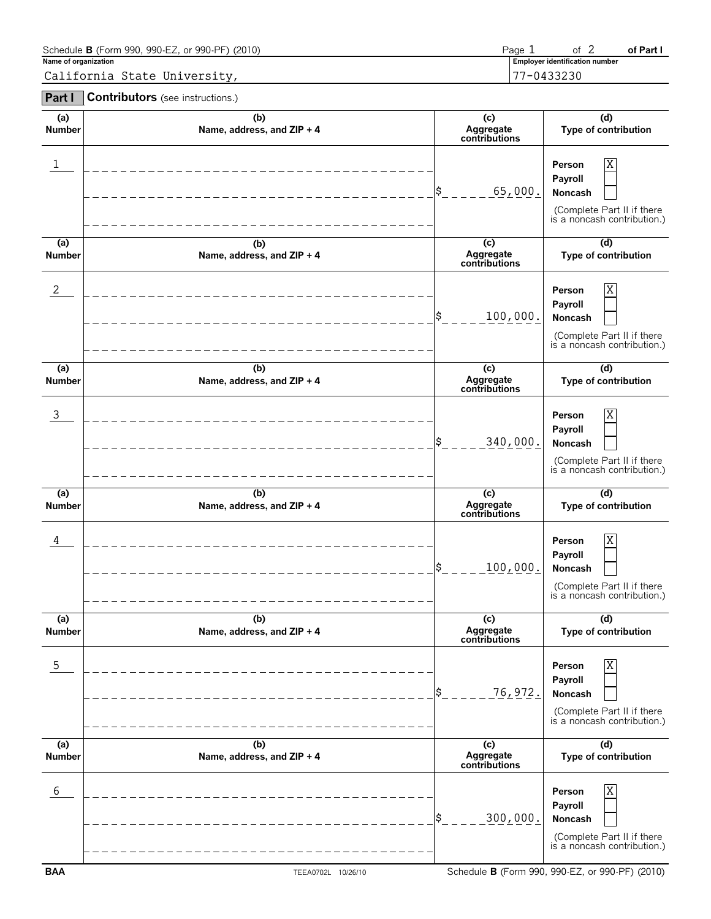Schedule **B** (Form 990, 990-EZ, or 990-PF) (2010) Page 1 of 2 **of Part I**

**Name of organization**
California State University,

**Employer identification number**
77-0433230

**Part I** **Contributors** (see instructions.)

| (a) Number | (b) Name, address, and ZIP + 4 | (c) Aggregate contributions | (d) Type of contribution |
|---|---|---|---|
| 1 | | $ 65,000. | Person [X] Payroll [ ] Noncash [ ] (Complete Part II if there is a noncash contribution.) |
| 2 | | $ 100,000. | Person [X] Payroll [ ] Noncash [ ] (Complete Part II if there is a noncash contribution.) |
| 3 | | $ 340,000. | Person [X] Payroll [ ] Noncash [ ] (Complete Part II if there is a noncash contribution.) |
| 4 | | $ 100,000. | Person [X] Payroll [ ] Noncash [ ] (Complete Part II if there is a noncash contribution.) |
| 5 | | $ 76,972. | Person [X] Payroll [ ] Noncash [ ] (Complete Part II if there is a noncash contribution.) |
| 6 | | $ 300,000. | Person [X] Payroll [ ] Noncash [ ] (Complete Part II if there is a noncash contribution.) |

BAA TEEA0702L 10/26/10 Schedule **B** (Form 990, 990-EZ, or 990-PF) (2010)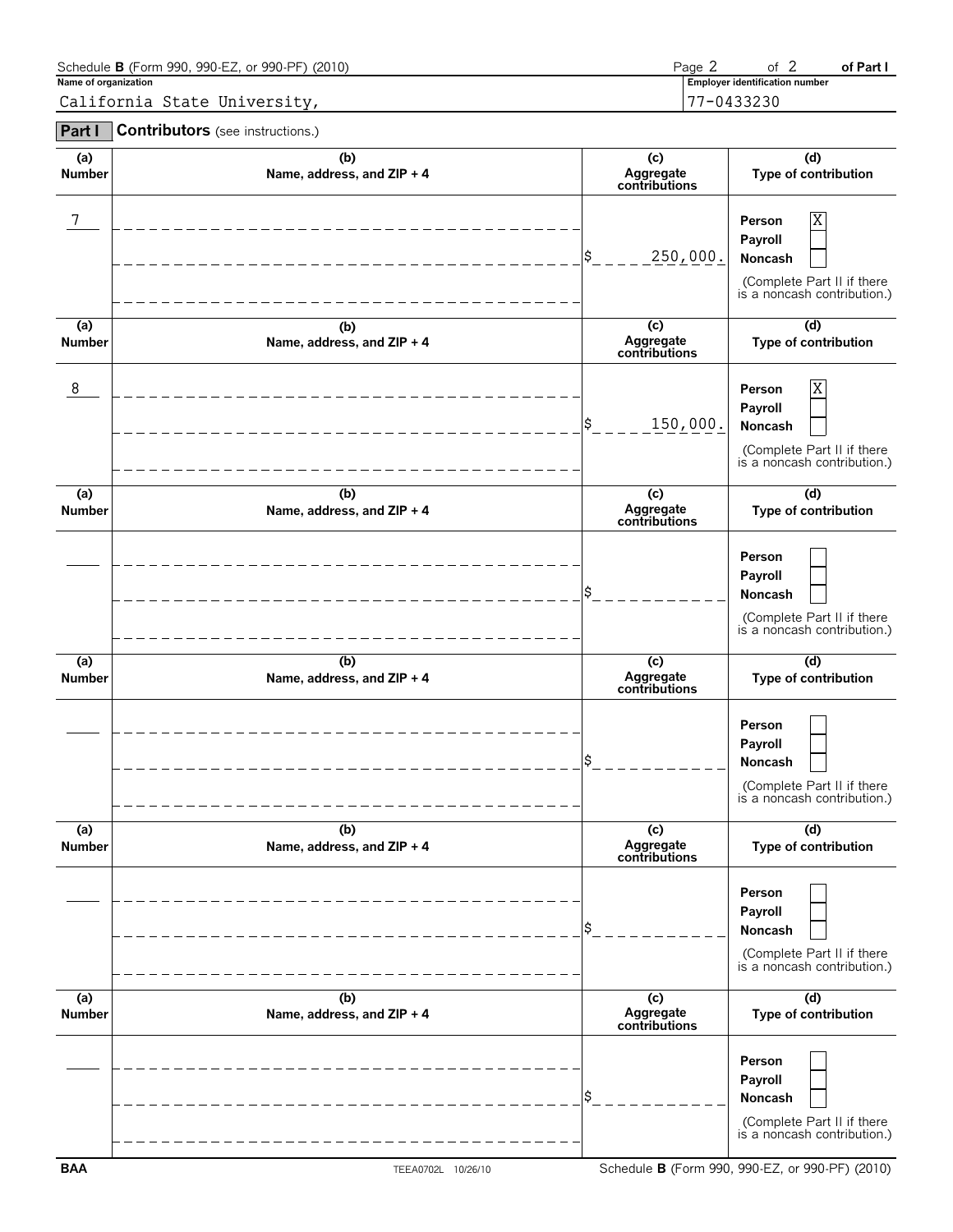Schedule **B** (Form 990, 990-EZ, or 990-PF) (2010) Page 2 of 2 of Part I

**Name of organization**
California State University,

**Employer identification number**
77-0433230

## Part I Contributors (see instructions.)

| (a) Number | (b) Name, address, and ZIP + 4 | (c) Aggregate contributions | (d) Type of contribution |
|---|---|---|---|
| 7 | | $ 250,000. | Person [X] Payroll [ ] Noncash [ ] (Complete Part II if there is a noncash contribution.) |
| 8 | | $ 150,000. | Person [X] Payroll [ ] Noncash [ ] (Complete Part II if there is a noncash contribution.) |
| | | $ | Person [ ] Payroll [ ] Noncash [ ] (Complete Part II if there is a noncash contribution.) |
| | | $ | Person [ ] Payroll [ ] Noncash [ ] (Complete Part II if there is a noncash contribution.) |
| | | $ | Person [ ] Payroll [ ] Noncash [ ] (Complete Part II if there is a noncash contribution.) |
| | | $ | Person [ ] Payroll [ ] Noncash [ ] (Complete Part II if there is a noncash contribution.) |

BAA TEEA0702L 10/26/10 Schedule **B** (Form 990, 990-EZ, or 990-PF) (2010)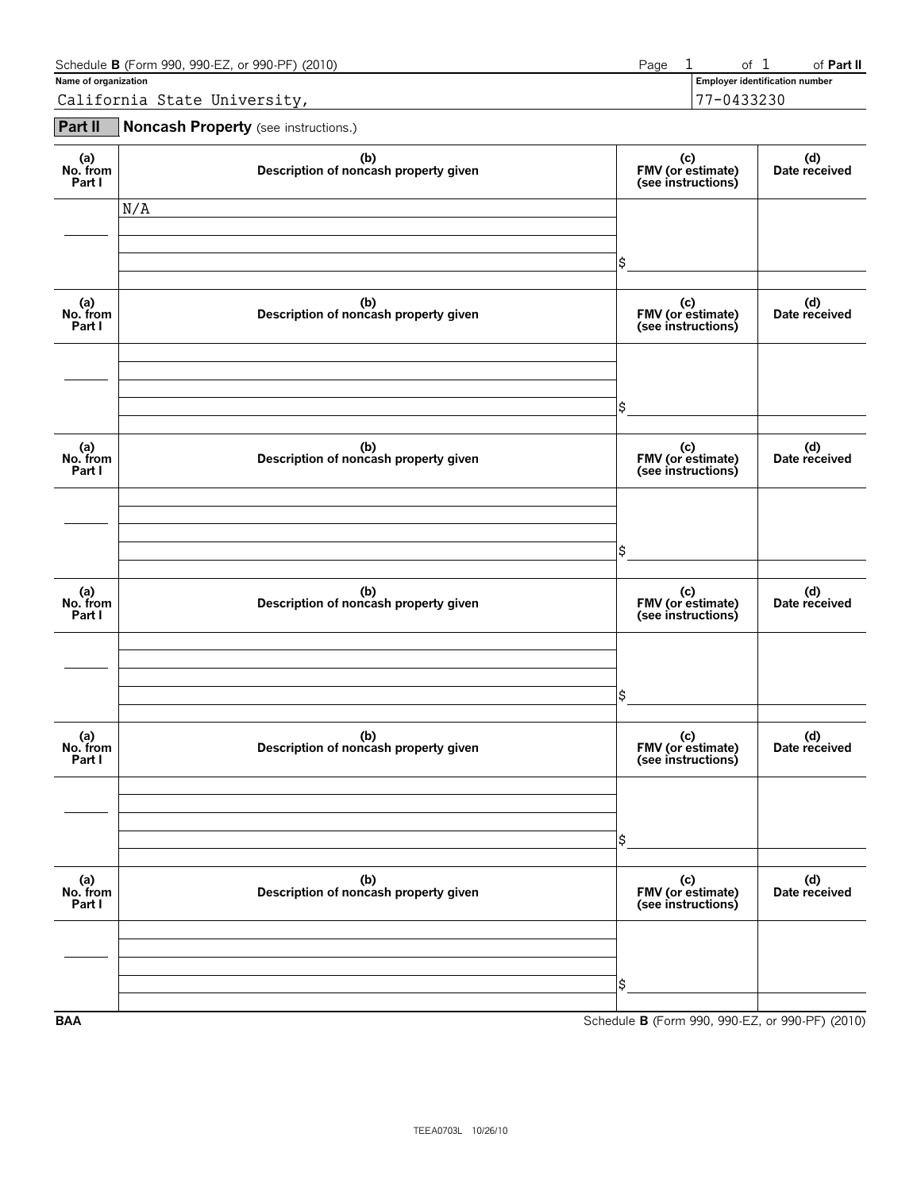Schedule **B** (Form 990, 990-EZ, or 990-PF) (2010) Page 1 of 1 of **Part II**

**Name of organization**

California State University,

**Employer identification number**

77-0433230

## Part II Noncash Property (see instructions.)

| (a) No. from Part I | (b) Description of noncash property given | (c) FMV (or estimate) (see instructions) | (d) Date received |
|---|---|---|---|
| | N/A | $ | |

| (a) No. from Part I | (b) Description of noncash property given | (c) FMV (or estimate) (see instructions) | (d) Date received |
|---|---|---|---|
| | | $ | |

| (a) No. from Part I | (b) Description of noncash property given | (c) FMV (or estimate) (see instructions) | (d) Date received |
|---|---|---|---|
| | | $ | |

| (a) No. from Part I | (b) Description of noncash property given | (c) FMV (or estimate) (see instructions) | (d) Date received |
|---|---|---|---|
| | | $ | |

| (a) No. from Part I | (b) Description of noncash property given | (c) FMV (or estimate) (see instructions) | (d) Date received |
|---|---|---|---|
| | | $ | |

| (a) No. from Part I | (b) Description of noncash property given | (c) FMV (or estimate) (see instructions) | (d) Date received |
|---|---|---|---|
| | | $ | |

**BAA** Schedule **B** (Form 990, 990-EZ, or 990-PF) (2010)

TEEA0703L 10/26/10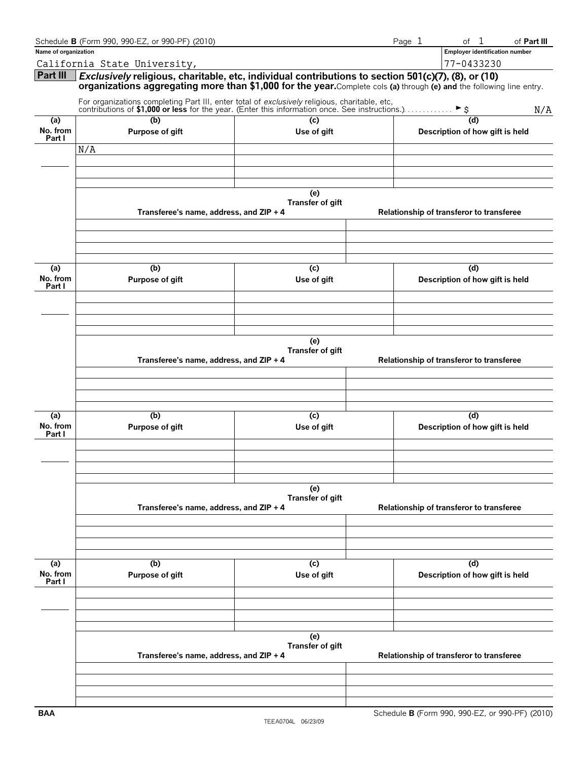Schedule **B** (Form 990, 990-EZ, or 990-PF) (2010)

**Name of organization**

California State University,

**Employer identification number**

77-0433230

## Part III — *Exclusively* religious, charitable, etc, individual contributions to section 501(c)(7), (8), or (10) organizations aggregating more than $1,000 for the year.

Complete cols **(a)** through **(e)** **and** the following line entry.

For organizations completing Part III, enter total of *exclusively* religious, charitable, etc, contributions of **$1,000 or less** for the year. (Enter this information once. See instructions.) . . . . . . . . . . . . ► $ N/A

| (a) No. from Part I | (b) Purpose of gift | (c) Use of gift | (d) Description of how gift is held |
|---|---|---|---|
| | N/A | | |

| (e) Transfer of gift | |
|---|---|
| **Transferee's name, address, and ZIP + 4** | **Relationship of transferor to transferee** |
| | |

| (a) No. from Part I | (b) Purpose of gift | (c) Use of gift | (d) Description of how gift is held |
|---|---|---|---|
| | | | |

| (e) Transfer of gift | |
|---|---|
| **Transferee's name, address, and ZIP + 4** | **Relationship of transferor to transferee** |
| | |

| (a) No. from Part I | (b) Purpose of gift | (c) Use of gift | (d) Description of how gift is held |
|---|---|---|---|
| | | | |

| (e) Transfer of gift | |
|---|---|
| **Transferee's name, address, and ZIP + 4** | **Relationship of transferor to transferee** |
| | |

| (a) No. from Part I | (b) Purpose of gift | (c) Use of gift | (d) Description of how gift is held |
|---|---|---|---|
| | | | |

| (e) Transfer of gift | |
|---|---|
| **Transferee's name, address, and ZIP + 4** | **Relationship of transferor to transferee** |
| | |

BAA

TEEA0704L 06/23/09

Schedule **B** (Form 990, 990-EZ, or 990-PF) (2010)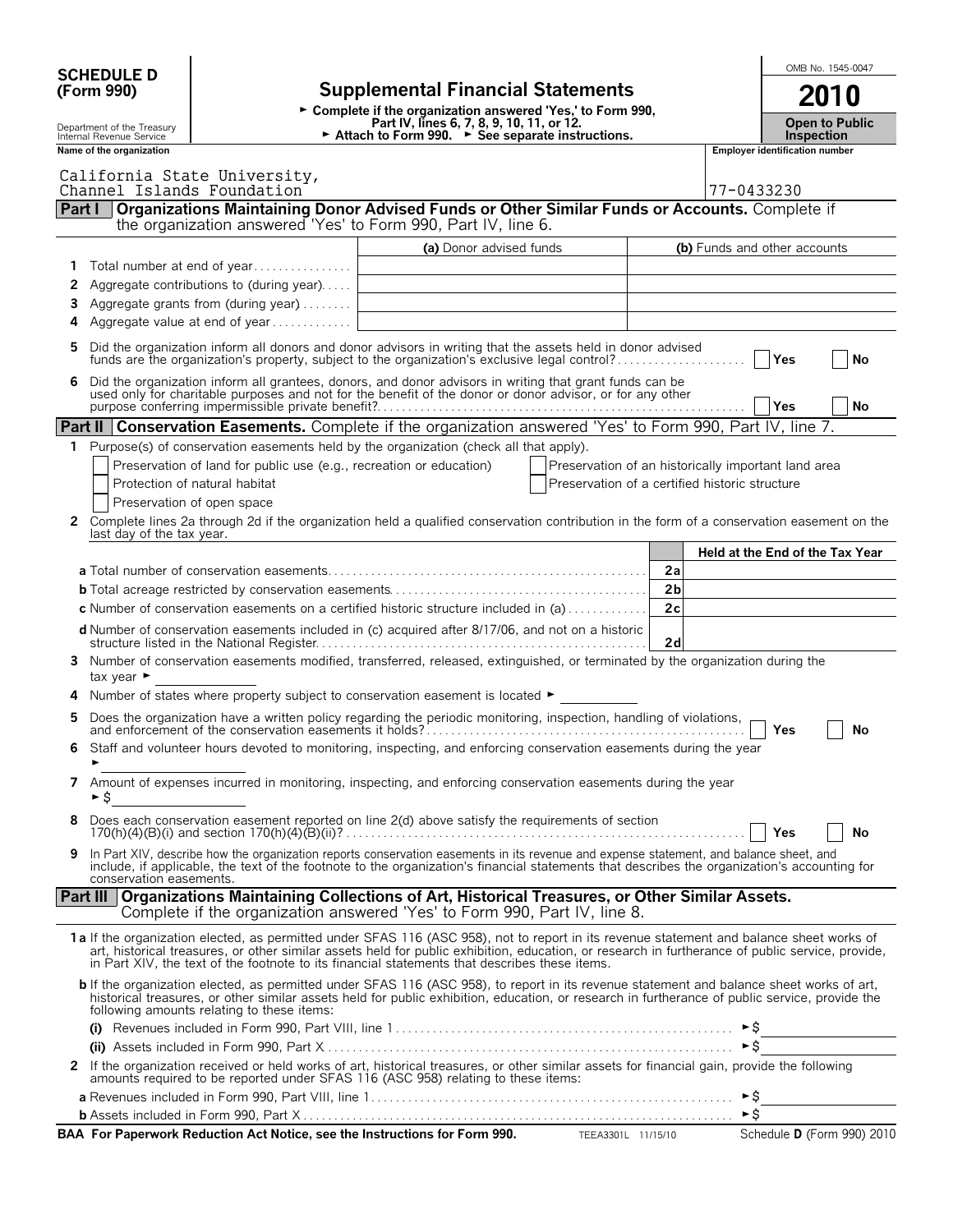**SCHEDULE D (Form 990)**

Department of the Treasury
Internal Revenue Service

# Supplemental Financial Statements

► Complete if the organization answered 'Yes,' to Form 990, Part IV, lines 6, 7, 8, 9, 10, 11, or 12.
► Attach to Form 990. ► See separate instructions.

OMB No. 1545-0047

**2010**

**Open to Public Inspection**

Name of the organization: California State University, Channel Islands Foundation

Employer identification number: 77-0433230

## Part I — Organizations Maintaining Donor Advised Funds or Other Similar Funds or Accounts. Complete if the organization answered 'Yes' to Form 990, Part IV, line 6.

| | | (a) Donor advised funds | (b) Funds and other accounts |
|---|---|---|---|
| 1 | Total number at end of year | | |
| 2 | Aggregate contributions to (during year) | | |
| 3 | Aggregate grants from (during year) | | |
| 4 | Aggregate value at end of year | | |

5 Did the organization inform all donors and donor advisors in writing that the assets held in donor advised funds are the organization's property, subject to the organization's exclusive legal control? ☐ Yes ☐ No

6 Did the organization inform all grantees, donors, and donor advisors in writing that grant funds can be used only for charitable purposes and not for the benefit of the donor or donor advisor, or for any other purpose conferring impermissible private benefit? ☐ Yes ☐ No

## Part II — Conservation Easements. Complete if the organization answered 'Yes' to Form 990, Part IV, line 7.

1 Purpose(s) of conservation easements held by the organization (check all that apply).

☐ Preservation of land for public use (e.g., recreation or education)
☐ Preservation of an historically important land area
☐ Protection of natural habitat
☐ Preservation of a certified historic structure
☐ Preservation of open space

2 Complete lines 2a through 2d if the organization held a qualified conservation contribution in the form of a conservation easement on the last day of the tax year.

| | | Held at the End of the Tax Year |
|---|---|---|
| **a** Total number of conservation easements | 2a | |
| **b** Total acreage restricted by conservation easements | 2b | |
| **c** Number of conservation easements on a certified historic structure included in (a) | 2c | |
| **d** Number of conservation easements included in (c) acquired after 8/17/06, and not on a historic structure listed in the National Register | 2d | |

3 Number of conservation easements modified, transferred, released, extinguished, or terminated by the organization during the tax year ►

4 Number of states where property subject to conservation easement is located ►

5 Does the organization have a written policy regarding the periodic monitoring, inspection, handling of violations, and enforcement of the conservation easements it holds? ☐ Yes ☐ No

6 Staff and volunteer hours devoted to monitoring, inspecting, and enforcing conservation easements during the year ►

7 Amount of expenses incurred in monitoring, inspecting, and enforcing conservation easements during the year ► $

8 Does each conservation easement reported on line 2(d) above satisfy the requirements of section 170(h)(4)(B)(i) and section 170(h)(4)(B)(ii)? ☐ Yes ☐ No

9 In Part XIV, describe how the organization reports conservation easements in its revenue and expense statement, and balance sheet, and include, if applicable, the text of the footnote to the organization's financial statements that describes the organization's accounting for conservation easements.

## Part III — Organizations Maintaining Collections of Art, Historical Treasures, or Other Similar Assets. Complete if the organization answered 'Yes' to Form 990, Part IV, line 8.

**1a** If the organization elected, as permitted under SFAS 116 (ASC 958), not to report in its revenue statement and balance sheet works of art, historical treasures, or other similar assets held for public exhibition, education, or research in furtherance of public service, provide, in Part XIV, the text of the footnote to its financial statements that describes these items.

**b** If the organization elected, as permitted under SFAS 116 (ASC 958), to report in its revenue statement and balance sheet works of art, historical treasures, or other similar assets held for public exhibition, education, or research in furtherance of public service, provide the following amounts relating to these items:

**(i)** Revenues included in Form 990, Part VIII, line 1 ► $

**(ii)** Assets included in Form 990, Part X ► $

2 If the organization received or held works of art, historical treasures, or other similar assets for financial gain, provide the following amounts required to be reported under SFAS 116 (ASC 958) relating to these items:

**a** Revenues included in Form 990, Part VIII, line 1 ► $

**b** Assets included in Form 990, Part X ► $

**BAA For Paperwork Reduction Act Notice, see the Instructions for Form 990.** TEEA3301L 11/15/10 Schedule **D** (Form 990) 2010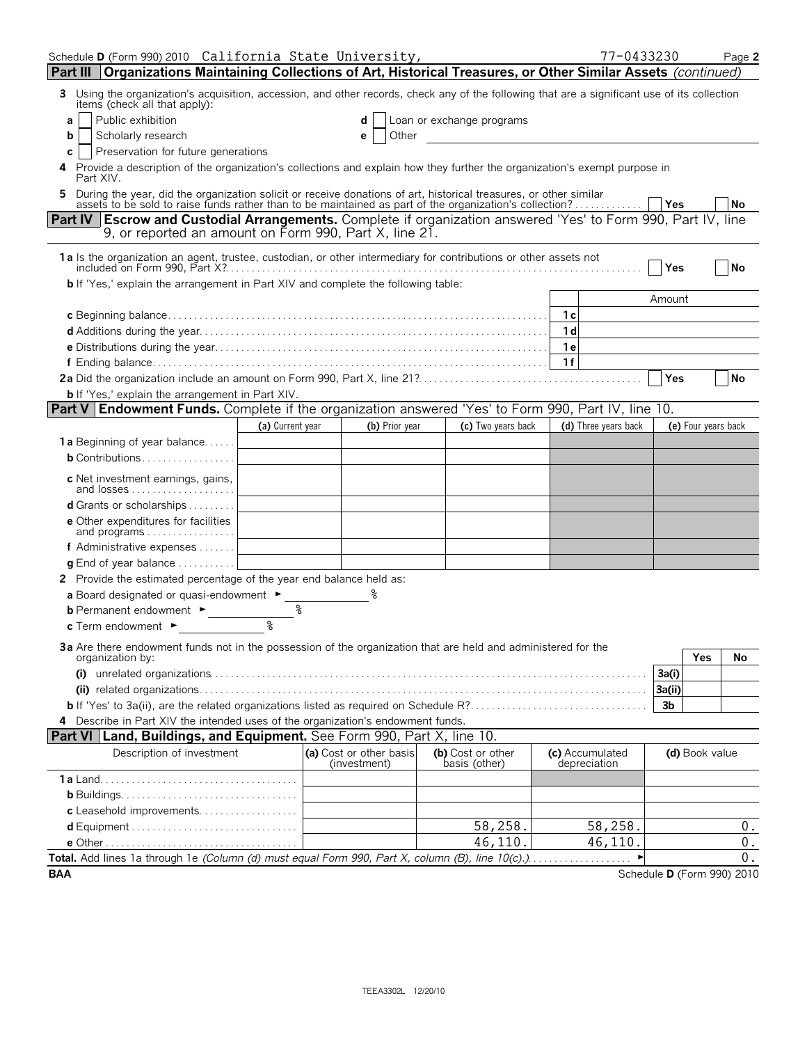Schedule D (Form 990) 2010 California State University, 77-0433230 Page 2

**Part III** **Organizations Maintaining Collections of Art, Historical Treasures, or Other Similar Assets** *(continued)*

3 Using the organization's acquisition, accession, and other records, check any of the following that are a significant use of its collection items (check all that apply):

a [ ] Public exhibition
b [ ] Scholarly research
c [ ] Preservation for future generations
d [ ] Loan or exchange programs
e [ ] Other

4 Provide a description of the organization's collections and explain how they further the organization's exempt purpose in Part XIV.

5 During the year, did the organization solicit or receive donations of art, historical treasures, or other similar assets to be sold to raise funds rather than to be maintained as part of the organization's collection? [ ] Yes [ ] No

**Part IV** **Escrow and Custodial Arrangements.** Complete if organization answered 'Yes' to Form 990, Part IV, line 9, or reported an amount on Form 990, Part X, line 21.

1a Is the organization an agent, trustee, custodian, or other intermediary for contributions or other assets not included on Form 990, Part X? [ ] Yes [ ] No

b If 'Yes,' explain the arrangement in Part XIV and complete the following table:

| | | Amount |
|---|---|---|
| c Beginning balance | 1c | |
| d Additions during the year | 1d | |
| e Distributions during the year | 1e | |
| f Ending balance | 1f | |

2a Did the organization include an amount on Form 990, Part X, line 21? [ ] Yes [ ] No

b If 'Yes,' explain the arrangement in Part XIV.

**Part V** **Endowment Funds.** Complete if the organization answered 'Yes' to Form 990, Part IV, line 10.

| | (a) Current year | (b) Prior year | (c) Two years back | (d) Three years back | (e) Four years back |
|---|---|---|---|---|---|
| 1a Beginning of year balance | | | | | |
| b Contributions | | | | | |
| c Net investment earnings, gains, and losses | | | | | |
| d Grants or scholarships | | | | | |
| e Other expenditures for facilities and programs | | | | | |
| f Administrative expenses | | | | | |
| g End of year balance | | | | | |

2 Provide the estimated percentage of the year end balance held as:

a Board designated or quasi-endowment ► %
b Permanent endowment ► %
c Term endowment ► %

3a Are there endowment funds not in the possession of the organization that are held and administered for the organization by:

| | | Yes | No |
|---|---|---|---|
| (i) unrelated organizations | 3a(i) | | |
| (ii) related organizations | 3a(ii) | | |
| b If 'Yes' to 3a(ii), are the related organizations listed as required on Schedule R? | 3b | | |

4 Describe in Part XIV the intended uses of the organization's endowment funds.

**Part VI** **Land, Buildings, and Equipment.** See Form 990, Part X, line 10.

| Description of investment | (a) Cost or other basis (investment) | (b) Cost or other basis (other) | (c) Accumulated depreciation | (d) Book value |
|---|---|---|---|---|
| 1a Land | | | | |
| b Buildings | | | | |
| c Leasehold improvements | | | | |
| d Equipment | | 58,258. | 58,258. | 0. |
| e Other | | 46,110. | 46,110. | 0. |
| **Total.** Add lines 1a through 1e *(Column (d) must equal Form 990, Part X, column (B), line 10(c).)* | | | ► | 0. |

BAA Schedule D (Form 990) 2010

TEEA3302L 12/20/10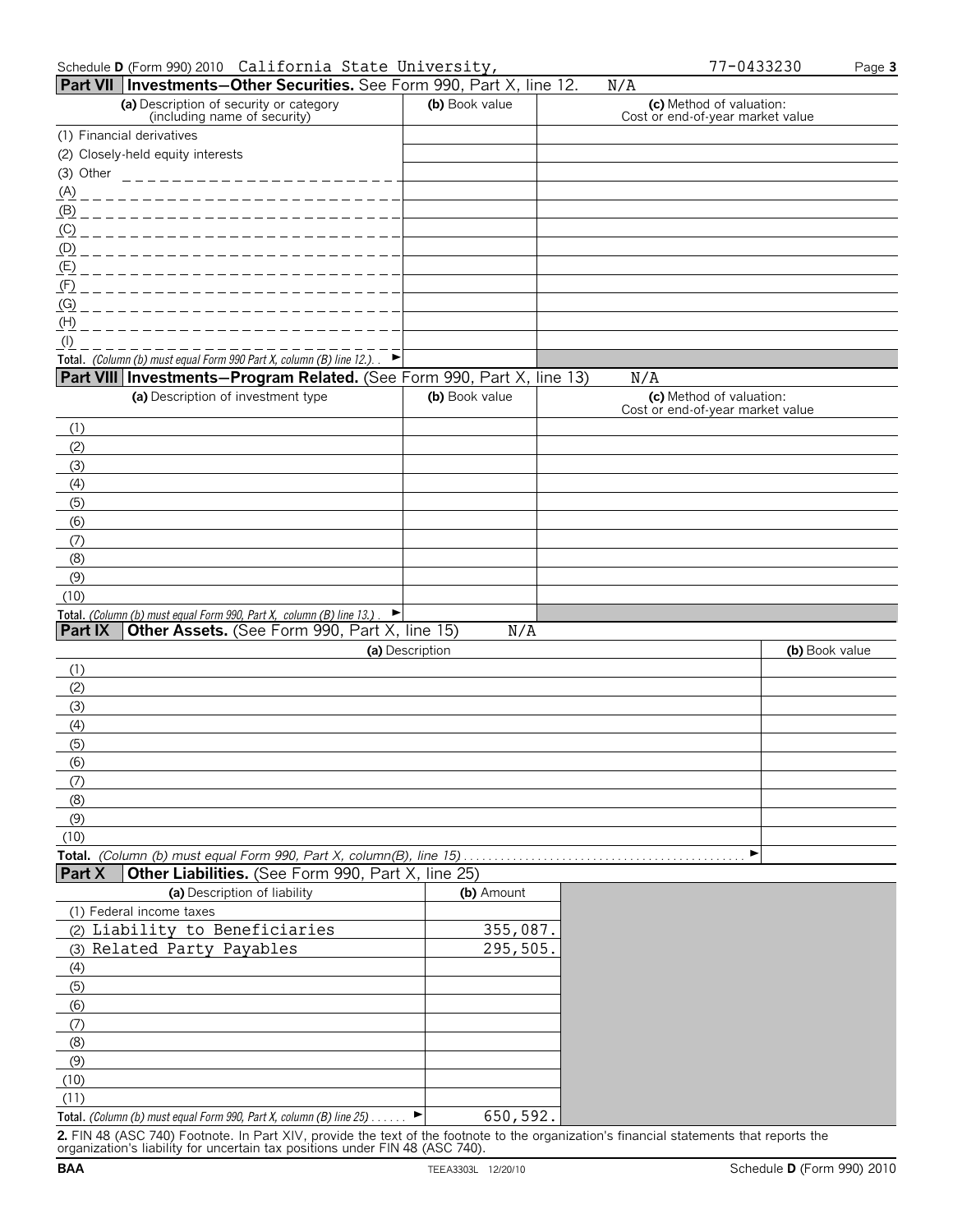Schedule D (Form 990) 2010 California State University, 77-0433230 Page 3

## Part VII Investments—Other Securities. See Form 990, Part X, line 12. N/A

| (a) Description of security or category (including name of security) | (b) Book value | (c) Method of valuation: Cost or end-of-year market value |
|---|---|---|
| (1) Financial derivatives | | |
| (2) Closely-held equity interests | | |
| (3) Other | | |
| (A) | | |
| (B) | | |
| (C) | | |
| (D) | | |
| (E) | | |
| (F) | | |
| (G) | | |
| (H) | | |
| (I) | | |
| **Total.** *(Column (b) must equal Form 990 Part X, column (B) line 12.)* ► | | |

## Part VIII Investments—Program Related. (See Form 990, Part X, line 13) N/A

| (a) Description of investment type | (b) Book value | (c) Method of valuation: Cost or end-of-year market value |
|---|---|---|
| (1) | | |
| (2) | | |
| (3) | | |
| (4) | | |
| (5) | | |
| (6) | | |
| (7) | | |
| (8) | | |
| (9) | | |
| (10) | | |
| **Total.** *(Column (b) must equal Form 990, Part X, column (B) line 13.)* ► | | |

## Part IX Other Assets. (See Form 990, Part X, line 15) N/A

| (a) Description | (b) Book value |
|---|---|
| (1) | |
| (2) | |
| (3) | |
| (4) | |
| (5) | |
| (6) | |
| (7) | |
| (8) | |
| (9) | |
| (10) | |
| **Total.** *(Column (b) must equal Form 990, Part X, column(B), line 15)* ► | |

## Part X Other Liabilities. (See Form 990, Part X, line 25)

| (a) Description of liability | (b) Amount |
|---|---|
| (1) Federal income taxes | |
| (2) Liability to Beneficiaries | 355,087. |
| (3) Related Party Payables | 295,505. |
| (4) | |
| (5) | |
| (6) | |
| (7) | |
| (8) | |
| (9) | |
| (10) | |
| (11) | |
| **Total.** *(Column (b) must equal Form 990, Part X, column (B) line 25)* ► | 650,592. |

**2.** FIN 48 (ASC 740) Footnote. In Part XIV, provide the text of the footnote to the organization's financial statements that reports the organization's liability for uncertain tax positions under FIN 48 (ASC 740).

BAA TEEA3303L 12/20/10 Schedule D (Form 990) 2010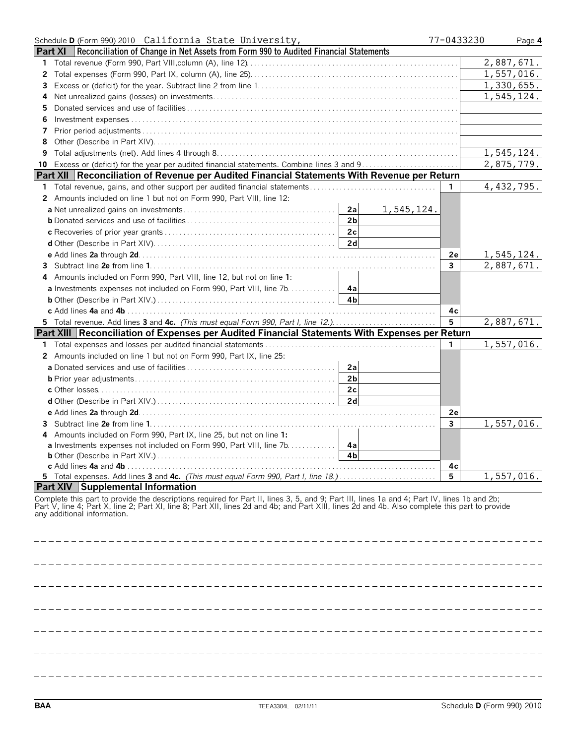Schedule **D** (Form 990) 2010 California State University, 77-0433230 Page **4**

## Part XI Reconciliation of Change in Net Assets from Form 990 to Audited Financial Statements

| | | |
|---|---|---|
| **1** | Total revenue (Form 990, Part VIII, column (A), line 12) | 2,887,671. |
| **2** | Total expenses (Form 990, Part IX, column (A), line 25) | 1,557,016. |
| **3** | Excess or (deficit) for the year. Subtract line 2 from line 1 | 1,330,655. |
| **4** | Net unrealized gains (losses) on investments | 1,545,124. |
| **5** | Donated services and use of facilities | |
| **6** | Investment expenses | |
| **7** | Prior period adjustments | |
| **8** | Other (Describe in Part XIV) | |
| **9** | Total adjustments (net). Add lines 4 through 8 | 1,545,124. |
| **10** | Excess or (deficit) for the year per audited financial statements. Combine lines 3 and 9 | 2,875,779. |

## Part XII Reconciliation of Revenue per Audited Financial Statements With Revenue per Return

| | | | | | |
|---|---|---|---|---|---|
| **1** | Total revenue, gains, and other support per audited financial statements | | | 1 | 4,432,795. |
| **2** | Amounts included on line 1 but not on Form 990, Part VIII, line 12: | | | | |
| | **a** Net unrealized gains on investments | 2a | 1,545,124. | | |
| | **b** Donated services and use of facilities | 2b | | | |
| | **c** Recoveries of prior year grants | 2c | | | |
| | **d** Other (Describe in Part XIV) | 2d | | | |
| | **e** Add lines **2a** through **2d** | | | 2e | 1,545,124. |
| **3** | Subtract line **2e** from line **1** | | | 3 | 2,887,671. |
| **4** | Amounts included on Form 990, Part VIII, line 12, but not on line **1**: | | | | |
| | **a** Investments expenses not included on Form 990, Part VIII, line 7b | 4a | | | |
| | **b** Other (Describe in Part XIV.) | 4b | | | |
| | **c** Add lines **4a** and **4b** | | | 4c | |
| **5** | Total revenue. Add lines **3** and **4c.** *(This must equal Form 990, Part I, line 12.)* | | | 5 | 2,887,671. |

## Part XIII Reconciliation of Expenses per Audited Financial Statements With Expenses per Return

| | | | | | |
|---|---|---|---|---|---|
| **1** | Total expenses and losses per audited financial statements | | | 1 | 1,557,016. |
| **2** | Amounts included on line 1 but not on Form 990, Part IX, line 25: | | | | |
| | **a** Donated services and use of facilities | 2a | | | |
| | **b** Prior year adjustments | 2b | | | |
| | **c** Other losses | 2c | | | |
| | **d** Other (Describe in Part XIV.) | 2d | | | |
| | **e** Add lines **2a** through **2d** | | | 2e | |
| **3** | Subtract line **2e** from line **1** | | | 3 | 1,557,016. |
| **4** | Amounts included on Form 990, Part IX, line 25, but not on line **1:** | | | | |
| | **a** Investments expenses not included on Form 990, Part VIII, line 7b | 4a | | | |
| | **b** Other (Describe in Part XIV.) | 4b | | | |
| | **c** Add lines **4a** and **4b** | | | 4c | |
| **5** | Total expenses. Add lines **3** and **4c.** *(This must equal Form 990, Part I, line 18.)* | | | 5 | 1,557,016. |

## Part XIV Supplemental Information

Complete this part to provide the descriptions required for Part II, lines 3, 5, and 9; Part III, lines 1a and 4; Part IV, lines 1b and 2b; Part V, line 4; Part X, line 2; Part XI, line 8; Part XII, lines 2d and 4b; and Part XIII, lines 2d and 4b. Also complete this part to provide any additional information.

BAA TEEA3304L 02/11/11 Schedule **D** (Form 990) 2010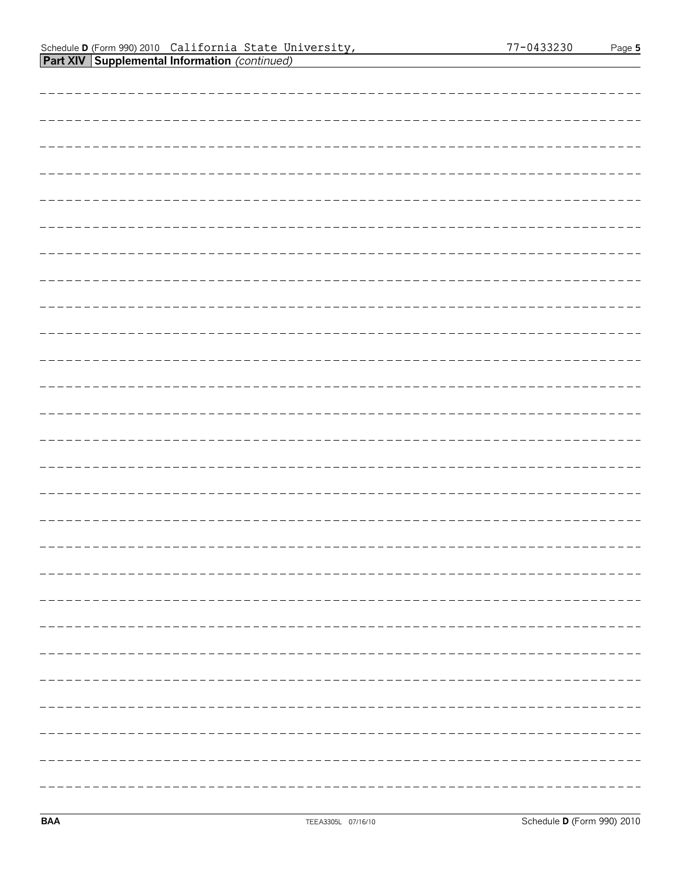Schedule D (Form 990) 2010 California State University, 77-0433230

**Part XIV Supplemental Information** *(continued)*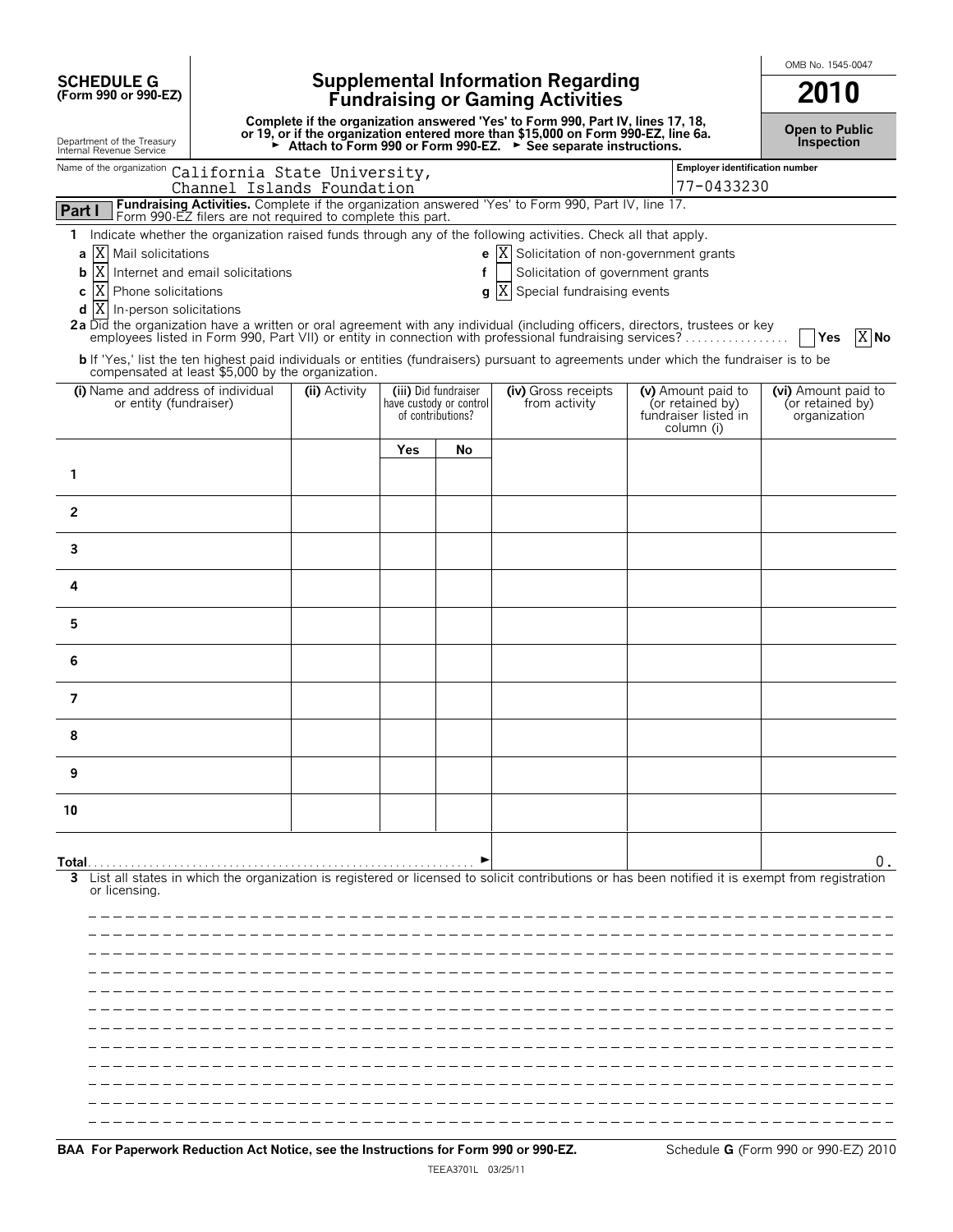**SCHEDULE G**
**(Form 990 or 990-EZ)**

Department of the Treasury
Internal Revenue Service

# Supplemental Information Regarding Fundraising or Gaming Activities

**Complete if the organization answered 'Yes' to Form 990, Part IV, lines 17, 18, or 19, or if the organization entered more than $15,000 on Form 990-EZ, line 6a.**
**► Attach to Form 990 or Form 990-EZ. ► See separate instructions.**

OMB No. 1545-0047

**2010**

**Open to Public Inspection**

Name of the organization: California State University, Channel Islands Foundation

Employer identification number: 77-0433230

**Part I** **Fundraising Activities.** Complete if the organization answered 'Yes' to Form 990, Part IV, line 17. Form 990-EZ filers are not required to complete this part.

**1** Indicate whether the organization raised funds through any of the following activities. Check all that apply.

- **a** [X] Mail solicitations
- **b** [X] Internet and email solicitations
- **c** [X] Phone solicitations
- **d** [X] In-person solicitations
- **e** [X] Solicitation of non-government grants
- **f** [ ] Solicitation of government grants
- **g** [X] Special fundraising events

**2a** Did the organization have a written or oral agreement with any individual (including officers, directors, trustees or key employees listed in Form 990, Part VII) or entity in connection with professional fundraising services? [ ] **Yes** [X] **No**

**b** If 'Yes,' list the ten highest paid individuals or entities (fundraisers) pursuant to agreements under which the fundraiser is to be compensated at least $5,000 by the organization.

| (i) Name and address of individual or entity (fundraiser) | (ii) Activity | (iii) Did fundraiser have custody or control of contributions? | | (iv) Gross receipts from activity | (v) Amount paid to (or retained by) fundraiser listed in column (i) | (vi) Amount paid to (or retained by) organization |
|---|---|---|---|---|---|---|
| | | Yes | No | | | |
| 1 | | | | | | |
| 2 | | | | | | |
| 3 | | | | | | |
| 4 | | | | | | |
| 5 | | | | | | |
| 6 | | | | | | |
| 7 | | | | | | |
| 8 | | | | | | |
| 9 | | | | | | |
| 10 | | | | | | |
| **Total** ► | | | | | | 0. |

**3** List all states in which the organization is registered or licensed to solicit contributions or has been notified it is exempt from registration or licensing.

**BAA For Paperwork Reduction Act Notice, see the Instructions for Form 990 or 990-EZ.** Schedule **G** (Form 990 or 990-EZ) 2010

TEEA3701L 03/25/11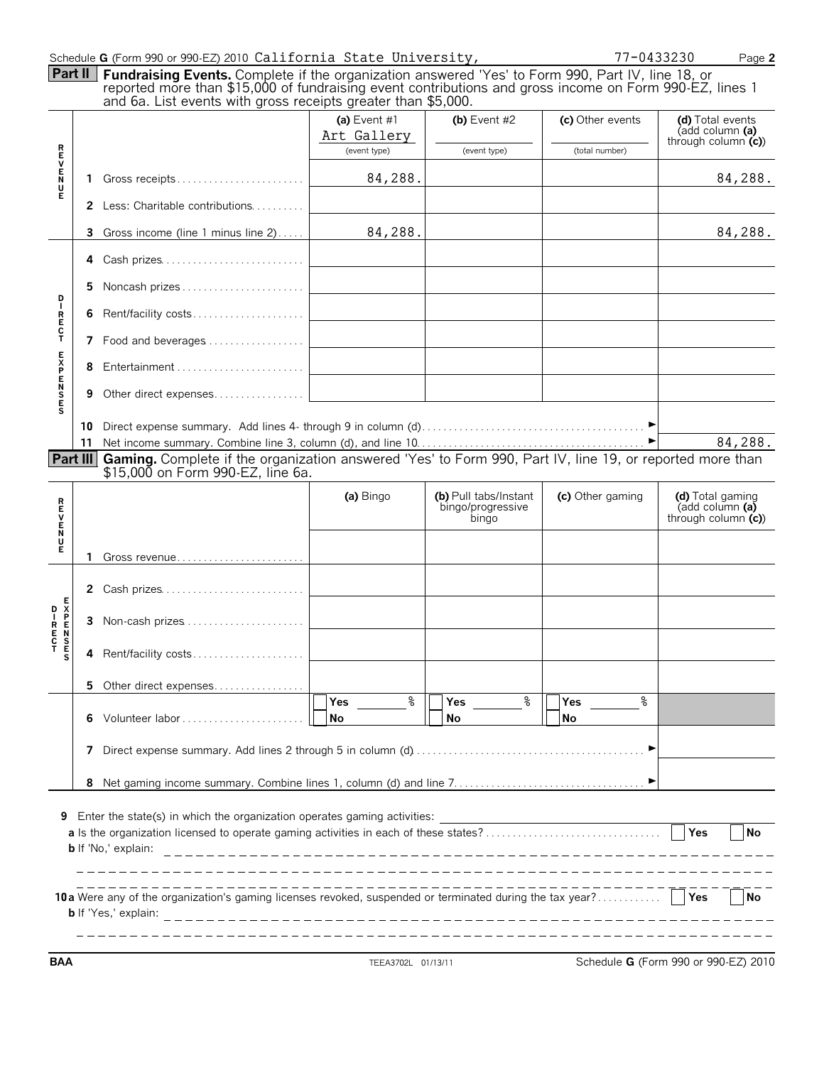Schedule G (Form 990 or 990-EZ) 2010 California State University, 77-0433230 Page 2

**Part II** **Fundraising Events.** Complete if the organization answered 'Yes' to Form 990, Part IV, line 18, or reported more than $15,000 of fundraising event contributions and gross income on Form 990-EZ, lines 1 and 6a. List events with gross receipts greater than $5,000.

| | | (a) Event #1 Art Gallery (event type) | (b) Event #2 (event type) | (c) Other events (total number) | (d) Total events (add column (a) through column (c)) |
|---|---|---|---|---|---|
| REVENUE | 1 Gross receipts | 84,288. | | | 84,288. |
| | 2 Less: Charitable contributions | | | | |
| | 3 Gross income (line 1 minus line 2) | 84,288. | | | 84,288. |
| DIRECT EXPENSES | 4 Cash prizes | | | | |
| | 5 Noncash prizes | | | | |
| | 6 Rent/facility costs | | | | |
| | 7 Food and beverages | | | | |
| | 8 Entertainment | | | | |
| | 9 Other direct expenses | | | | |
| | 10 Direct expense summary. Add lines 4- through 9 in column (d) | | | | |
| | 11 Net income summary. Combine line 3, column (d), and line 10 | | | | 84,288. |

**Part III** **Gaming.** Complete if the organization answered 'Yes' to Form 990, Part IV, line 19, or reported more than $15,000 on Form 990-EZ, line 6a.

| | | (a) Bingo | (b) Pull tabs/Instant bingo/progressive bingo | (c) Other gaming | (d) Total gaming (add column (a) through column (c)) |
|---|---|---|---|---|---|
| REVENUE | 1 Gross revenue | | | | |
| DIRECT EXPENSES | 2 Cash prizes | | | | |
| | 3 Non-cash prizes | | | | |
| | 4 Rent/facility costs | | | | |
| | 5 Other direct expenses | | | | |
| | 6 Volunteer labor | Yes ___ % No | Yes ___ % No | Yes ___ % No | |
| | 7 Direct expense summary. Add lines 2 through 5 in column (d) | | | | |
| | 8 Net gaming income summary. Combine lines 1, column (d) and line 7 | | | | |

**9** Enter the state(s) in which the organization operates gaming activities:

**a** Is the organization licensed to operate gaming activities in each of these states? Yes No

**b** If 'No,' explain:

**10a** Were any of the organization's gaming licenses revoked, suspended or terminated during the tax year? Yes No

**b** If 'Yes,' explain:

BAA TEEA3702L 01/13/11 Schedule G (Form 990 or 990-EZ) 2010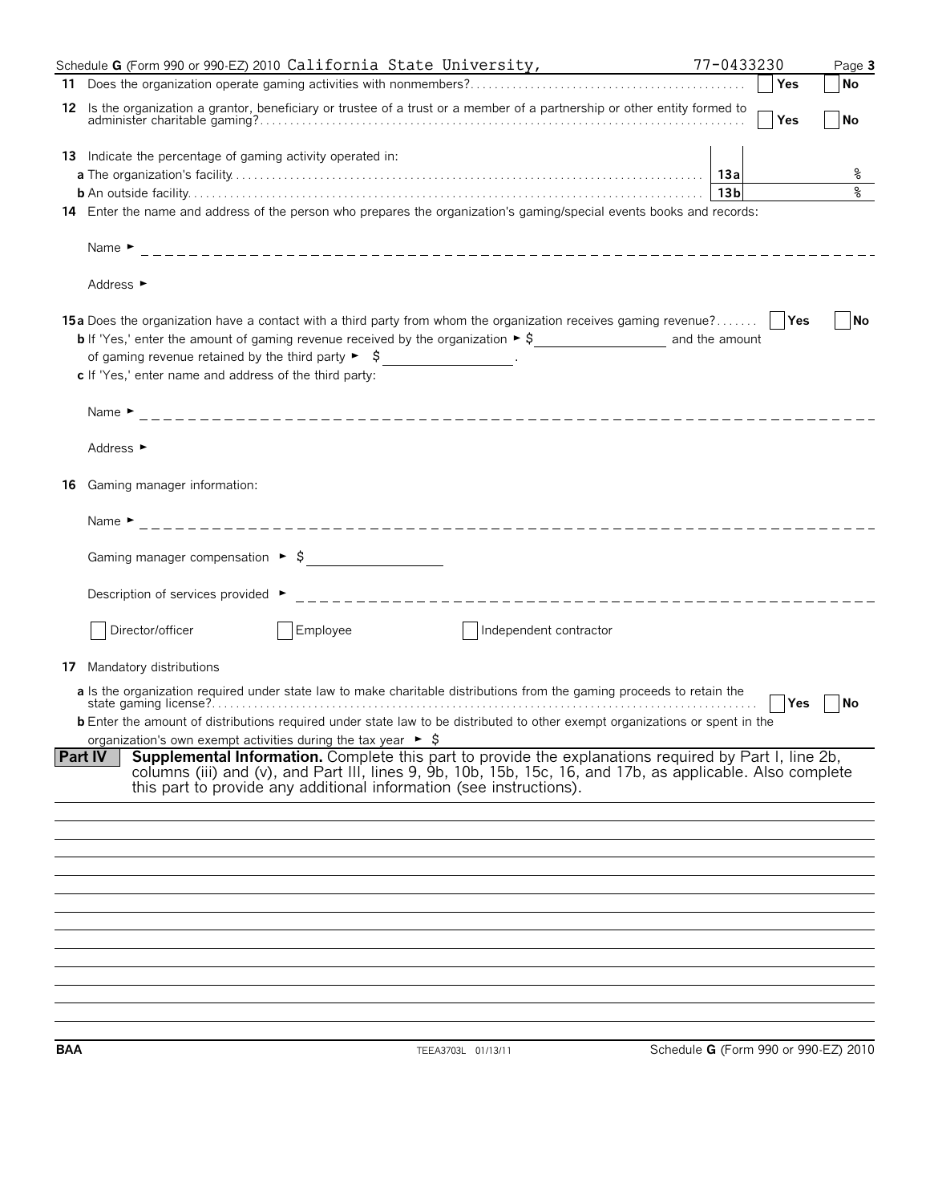Schedule **G** (Form 990 or 990-EZ) 2010 California State University, 77-0433230 Page **3**

**11** Does the organization operate gaming activities with nonmembers? ☐ Yes ☐ No

**12** Is the organization a grantor, beneficiary or trustee of a trust or a member of a partnership or other entity formed to administer charitable gaming? ☐ Yes ☐ No

**13** Indicate the percentage of gaming activity operated in:

**a** The organization's facility **13a** %

**b** An outside facility **13b** %

**14** Enter the name and address of the person who prepares the organization's gaming/special events books and records:

Name ►

Address ►

**15a** Does the organization have a contact with a third party from whom the organization receives gaming revenue? ☐ Yes ☐ No

**b** If 'Yes,' enter the amount of gaming revenue received by the organization ► $ \_\_\_\_\_\_\_\_ and the amount of gaming revenue retained by the third party ► $ \_\_\_\_\_\_\_\_.

**c** If 'Yes,' enter name and address of the third party:

Name ►

Address ►

**16** Gaming manager information:

Name ►

Gaming manager compensation ► $

Description of services provided ►

☐ Director/officer ☐ Employee ☐ Independent contractor

**17** Mandatory distributions

**a** Is the organization required under state law to make charitable distributions from the gaming proceeds to retain the state gaming license? ☐ Yes ☐ No

**b** Enter the amount of distributions required under state law to be distributed to other exempt organizations or spent in the organization's own exempt activities during the tax year ► $

**Part IV** **Supplemental Information.** Complete this part to provide the explanations required by Part I, line 2b, columns (iii) and (v), and Part III, lines 9, 9b, 10b, 15b, 15c, 16, and 17b, as applicable. Also complete this part to provide any additional information (see instructions).

**BAA** TEEA3703L 01/13/11 Schedule **G** (Form 990 or 990-EZ) 2010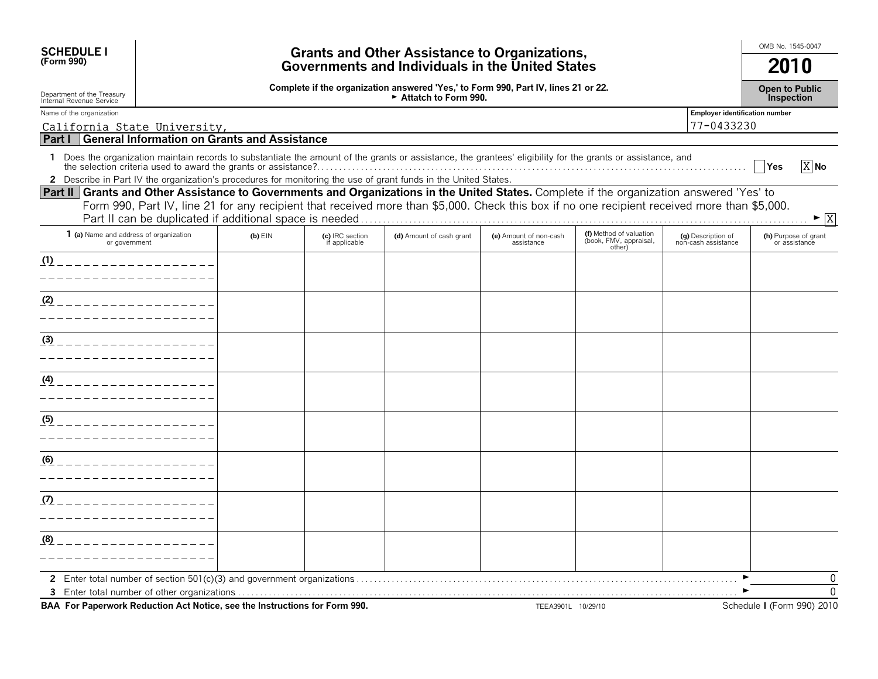**SCHEDULE I**
**(Form 990)**

Department of the Treasury
Internal Revenue Service

# Grants and Other Assistance to Organizations, Governments and Individuals in the United States

**Complete if the organization answered 'Yes,' to Form 990, Part IV, lines 21 or 22.**
**► Attach to Form 990.**

OMB No. 1545-0047

**2010**

**Open to Public Inspection**

Name of the organization: California State University,

Employer identification number: 77-0433230

## Part I General Information on Grants and Assistance

**1** Does the organization maintain records to substantiate the amount of the grants or assistance, the grantees' eligibility for the grants or assistance, and the selection criteria used to award the grants or assistance? [ ] Yes [X] No

**2** Describe in Part IV the organization's procedures for monitoring the use of grant funds in the United States.

## Part II Grants and Other Assistance to Governments and Organizations in the United States.

Complete if the organization answered 'Yes' to Form 990, Part IV, line 21 for any recipient that received more than $5,000. Check this box if no one recipient received more than $5,000. Part II can be duplicated if additional space is needed ► [X]

| 1 (a) Name and address of organization or government | (b) EIN | (c) IRC section if applicable | (d) Amount of cash grant | (e) Amount of non-cash assistance | (f) Method of valuation (book, FMV, appraisal, other) | (g) Description of non-cash assistance | (h) Purpose of grant or assistance |
|---|---|---|---|---|---|---|---|
| (1) | | | | | | | |
| (2) | | | | | | | |
| (3) | | | | | | | |
| (4) | | | | | | | |
| (5) | | | | | | | |
| (6) | | | | | | | |
| (7) | | | | | | | |
| (8) | | | | | | | |

**2** Enter total number of section 501(c)(3) and government organizations ► 0

**3** Enter total number of other organizations ► 0

**BAA For Paperwork Reduction Act Notice, see the Instructions for Form 990.** TEEA3901L 10/29/10 Schedule I (Form 990) 2010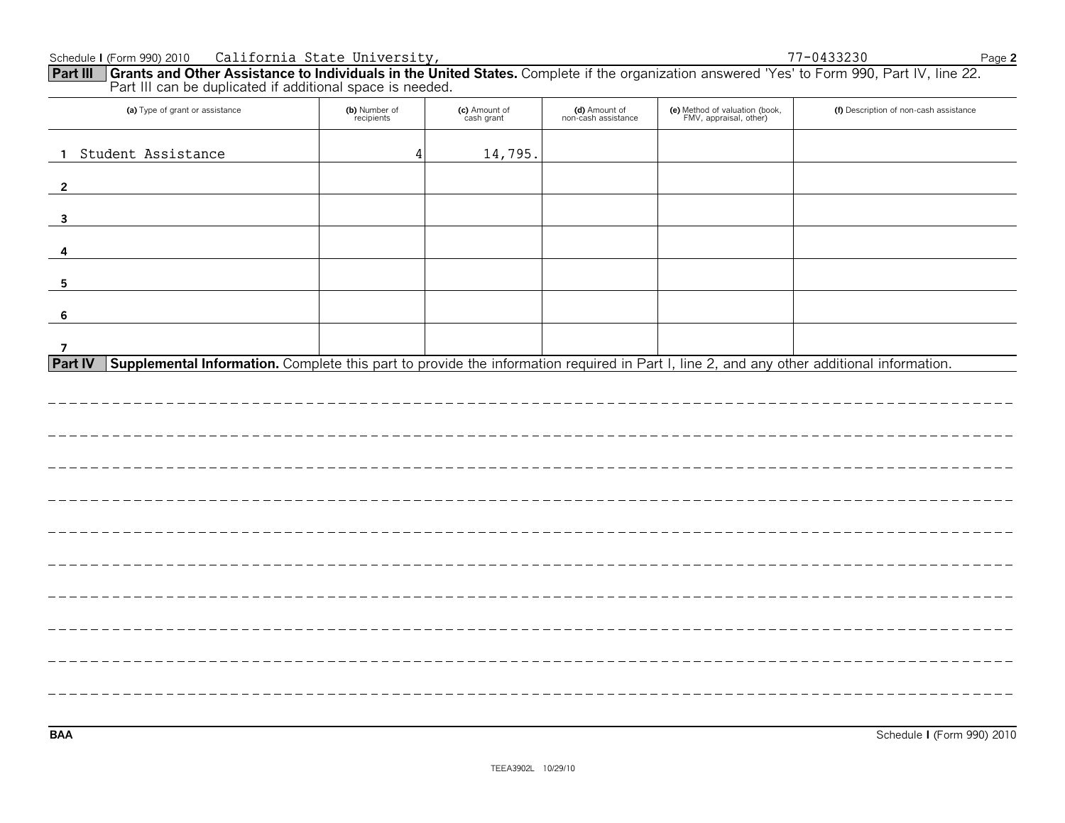Schedule I (Form 990) 2010 California State University, 77-0433230 Page **2**

## Part III Grants and Other Assistance to Individuals in the United States.

Complete if the organization answered 'Yes' to Form 990, Part IV, line 22. Part III can be duplicated if additional space is needed.

| (a) Type of grant or assistance | (b) Number of recipients | (c) Amount of cash grant | (d) Amount of non-cash assistance | (e) Method of valuation (book, FMV, appraisal, other) | (f) Description of non-cash assistance |
|---|---|---|---|---|---|
| 1 Student Assistance | 4 | 14,795. | | | |
| 2 | | | | | |
| 3 | | | | | |
| 4 | | | | | |
| 5 | | | | | |
| 6 | | | | | |
| 7 | | | | | |

## Part IV Supplemental Information.

Complete this part to provide the information required in Part I, line 2, and any other additional information.

BAA Schedule I (Form 990) 2010

TEEA3902L 10/29/10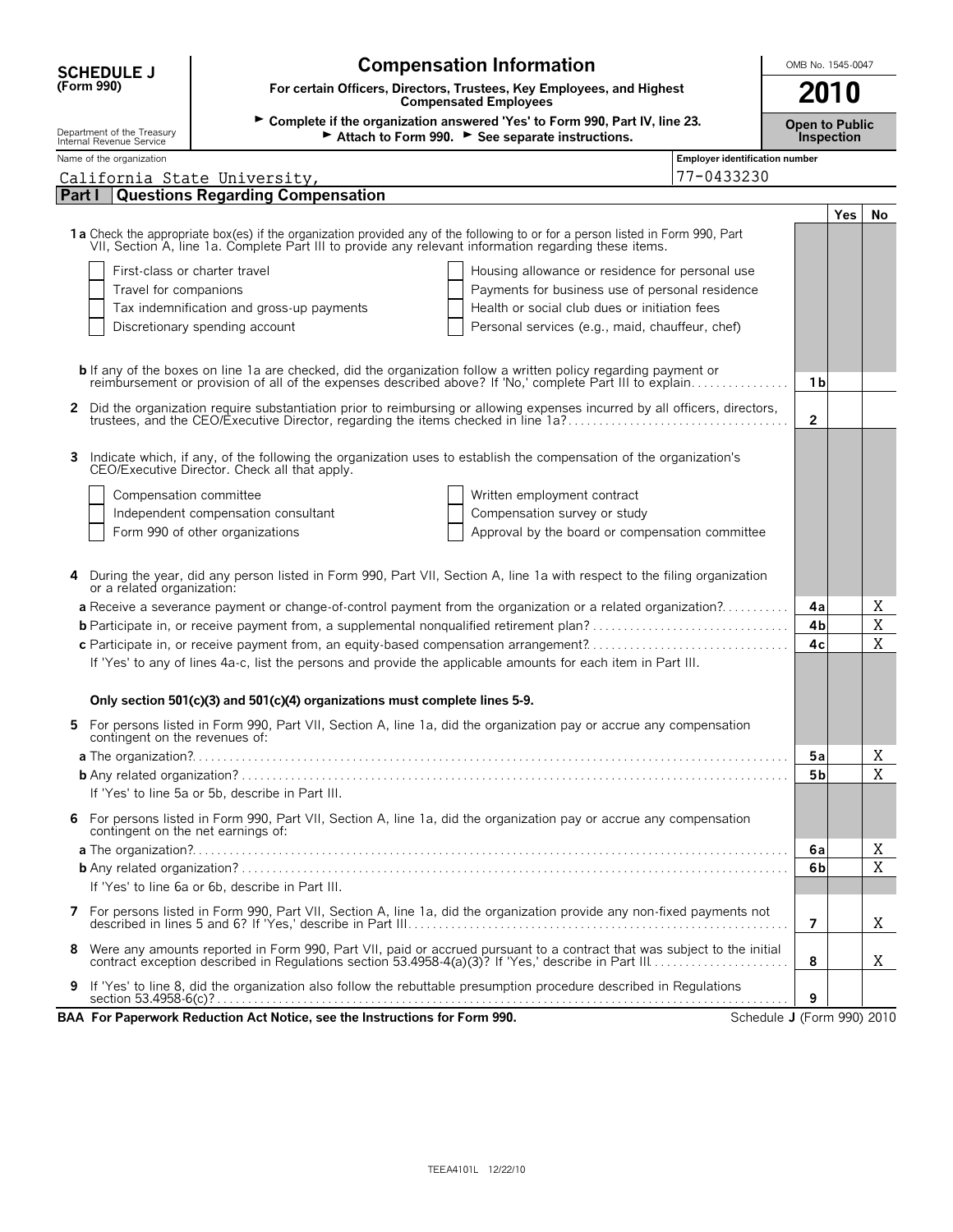**SCHEDULE J**
**(Form 990)**

Department of the Treasury
Internal Revenue Service

# Compensation Information

**For certain Officers, Directors, Trustees, Key Employees, and Highest Compensated Employees**

► **Complete if the organization answered 'Yes' to Form 990, Part IV, line 23.**
► **Attach to Form 990.** ► **See separate instructions.**

OMB No. 1545-0047

**2010**

**Open to Public Inspection**

Name of the organization: California State University,

Employer identification number: 77-0433230

## Part I | Questions Regarding Compensation

| | | Yes | No |
|---|---|---|---|
| **1a** Check the appropriate box(es) if the organization provided any of the following to or for a person listed in Form 990, Part VII, Section A, line 1a. Complete Part III to provide any relevant information regarding these items. | | | |
| ☐ First-class or charter travel ☐ Housing allowance or residence for personal use | | | |
| ☐ Travel for companions ☐ Payments for business use of personal residence | | | |
| ☐ Tax indemnification and gross-up payments ☐ Health or social club dues or initiation fees | | | |
| ☐ Discretionary spending account ☐ Personal services (e.g., maid, chauffeur, chef) | | | |
| **b** If any of the boxes on line 1a are checked, did the organization follow a written policy regarding payment or reimbursement or provision of all of the expenses described above? If 'No,' complete Part III to explain | 1b | | |
| **2** Did the organization require substantiation prior to reimbursing or allowing expenses incurred by all officers, directors, trustees, and the CEO/Executive Director, regarding the items checked in line 1a? | 2 | | |
| **3** Indicate which, if any, of the following the organization uses to establish the compensation of the organization's CEO/Executive Director. Check all that apply. | | | |
| ☐ Compensation committee ☐ Written employment contract | | | |
| ☐ Independent compensation consultant ☐ Compensation survey or study | | | |
| ☐ Form 990 of other organizations ☐ Approval by the board or compensation committee | | | |
| **4** During the year, did any person listed in Form 990, Part VII, Section A, line 1a with respect to the filing organization or a related organization: | | | |
| **a** Receive a severance payment or change-of-control payment from the organization or a related organization? | 4a | | X |
| **b** Participate in, or receive payment from, a supplemental nonqualified retirement plan? | 4b | | X |
| **c** Participate in, or receive payment from, an equity-based compensation arrangement? | 4c | | X |
| If 'Yes' to any of lines 4a-c, list the persons and provide the applicable amounts for each item in Part III. | | | |
| **Only section 501(c)(3) and 501(c)(4) organizations must complete lines 5-9.** | | | |
| **5** For persons listed in Form 990, Part VII, Section A, line 1a, did the organization pay or accrue any compensation contingent on the revenues of: | | | |
| **a** The organization? | 5a | | X |
| **b** Any related organization? | 5b | | X |
| If 'Yes' to line 5a or 5b, describe in Part III. | | | |
| **6** For persons listed in Form 990, Part VII, Section A, line 1a, did the organization pay or accrue any compensation contingent on the net earnings of: | | | |
| **a** The organization? | 6a | | X |
| **b** Any related organization? | 6b | | X |
| If 'Yes' to line 6a or 6b, describe in Part III. | | | |
| **7** For persons listed in Form 990, Part VII, Section A, line 1a, did the organization provide any non-fixed payments not described in lines 5 and 6? If 'Yes,' describe in Part III | 7 | | X |
| **8** Were any amounts reported in Form 990, Part VII, paid or accrued pursuant to a contract that was subject to the initial contract exception described in Regulations section 53.4958-4(a)(3)? If 'Yes,' describe in Part III | 8 | | X |
| **9** If 'Yes' to line 8, did the organization also follow the rebuttable presumption procedure described in Regulations section 53.4958-6(c)? | 9 | | |

**BAA For Paperwork Reduction Act Notice, see the Instructions for Form 990.** Schedule **J** (Form 990) 2010

TEEA4101L 12/22/10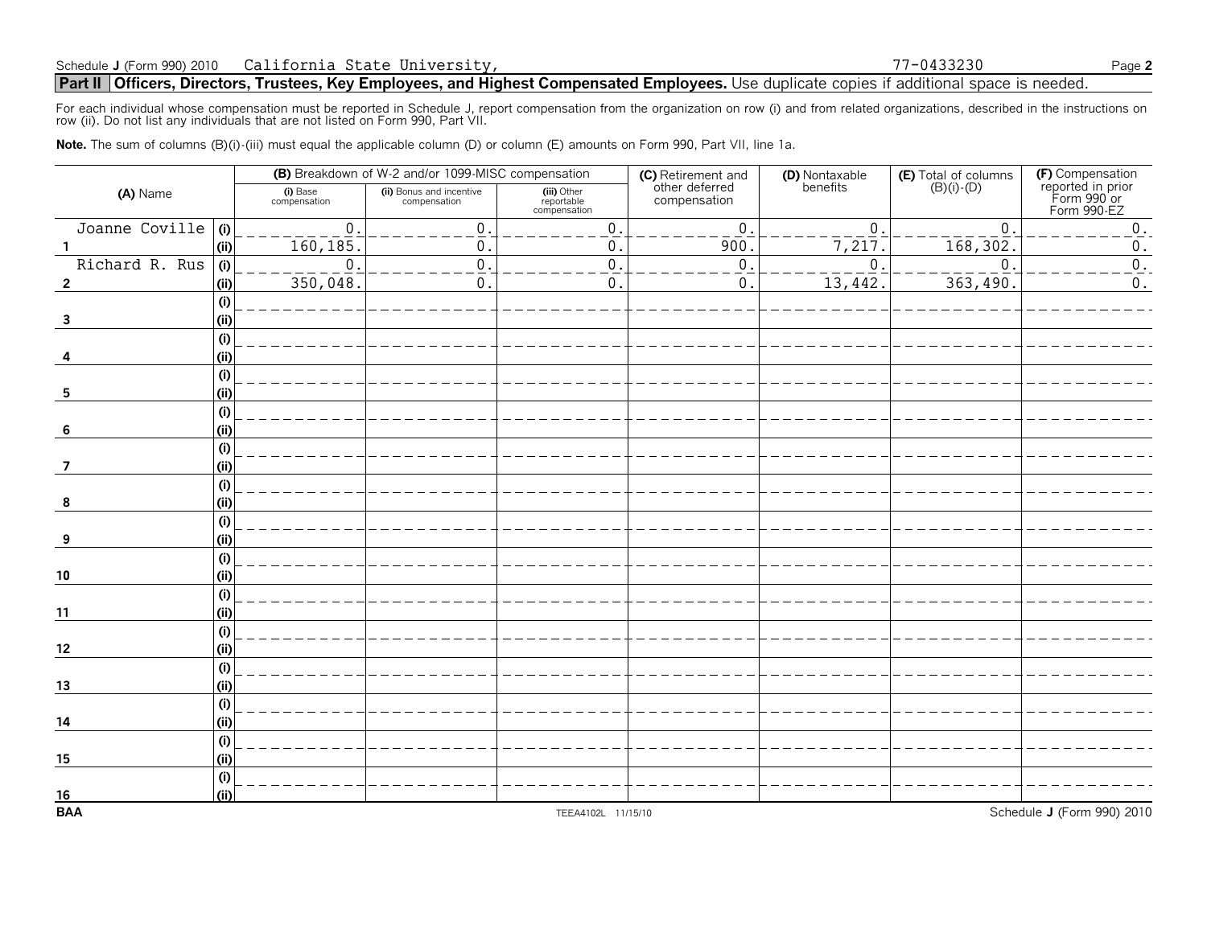Schedule J (Form 990) 2010 California State University, 77-0433230

## Part II Officers, Directors, Trustees, Key Employees, and Highest Compensated Employees. Use duplicate copies if additional space is needed.

For each individual whose compensation must be reported in Schedule J, report compensation from the organization on row (i) and from related organizations, described in the instructions on row (ii). Do not list any individuals that are not listed on Form 990, Part VII.

**Note.** The sum of columns (B)(i)-(iii) must equal the applicable column (D) or column (E) amounts on Form 990, Part VII, line 1a.

| (A) Name | | (B) Breakdown of W-2 and/or 1099-MISC compensation | | | (C) Retirement and other deferred compensation | (D) Nontaxable benefits | (E) Total of columns (B)(i)-(D) | (F) Compensation reported in prior Form 990 or Form 990-EZ |
|---|---|---|---|---|---|---|---|---|
| | | (i) Base compensation | (ii) Bonus and incentive compensation | (iii) Other reportable compensation | | | | |
| 1 Joanne Coville | (i) | 0. | 0. | 0. | 0. | 0. | 0. | 0. |
| | (ii) | 160,185. | 0. | 0. | 900. | 7,217. | 168,302. | 0. |
| 2 Richard R. Rus | (i) | 0. | 0. | 0. | 0. | 0. | 0. | 0. |
| | (ii) | 350,048. | 0. | 0. | 0. | 13,442. | 363,490. | 0. |
| 3 | (i) | | | | | | | |
| | (ii) | | | | | | | |
| 4 | (i) | | | | | | | |
| | (ii) | | | | | | | |
| 5 | (i) | | | | | | | |
| | (ii) | | | | | | | |
| 6 | (i) | | | | | | | |
| | (ii) | | | | | | | |
| 7 | (i) | | | | | | | |
| | (ii) | | | | | | | |
| 8 | (i) | | | | | | | |
| | (ii) | | | | | | | |
| 9 | (i) | | | | | | | |
| | (ii) | | | | | | | |
| 10 | (i) | | | | | | | |
| | (ii) | | | | | | | |
| 11 | (i) | | | | | | | |
| | (ii) | | | | | | | |
| 12 | (i) | | | | | | | |
| | (ii) | | | | | | | |
| 13 | (i) | | | | | | | |
| | (ii) | | | | | | | |
| 14 | (i) | | | | | | | |
| | (ii) | | | | | | | |
| 15 | (i) | | | | | | | |
| | (ii) | | | | | | | |
| 16 | (i) | | | | | | | |
| | (ii) | | | | | | | |

BAA TEEA4102L 11/15/10 Schedule J (Form 990) 2010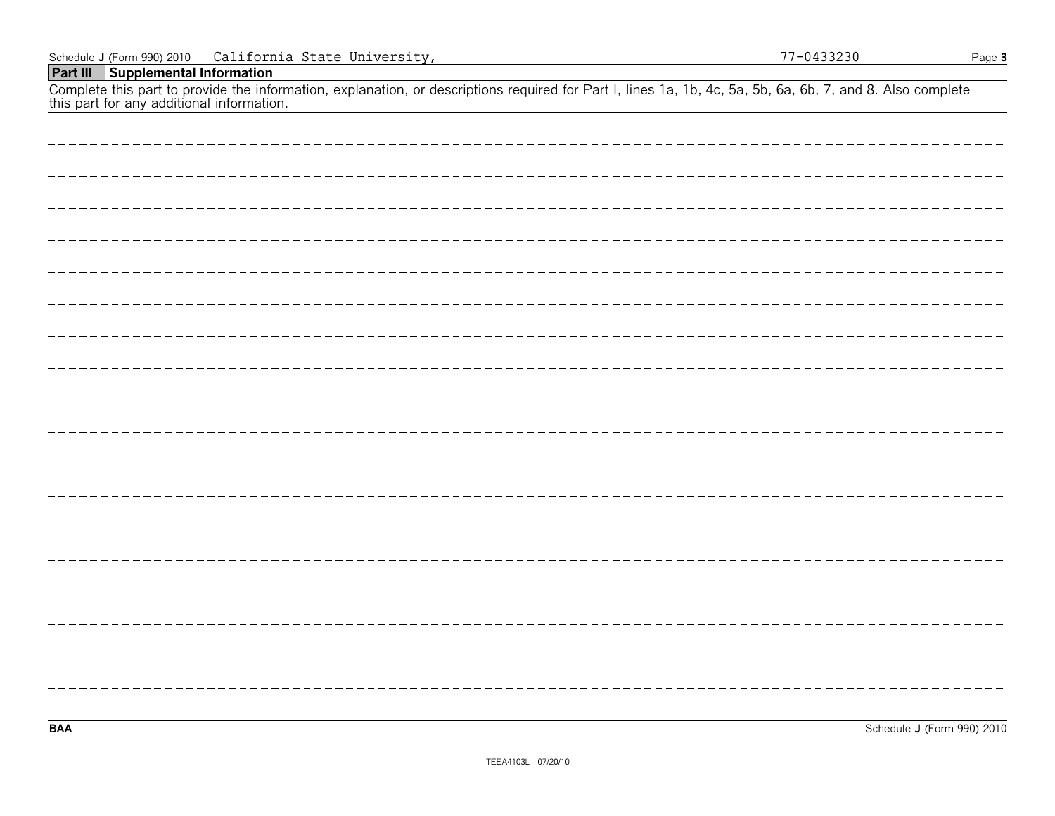Schedule J (Form 990) 2010 California State University, 77-0433230

## Part III Supplemental Information

Complete this part to provide the information, explanation, or descriptions required for Part I, lines 1a, 1b, 4c, 5a, 5b, 6a, 6b, 7, and 8. Also complete this part for any additional information.

BAA Schedule J (Form 990) 2010

TEEA4103L 07/20/10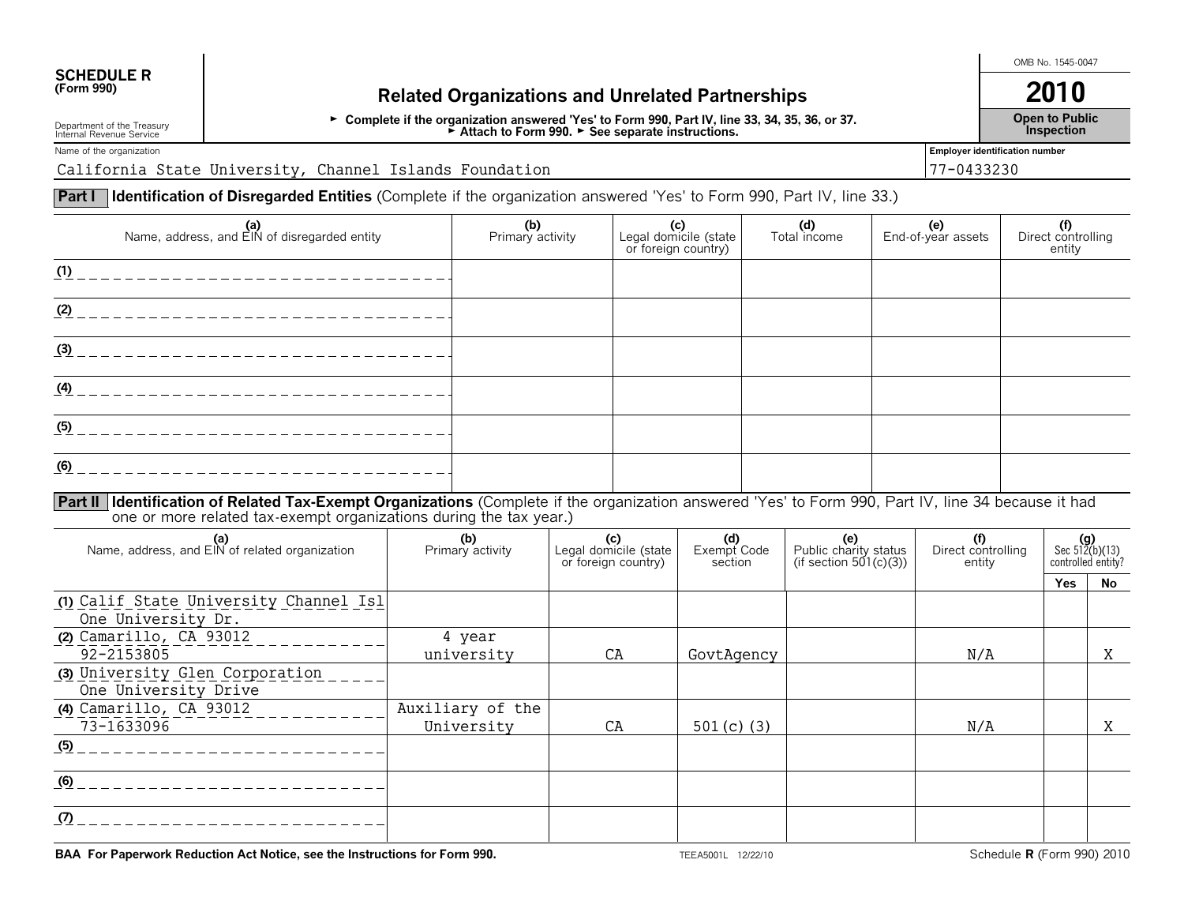**SCHEDULE R (Form 990)**

Department of the Treasury
Internal Revenue Service

# Related Organizations and Unrelated Partnerships

► Complete if the organization answered 'Yes' to Form 990, Part IV, line 33, 34, 35, 36, or 37.
► Attach to Form 990. ► See separate instructions.

OMB No. 1545-0047

**2010**

**Open to Public Inspection**

Name of the organization: California State University, Channel Islands Foundation

Employer identification number: 77-0433230

**Part I** **Identification of Disregarded Entities** (Complete if the organization answered 'Yes' to Form 990, Part IV, line 33.)

| (a) Name, address, and EIN of disregarded entity | (b) Primary activity | (c) Legal domicile (state or foreign country) | (d) Total income | (e) End-of-year assets | (f) Direct controlling entity |
|---|---|---|---|---|---|
| (1) | | | | | |
| (2) | | | | | |
| (3) | | | | | |
| (4) | | | | | |
| (5) | | | | | |
| (6) | | | | | |

**Part II** **Identification of Related Tax-Exempt Organizations** (Complete if the organization answered 'Yes' to Form 990, Part IV, line 34 because it had one or more related tax-exempt organizations during the tax year.)

| (a) Name, address, and EIN of related organization | (b) Primary activity | (c) Legal domicile (state or foreign country) | (d) Exempt Code section | (e) Public charity status (if section 501(c)(3)) | (f) Direct controlling entity | (g) Sec 512(b)(13) controlled entity? Yes | No |
|---|---|---|---|---|---|---|---|
| (1) Calif State University Channel Isl One University Dr. (2) Camarillo, CA 93012 92-2153805 | 4 year university | CA | GovtAgency | | N/A | | X |
| (3) University Glen Corporation One University Drive (4) Camarillo, CA 93012 73-1633096 | Auxiliary of the University | CA | 501(c)(3) | | N/A | | X |
| (5) | | | | | | | |
| (6) | | | | | | | |
| (7) | | | | | | | |

**BAA For Paperwork Reduction Act Notice, see the Instructions for Form 990.** TEEA5001L 12/22/10 Schedule **R** (Form 990) 2010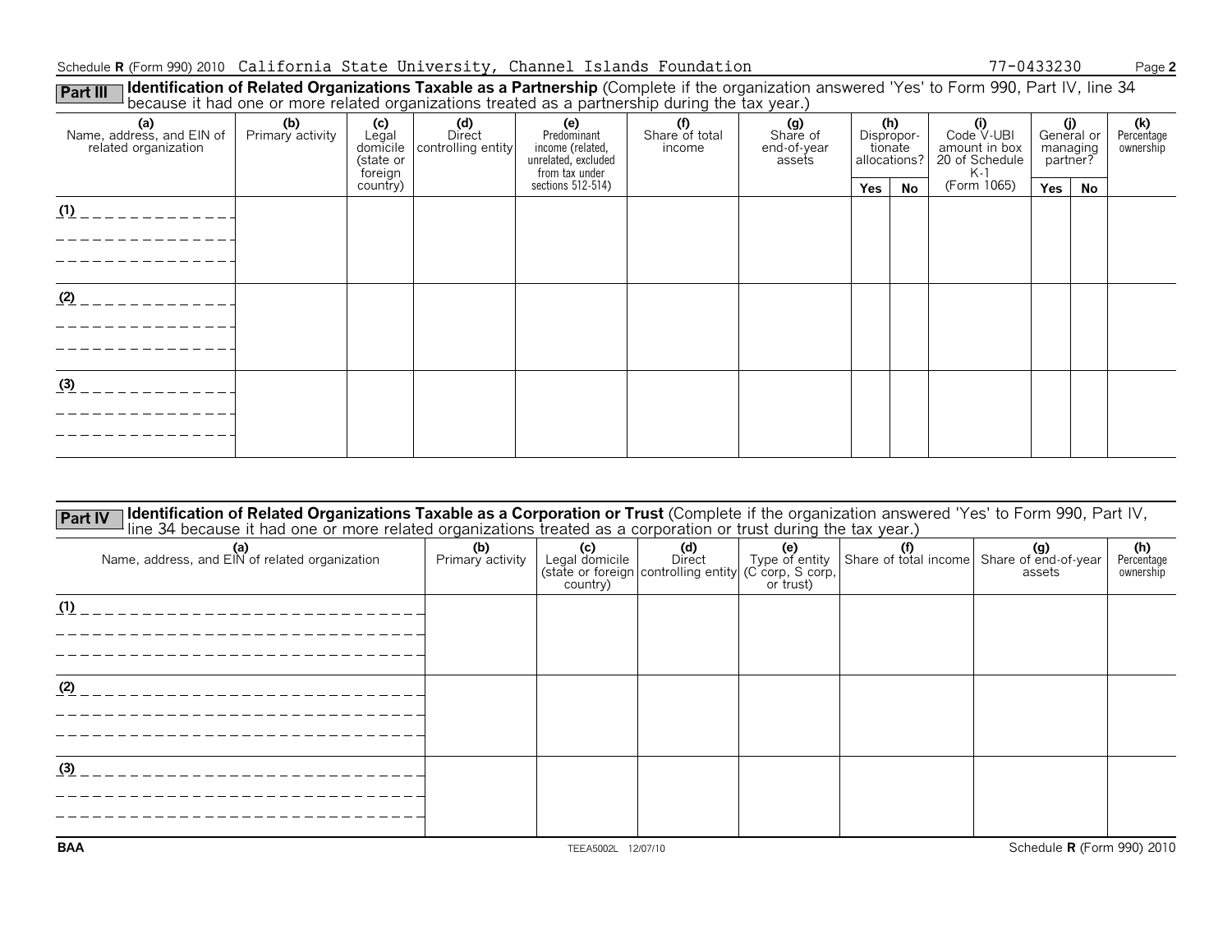Schedule **R** (Form 990) 2010 California State University, Channel Islands Foundation 77-0433230 Page **2**

**Part III** **Identification of Related Organizations Taxable as a Partnership** (Complete if the organization answered 'Yes' to Form 990, Part IV, line 34 because it had one or more related organizations treated as a partnership during the tax year.)

| (a) Name, address, and EIN of related organization | (b) Primary activity | (c) Legal domicile (state or foreign country) | (d) Direct controlling entity | (e) Predominant income (related, unrelated, excluded from tax under sections 512-514) | (f) Share of total income | (g) Share of end-of-year assets | (h) Dispropor-tionate allocations? | | (i) Code V-UBI amount in box 20 of Schedule K-1 (Form 1065) | (j) General or managing partner? | | (k) Percentage ownership |
|---|---|---|---|---|---|---|---|---|---|---|---|---|
| | | | | | | | Yes | No | | Yes | No | |
| (1) | | | | | | | | | | | | |
| (2) | | | | | | | | | | | | |
| (3) | | | | | | | | | | | | |

**Part IV** **Identification of Related Organizations Taxable as a Corporation or Trust** (Complete if the organization answered 'Yes' to Form 990, Part IV, line 34 because it had one or more related organizations treated as a corporation or trust during the tax year.)

| (a) Name, address, and EIN of related organization | (b) Primary activity | (c) Legal domicile (state or foreign country) | (d) Direct controlling entity | (e) Type of entity (C corp, S corp, or trust) | (f) Share of total income | (g) Share of end-of-year assets | (h) Percentage ownership |
|---|---|---|---|---|---|---|---|
| (1) | | | | | | | |
| (2) | | | | | | | |
| (3) | | | | | | | |

BAA TEEA5002L 12/07/10 Schedule **R** (Form 990) 2010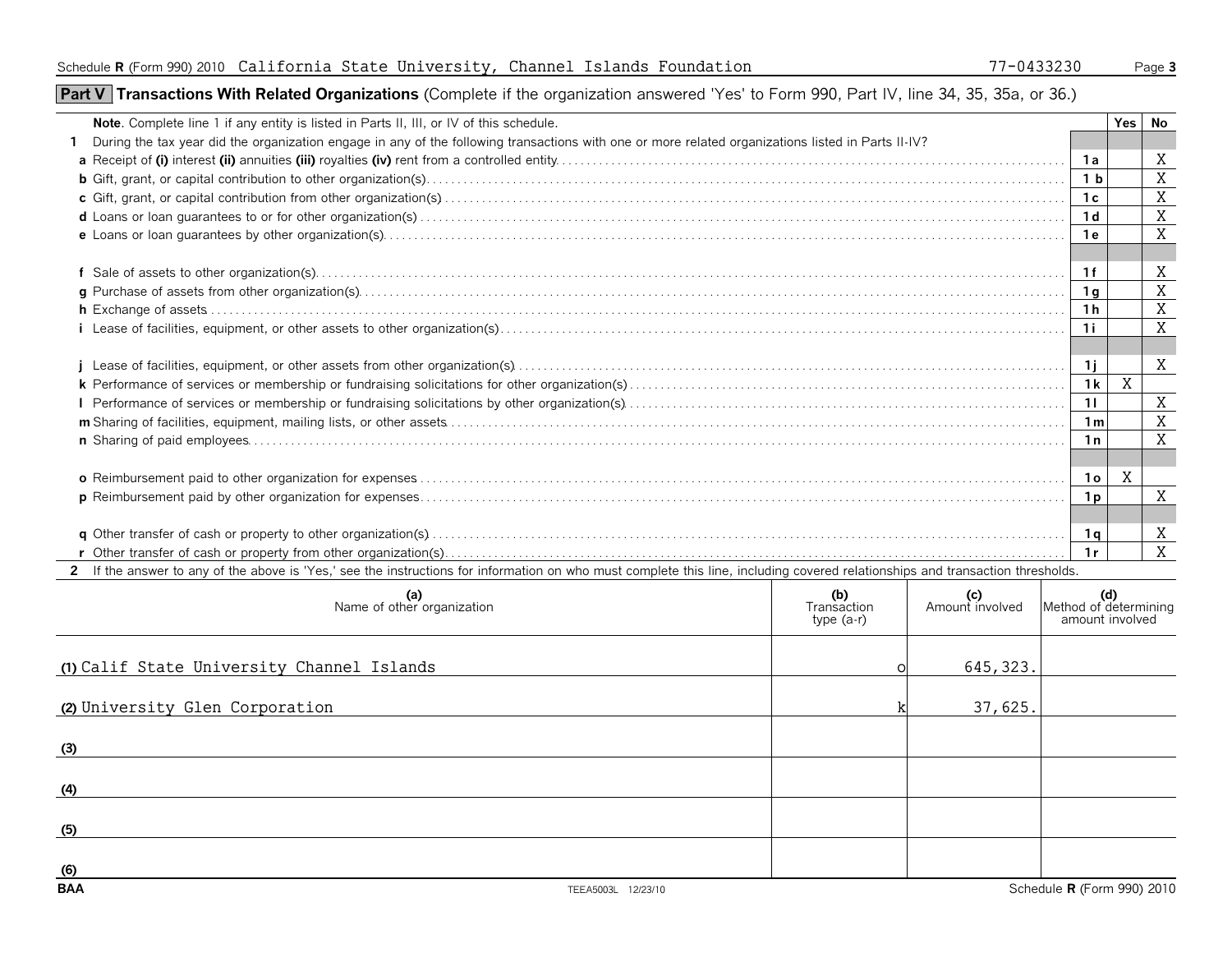Schedule R (Form 990) 2010 California State University, Channel Islands Foundation 77-0433230

## Part V Transactions With Related Organizations (Complete if the organization answered 'Yes' to Form 990, Part IV, line 34, 35, 35a, or 36.)

| Note. Complete line 1 if any entity is listed in Parts II, III, or IV of this schedule. | | Yes | No |
|---|---|---|---|
| **1** During the tax year did the organization engage in any of the following transactions with one or more related organizations listed in Parts II-IV? | | | |
| **a** Receipt of **(i)** interest **(ii)** annuities **(iii)** royalties **(iv)** rent from a controlled entity | 1a | | X |
| **b** Gift, grant, or capital contribution to other organization(s) | 1b | | X |
| **c** Gift, grant, or capital contribution from other organization(s) | 1c | | X |
| **d** Loans or loan guarantees to or for other organization(s) | 1d | | X |
| **e** Loans or loan guarantees by other organization(s) | 1e | | X |
| **f** Sale of assets to other organization(s) | 1f | | X |
| **g** Purchase of assets from other organization(s) | 1g | | X |
| **h** Exchange of assets | 1h | | X |
| **i** Lease of facilities, equipment, or other assets to other organization(s) | 1i | | X |
| **j** Lease of facilities, equipment, or other assets from other organization(s) | 1j | | X |
| **k** Performance of services or membership or fundraising solicitations for other organization(s) | 1k | X | |
| **l** Performance of services or membership or fundraising solicitations by other organization(s) | 1l | | X |
| **m** Sharing of facilities, equipment, mailing lists, or other assets | 1m | | X |
| **n** Sharing of paid employees | 1n | | X |
| **o** Reimbursement paid to other organization for expenses | 1o | X | |
| **p** Reimbursement paid by other organization for expenses | 1p | | X |
| **q** Other transfer of cash or property to other organization(s) | 1q | | X |
| **r** Other transfer of cash or property from other organization(s) | 1r | | X |

**2** If the answer to any of the above is 'Yes,' see the instructions for information on who must complete this line, including covered relationships and transaction thresholds.

| (a) Name of other organization | (b) Transaction type (a-r) | (c) Amount involved | (d) Method of determining amount involved |
|---|---|---|---|
| (1) Calif State University Channel Islands | o | 645,323. | |
| (2) University Glen Corporation | k | 37,625. | |
| (3) | | | |
| (4) | | | |
| (5) | | | |
| (6) | | | |

BAA TEEA5003L 12/23/10 Schedule R (Form 990) 2010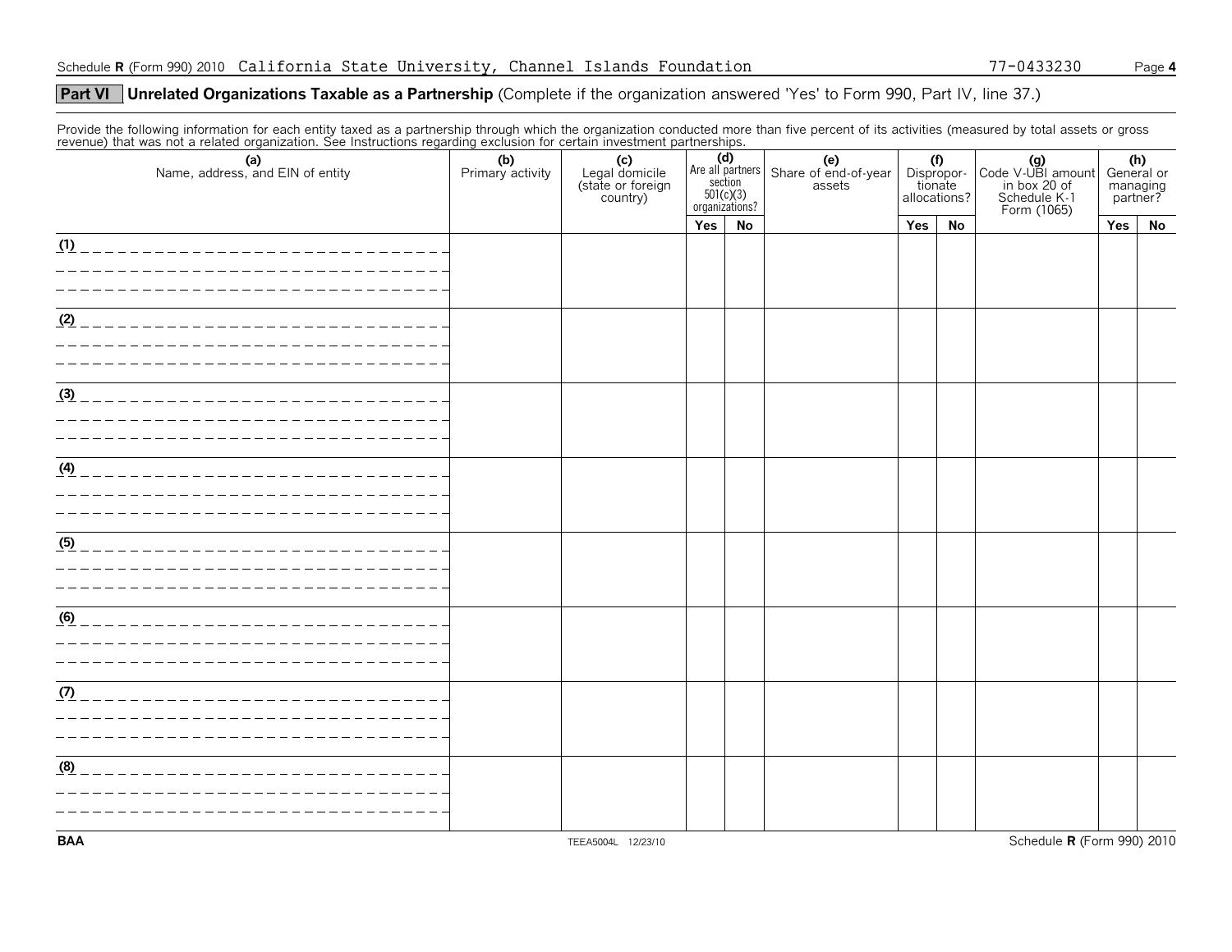Schedule R (Form 990) 2010 California State University, Channel Islands Foundation 77-0433230 Page 4

## Part VI Unrelated Organizations Taxable as a Partnership (Complete if the organization answered 'Yes' to Form 990, Part IV, line 37.)

Provide the following information for each entity taxed as a partnership through which the organization conducted more than five percent of its activities (measured by total assets or gross revenue) that was not a related organization. See Instructions regarding exclusion for certain investment partnerships.

| (a) Name, address, and EIN of entity | (b) Primary activity | (c) Legal domicile (state or foreign country) | (d) Are all partners section 501(c)(3) organizations? | | (e) Share of end-of-year assets | (f) Disproportionate allocations? | | (g) Code V-UBI amount in box 20 of Schedule K-1 Form (1065) | (h) General or managing partner? | |
|---|---|---|---|---|---|---|---|---|---|---|
| | | | Yes | No | | Yes | No | | Yes | No |
| (1) | | | | | | | | | | |
| (2) | | | | | | | | | | |
| (3) | | | | | | | | | | |
| (4) | | | | | | | | | | |
| (5) | | | | | | | | | | |
| (6) | | | | | | | | | | |
| (7) | | | | | | | | | | |
| (8) | | | | | | | | | | |

BAA TEEA5004L 12/23/10 Schedule R (Form 990) 2010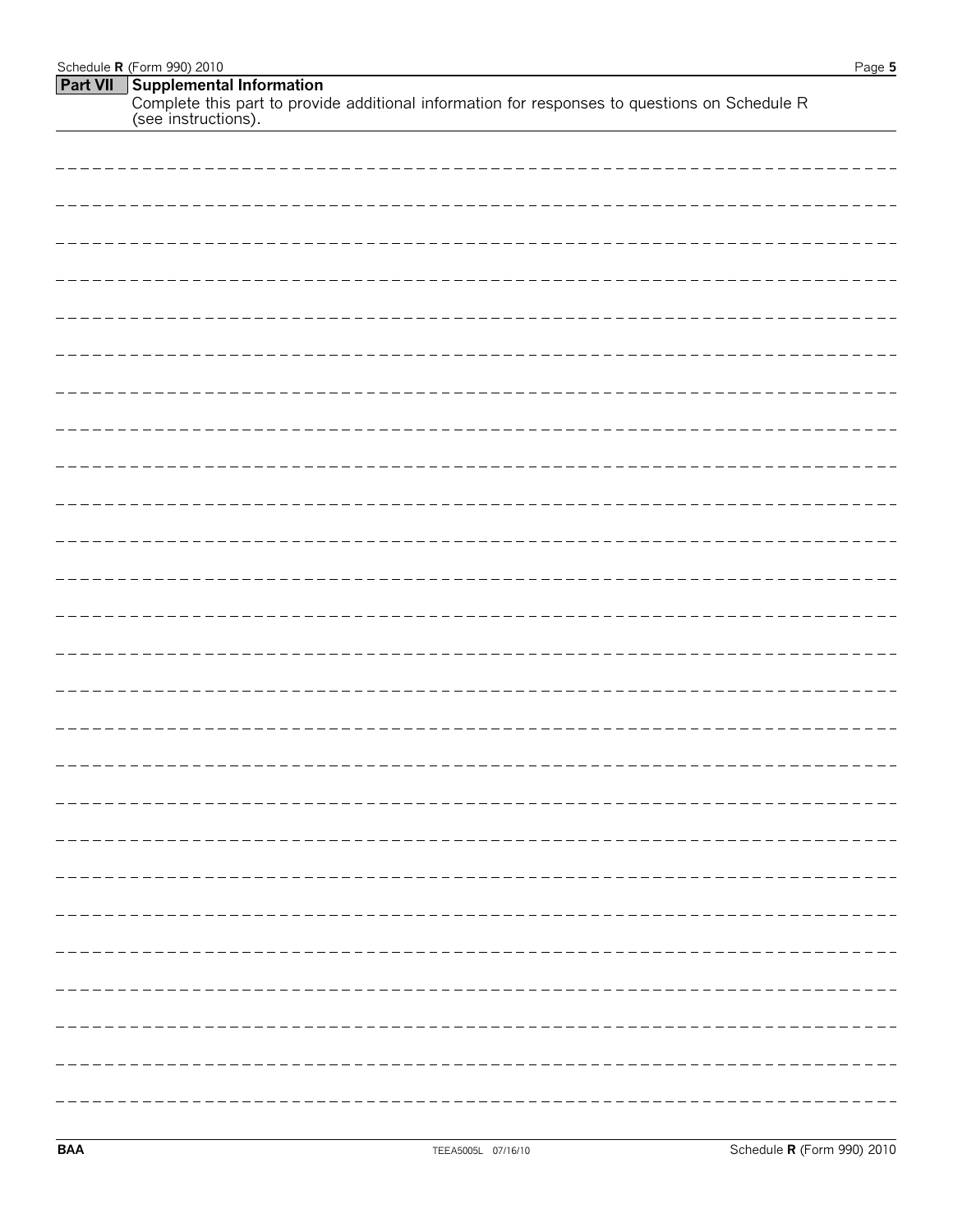**Part VII** **Supplemental Information**

Complete this part to provide additional information for responses to questions on Schedule R (see instructions).

BAA TEEA5005L 07/16/10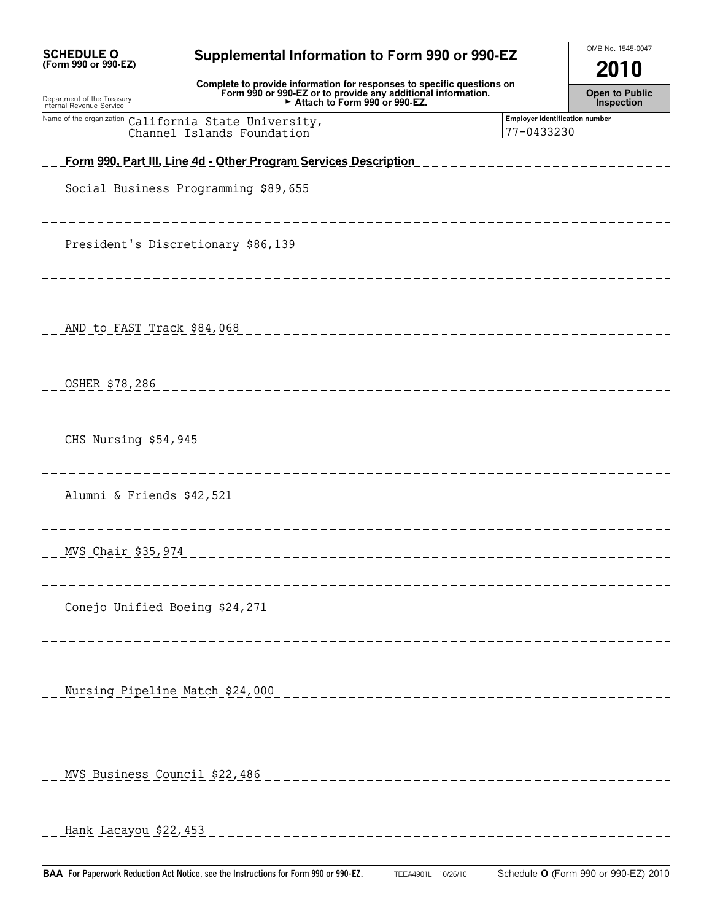**SCHEDULE O (Form 990 or 990-EZ)**

Department of the Treasury
Internal Revenue Service

# Supplemental Information to Form 990 or 990-EZ

**Complete to provide information for responses to specific questions on Form 990 or 990-EZ or to provide any additional information.**
**► Attach to Form 990 or 990-EZ.**

OMB No. 1545-0047

**2010**

**Open to Public Inspection**

Name of the organization: California State University, Channel Islands Foundation

Employer identification number: 77-0433230

**Form 990, Part III, Line 4d - Other Program Services Description**

Social Business Programming $89,655

President's Discretionary $86,139

AND to FAST Track $84,068

OSHER $78,286

CHS Nursing $54,945

Alumni & Friends $42,521

MVS Chair $35,974

Conejo Unified Boeing $24,271

Nursing Pipeline Match $24,000

MVS Business Council $22,486

Hank Lacayou $22,453

**BAA For Paperwork Reduction Act Notice, see the Instructions for Form 990 or 990-EZ.** TEEA4901L 10/26/10 Schedule **O** (Form 990 or 990-EZ) 2010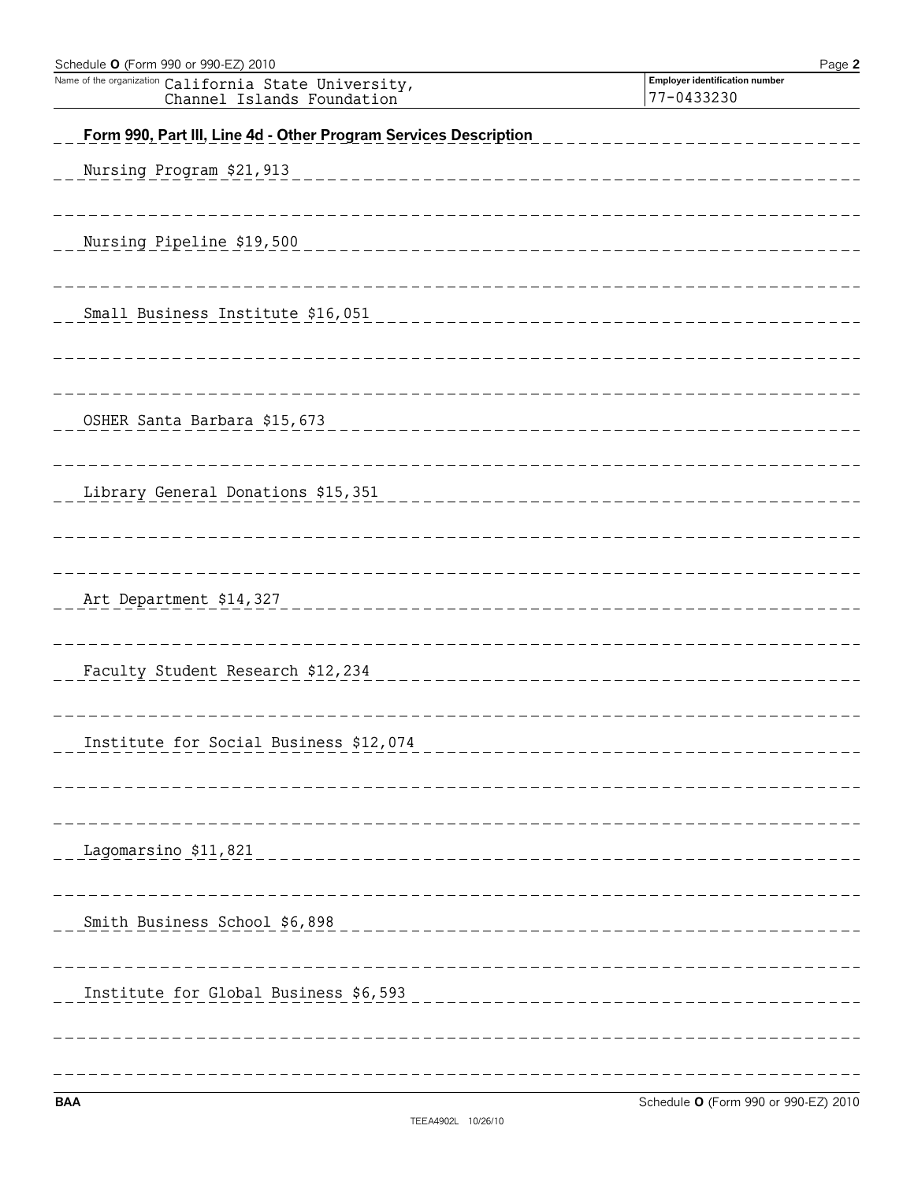Schedule **O** (Form 990 or 990-EZ) 2010

Name of the organization: California State University, Channel Islands Foundation

Employer identification number: 77-0433230

**Form 990, Part III, Line 4d - Other Program Services Description**

Nursing Program $21,913

Nursing Pipeline $19,500

Small Business Institute $16,051

OSHER Santa Barbara $15,673

Library General Donations $15,351

Art Department $14,327

Faculty Student Research $12,234

Institute for Social Business $12,074

Lagomarsino $11,821

Smith Business School $6,898

Institute for Global Business $6,593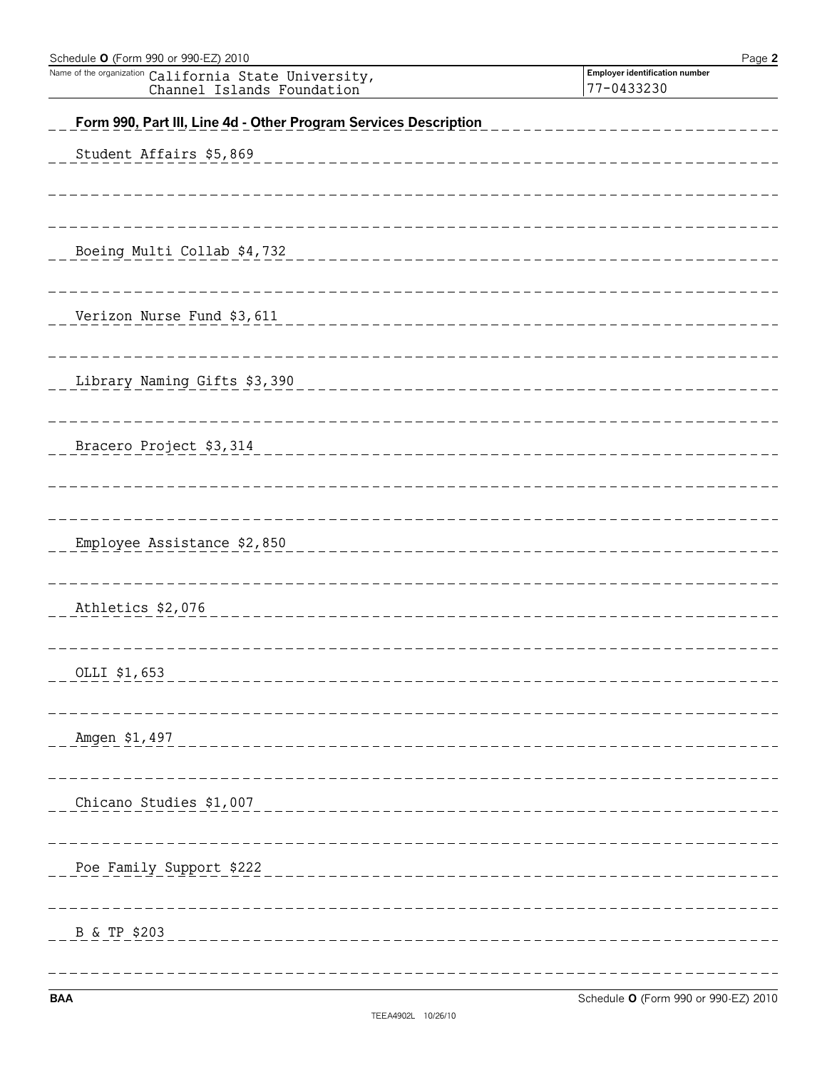Name of the organization California State University, Channel Islands Foundation

Employer identification number 77-0433230

## Form 990, Part III, Line 4d - Other Program Services Description

Student Affairs $5,869

Boeing Multi Collab $4,732

Verizon Nurse Fund $3,611

Library Naming Gifts $3,390

Bracero Project $3,314

Employee Assistance $2,850

Athletics $2,076

OLLI $1,653

Amgen $1,497

Chicano Studies $1,007

Poe Family Support $222

B & TP $203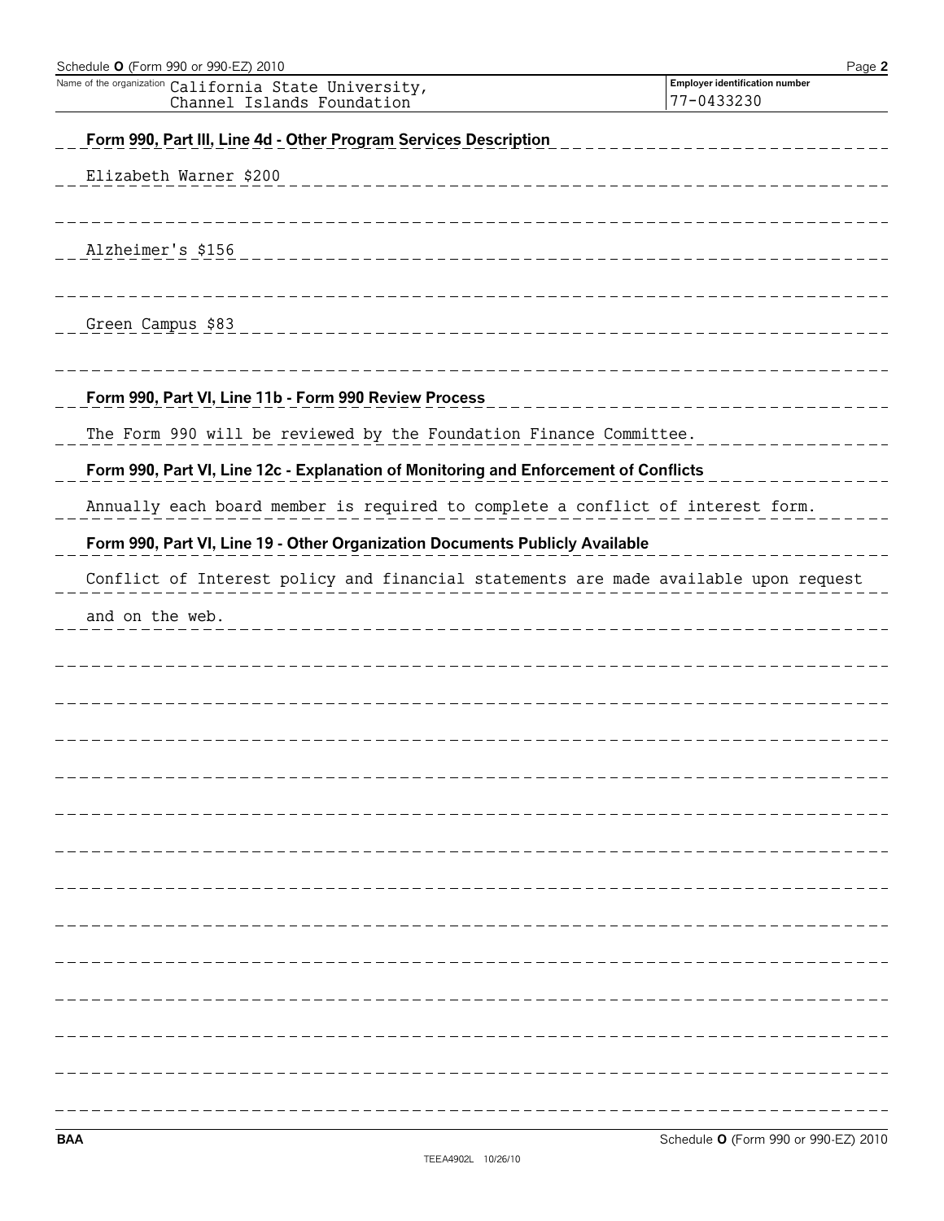Schedule O (Form 990 or 990-EZ) 2010

Name of the organization California State University, Channel Islands Foundation

Employer identification number 77-0433230

**Form 990, Part III, Line 4d - Other Program Services Description**

Elizabeth Warner $200

Alzheimer's $156

Green Campus $83

**Form 990, Part VI, Line 11b - Form 990 Review Process**

The Form 990 will be reviewed by the Foundation Finance Committee.

**Form 990, Part VI, Line 12c - Explanation of Monitoring and Enforcement of Conflicts**

Annually each board member is required to complete a conflict of interest form.

**Form 990, Part VI, Line 19 - Other Organization Documents Publicly Available**

Conflict of Interest policy and financial statements are made available upon request and on the web.

BAA Schedule O (Form 990 or 990-EZ) 2010

TEEA4902L 10/26/10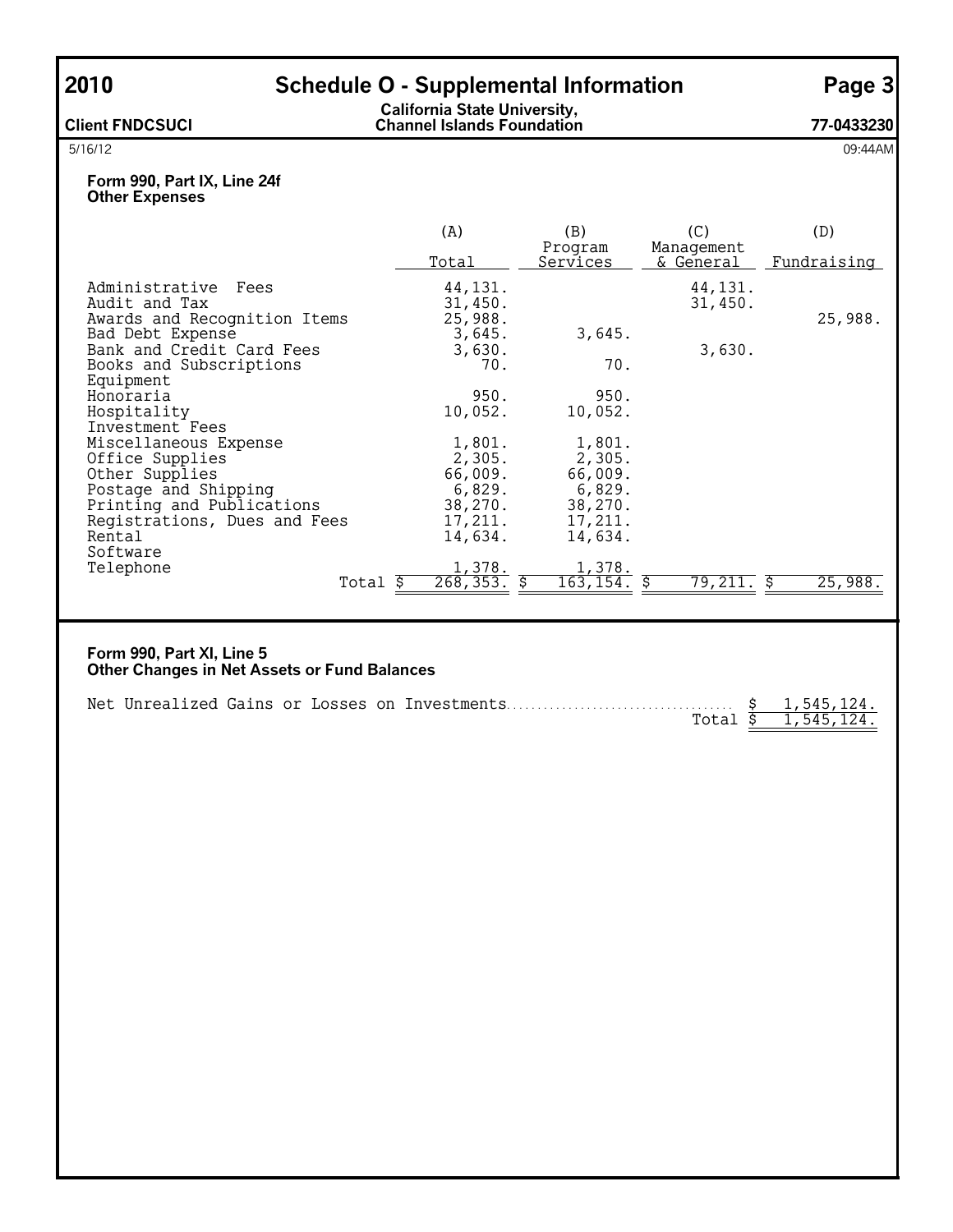# 2010 Schedule O - Supplemental Information

**Client FNDCSUCI** | **California State University, Channel Islands Foundation** | **77-0433230**

5/16/12 09:44AM

## Form 990, Part IX, Line 24f
### Other Expenses

| | (A) Total | (B) Program Services | (C) Management & General | (D) Fundraising |
|---|---|---|---|---|
| Administrative Fees | 44,131. | | 44,131. | |
| Audit and Tax | 31,450. | | 31,450. | |
| Awards and Recognition Items | 25,988. | | | 25,988. |
| Bad Debt Expense | 3,645. | 3,645. | | |
| Bank and Credit Card Fees | 3,630. | | 3,630. | |
| Books and Subscriptions | 70. | 70. | | |
| Equipment | | | | |
| Honoraria | 950. | 950. | | |
| Hospitality | 10,052. | 10,052. | | |
| Investment Fees | | | | |
| Miscellaneous Expense | 1,801. | 1,801. | | |
| Office Supplies | 2,305. | 2,305. | | |
| Other Supplies | 66,009. | 66,009. | | |
| Postage and Shipping | 6,829. | 6,829. | | |
| Printing and Publications | 38,270. | 38,270. | | |
| Registrations, Dues and Fees | 17,211. | 17,211. | | |
| Rental | 14,634. | 14,634. | | |
| Software | | | | |
| Telephone | 1,378. | 1,378. | | |
| Total | $ 268,353. | $ 163,154. | $ 79,211. | $ 25,988. |

## Form 990, Part XI, Line 5
### Other Changes in Net Assets or Fund Balances

| | |
|---|---|
| Net Unrealized Gains or Losses on Investments | $ 1,545,124. |
| Total | $ 1,545,124. |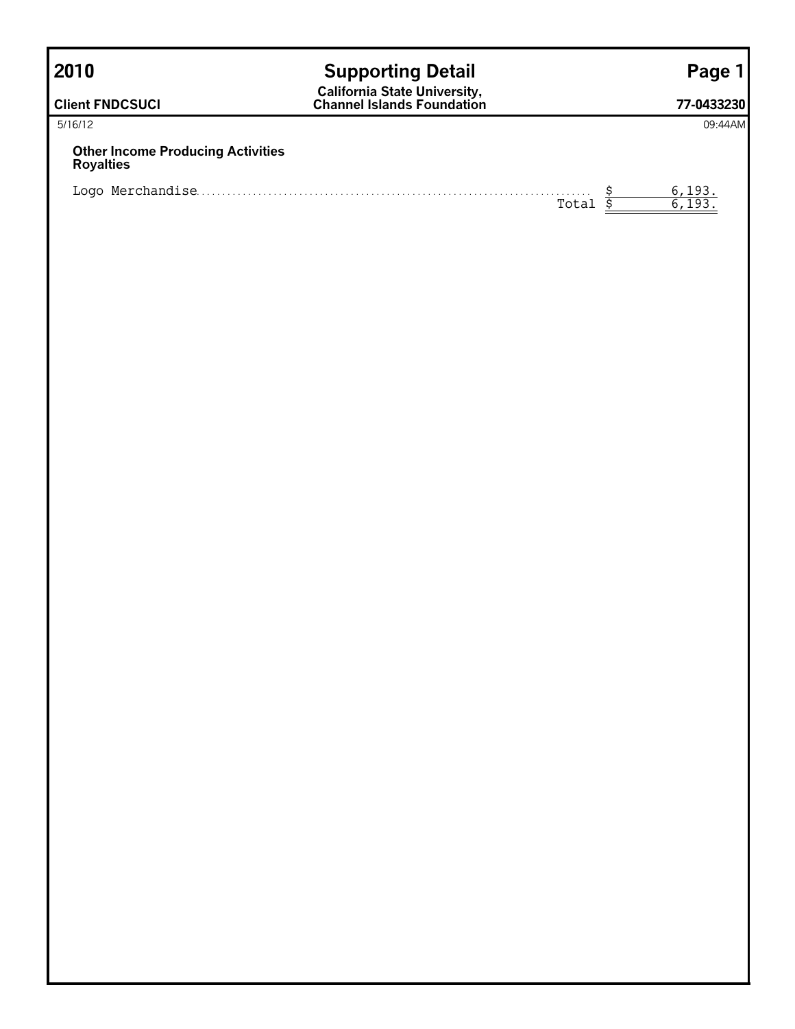## Supporting Detail

**Other Income Producing Activities**
**Royalties**

| | | |
|---|---|---|
| Logo Merchandise | $ | 6,193. |
| Total | $ | 6,193. |